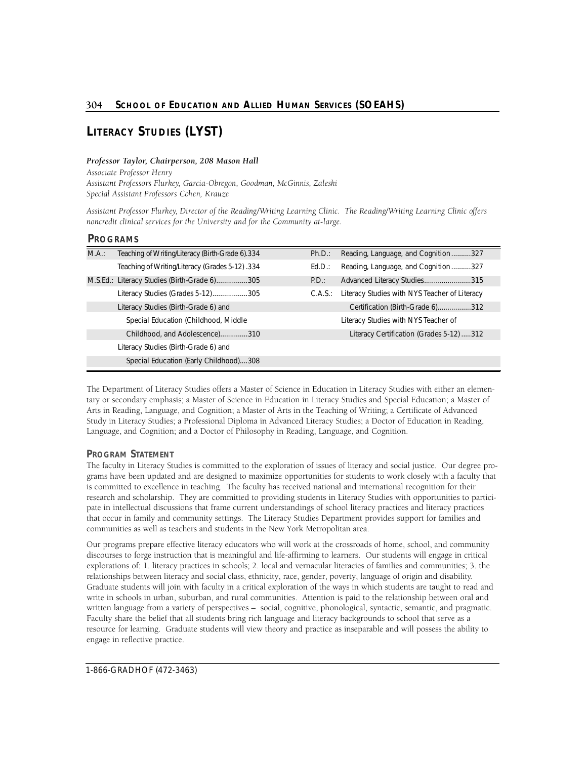# LITERACY STUDIES (LYST)

***Professor Taylor, Chairperson, 208 Mason Hall***

*Associate Professor Henry*
*Assistant Professors Flurkey, Garcia-Obregon, Goodman, McGinnis, Zaleski*
*Special Assistant Professors Cohen, Krauze*

*Assistant Professor Flurkey, Director of the Reading/Writing Learning Clinic. The Reading/Writing Learning Clinic offers noncredit clinical services for the University and for the Community at-large.*

## PROGRAMS

| | | | |
|---|---|---|---|
| M.A.: | Teaching of Writing/Literacy (Birth-Grade 6).334 | Ph.D.: | Reading, Language, and Cognition ..........327 |
| | Teaching of Writing/Literacy (Grades 5-12) .334 | Ed.D.: | Reading, Language, and Cognition ..........327 |
| M.S.Ed.: | Literacy Studies (Birth-Grade 6)................305 | P.D.: | Advanced Literacy Studies........................315 |
| | Literacy Studies (Grades 5-12)..................305 | C.A.S.: | Literacy Studies with NYS Teacher of Literacy Certification (Birth-Grade 6).................312 |
| | Literacy Studies (Birth-Grade 6) and Special Education (Childhood, Middle Childhood, and Adolescence)..............310 | | Literacy Studies with NYS Teacher of Literacy Certification (Grades 5-12) .....312 |
| | Literacy Studies (Birth-Grade 6) and Special Education (Early Childhood)....308 | | |

The Department of Literacy Studies offers a Master of Science in Education in Literacy Studies with either an elementary or secondary emphasis; a Master of Science in Education in Literacy Studies and Special Education; a Master of Arts in Reading, Language, and Cognition; a Master of Arts in the Teaching of Writing; a Certificate of Advanced Study in Literacy Studies; a Professional Diploma in Advanced Literacy Studies; a Doctor of Education in Reading, Language, and Cognition; and a Doctor of Philosophy in Reading, Language, and Cognition.

### PROGRAM STATEMENT

The faculty in Literacy Studies is committed to the exploration of issues of literacy and social justice. Our degree programs have been updated and are designed to maximize opportunities for students to work closely with a faculty that is committed to excellence in teaching. The faculty has received national and international recognition for their research and scholarship. They are committed to providing students in Literacy Studies with opportunities to participate in intellectual discussions that frame current understandings of school literacy practices and literacy practices that occur in family and community settings. The Literacy Studies Department provides support for families and communities as well as teachers and students in the New York Metropolitan area.

Our programs prepare effective literacy educators who will work at the crossroads of home, school, and community discourses to forge instruction that is meaningful and life-affirming to learners. Our students will engage in critical explorations of: 1. literacy practices in schools; 2. local and vernacular literacies of families and communities; 3. the relationships between literacy and social class, ethnicity, race, gender, poverty, language of origin and disability. Graduate students will join with faculty in a critical exploration of the ways in which students are taught to read and write in schools in urban, suburban, and rural communities. Attention is paid to the relationship between oral and written language from a variety of perspectives – social, cognitive, phonological, syntactic, semantic, and pragmatic. Faculty share the belief that all students bring rich language and literacy backgrounds to school that serve as a resource for learning. Graduate students will view theory and practice as inseparable and will possess the ability to engage in reflective practice.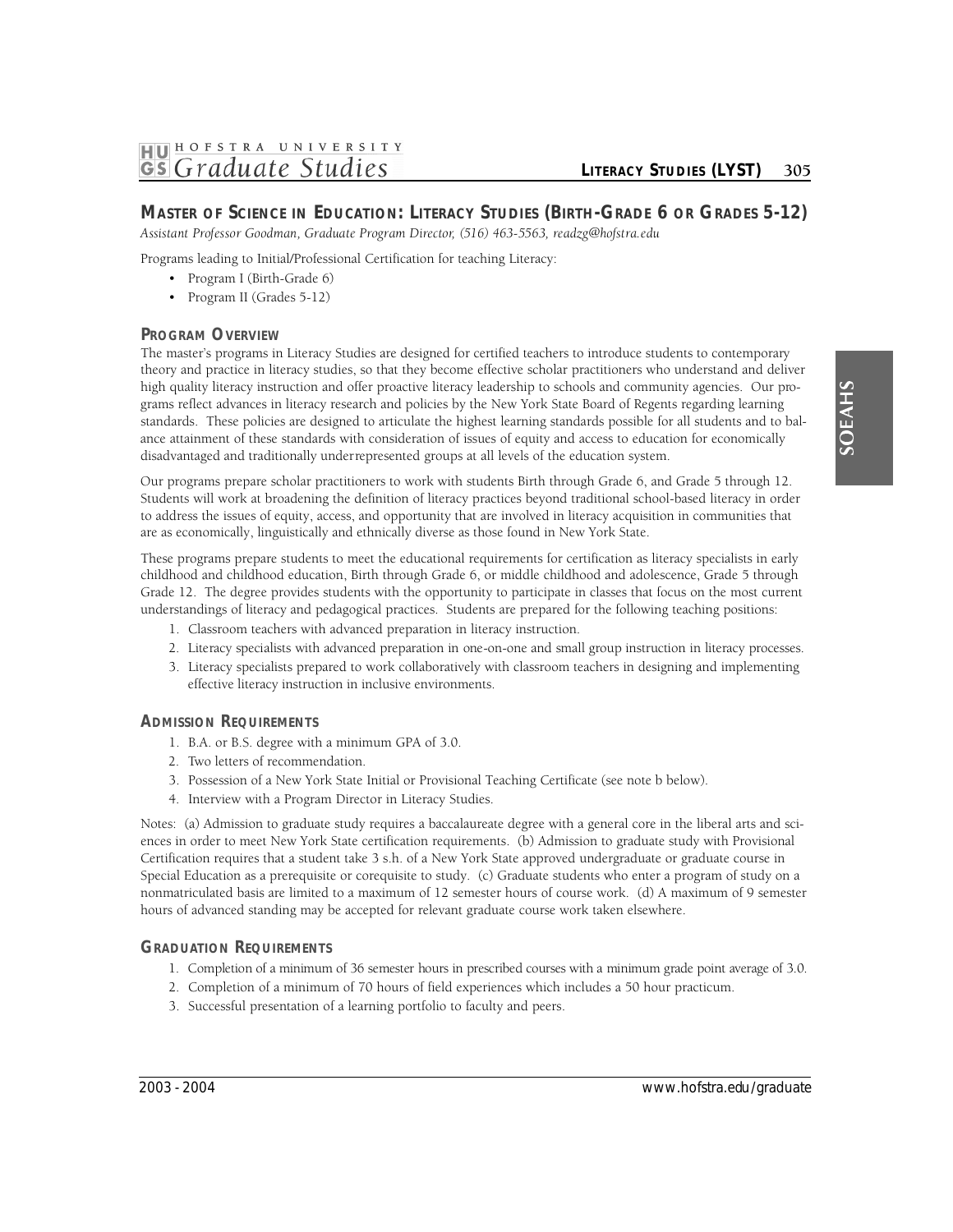## MASTER OF SCIENCE IN EDUCATION: LITERACY STUDIES (BIRTH-GRADE 6 OR GRADES 5-12)

*Assistant Professor Goodman, Graduate Program Director, (516) 463-5563, readzg@hofstra.edu*

Programs leading to Initial/Professional Certification for teaching Literacy:

- Program I (Birth-Grade 6)
- Program II (Grades 5-12)

### PROGRAM OVERVIEW

The master's programs in Literacy Studies are designed for certified teachers to introduce students to contemporary theory and practice in literacy studies, so that they become effective scholar practitioners who understand and deliver high quality literacy instruction and offer proactive literacy leadership to schools and community agencies. Our programs reflect advances in literacy research and policies by the New York State Board of Regents regarding learning standards. These policies are designed to articulate the highest learning standards possible for all students and to balance attainment of these standards with consideration of issues of equity and access to education for economically disadvantaged and traditionally underrepresented groups at all levels of the education system.

Our programs prepare scholar practitioners to work with students Birth through Grade 6, and Grade 5 through 12. Students will work at broadening the definition of literacy practices beyond traditional school-based literacy in order to address the issues of equity, access, and opportunity that are involved in literacy acquisition in communities that are as economically, linguistically and ethnically diverse as those found in New York State.

These programs prepare students to meet the educational requirements for certification as literacy specialists in early childhood and childhood education, Birth through Grade 6, or middle childhood and adolescence, Grade 5 through Grade 12. The degree provides students with the opportunity to participate in classes that focus on the most current understandings of literacy and pedagogical practices. Students are prepared for the following teaching positions:

1. Classroom teachers with advanced preparation in literacy instruction.
2. Literacy specialists with advanced preparation in one-on-one and small group instruction in literacy processes.
3. Literacy specialists prepared to work collaboratively with classroom teachers in designing and implementing effective literacy instruction in inclusive environments.

### ADMISSION REQUIREMENTS

1. B.A. or B.S. degree with a minimum GPA of 3.0.
2. Two letters of recommendation.
3. Possession of a New York State Initial or Provisional Teaching Certificate (see note b below).
4. Interview with a Program Director in Literacy Studies.

Notes: (a) Admission to graduate study requires a baccalaureate degree with a general core in the liberal arts and sciences in order to meet New York State certification requirements. (b) Admission to graduate study with Provisional Certification requires that a student take 3 s.h. of a New York State approved undergraduate or graduate course in Special Education as a prerequisite or corequisite to study. (c) Graduate students who enter a program of study on a nonmatriculated basis are limited to a maximum of 12 semester hours of course work. (d) A maximum of 9 semester hours of advanced standing may be accepted for relevant graduate course work taken elsewhere.

### GRADUATION REQUIREMENTS

1. Completion of a minimum of 36 semester hours in prescribed courses with a minimum grade point average of 3.0.
2. Completion of a minimum of 70 hours of field experiences which includes a 50 hour practicum.
3. Successful presentation of a learning portfolio to faculty and peers.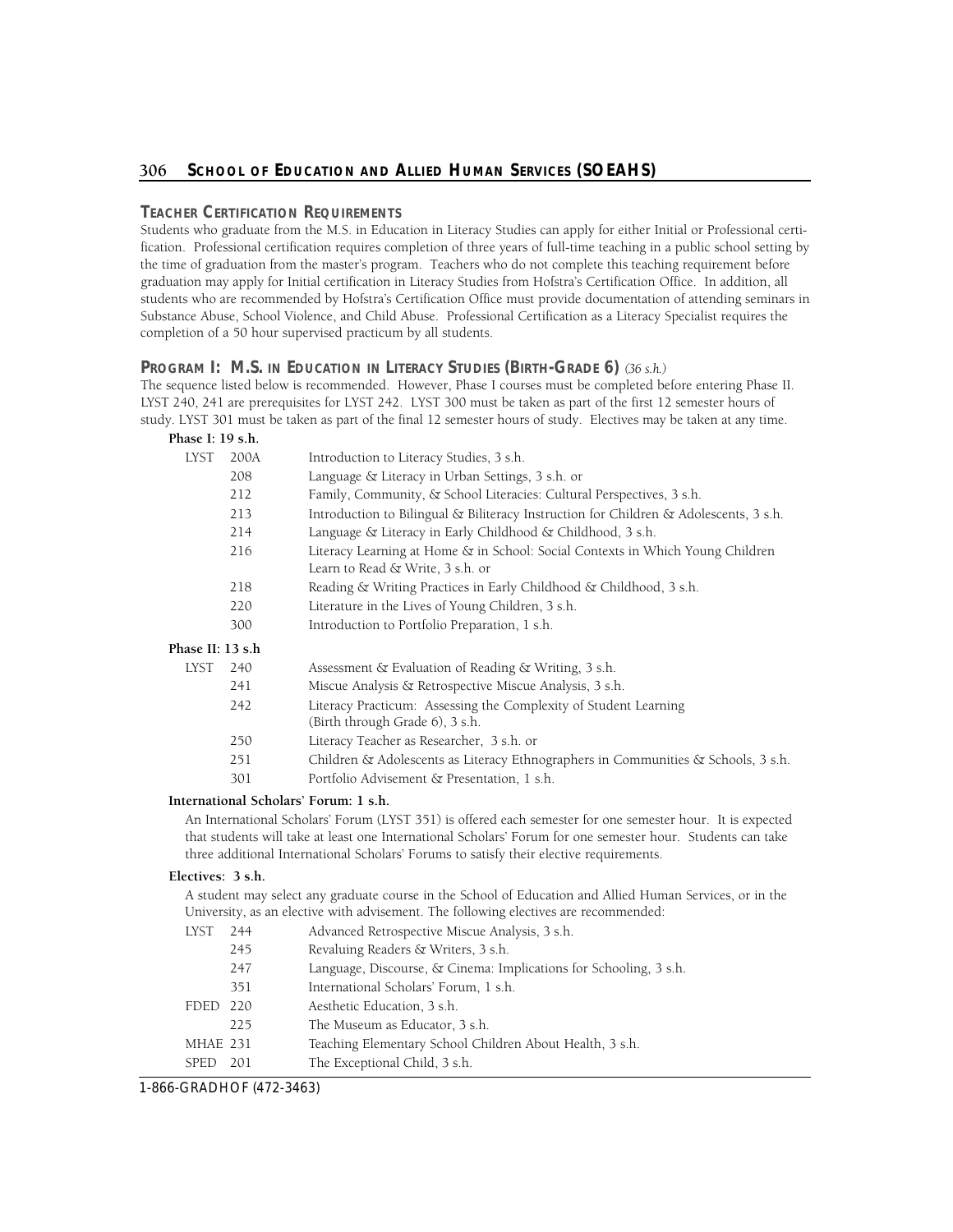## TEACHER CERTIFICATION REQUIREMENTS

Students who graduate from the M.S. in Education in Literacy Studies can apply for either Initial or Professional certification. Professional certification requires completion of three years of full-time teaching in a public school setting by the time of graduation from the master's program. Teachers who do not complete this teaching requirement before graduation may apply for Initial certification in Literacy Studies from Hofstra's Certification Office. In addition, all students who are recommended by Hofstra's Certification Office must provide documentation of attending seminars in Substance Abuse, School Violence, and Child Abuse. Professional Certification as a Literacy Specialist requires the completion of a 50 hour supervised practicum by all students.

## PROGRAM I: M.S. IN EDUCATION IN LITERACY STUDIES (BIRTH-GRADE 6) *(36 s.h.)*

The sequence listed below is recommended. However, Phase I courses must be completed before entering Phase II. LYST 240, 241 are prerequisites for LYST 242. LYST 300 must be taken as part of the first 12 semester hours of study. LYST 301 must be taken as part of the final 12 semester hours of study. Electives may be taken at any time.

**Phase I: 19 s.h.**

| | | |
|---|---|---|
| LYST | 200A | Introduction to Literacy Studies, 3 s.h. |
| | 208 | Language & Literacy in Urban Settings, 3 s.h. or |
| | 212 | Family, Community, & School Literacies: Cultural Perspectives, 3 s.h. |
| | 213 | Introduction to Bilingual & Biliteracy Instruction for Children & Adolescents, 3 s.h. |
| | 214 | Language & Literacy in Early Childhood & Childhood, 3 s.h. |
| | 216 | Literacy Learning at Home & in School: Social Contexts in Which Young Children Learn to Read & Write, 3 s.h. or |
| | 218 | Reading & Writing Practices in Early Childhood & Childhood, 3 s.h. |
| | 220 | Literature in the Lives of Young Children, 3 s.h. |
| | 300 | Introduction to Portfolio Preparation, 1 s.h. |

**Phase II: 13 s.h**

| | | |
|---|---|---|
| LYST | 240 | Assessment & Evaluation of Reading & Writing, 3 s.h. |
| | 241 | Miscue Analysis & Retrospective Miscue Analysis, 3 s.h. |
| | 242 | Literacy Practicum: Assessing the Complexity of Student Learning (Birth through Grade 6), 3 s.h. |
| | 250 | Literacy Teacher as Researcher, 3 s.h. or |
| | 251 | Children & Adolescents as Literacy Ethnographers in Communities & Schools, 3 s.h. |
| | 301 | Portfolio Advisement & Presentation, 1 s.h. |

**International Scholars' Forum: 1 s.h.**

An International Scholars' Forum (LYST 351) is offered each semester for one semester hour. It is expected that students will take at least one International Scholars' Forum for one semester hour. Students can take three additional International Scholars' Forums to satisfy their elective requirements.

**Electives: 3 s.h.**

A student may select any graduate course in the School of Education and Allied Human Services, or in the University, as an elective with advisement. The following electives are recommended:

| | | |
|---|---|---|
| LYST | 244 | Advanced Retrospective Miscue Analysis, 3 s.h. |
| | 245 | Revaluing Readers & Writers, 3 s.h. |
| | 247 | Language, Discourse, & Cinema: Implications for Schooling, 3 s.h. |
| | 351 | International Scholars' Forum, 1 s.h. |
| FDED | 220 | Aesthetic Education, 3 s.h. |
| | 225 | The Museum as Educator, 3 s.h. |
| MHAE | 231 | Teaching Elementary School Children About Health, 3 s.h. |
| SPED | 201 | The Exceptional Child, 3 s.h. |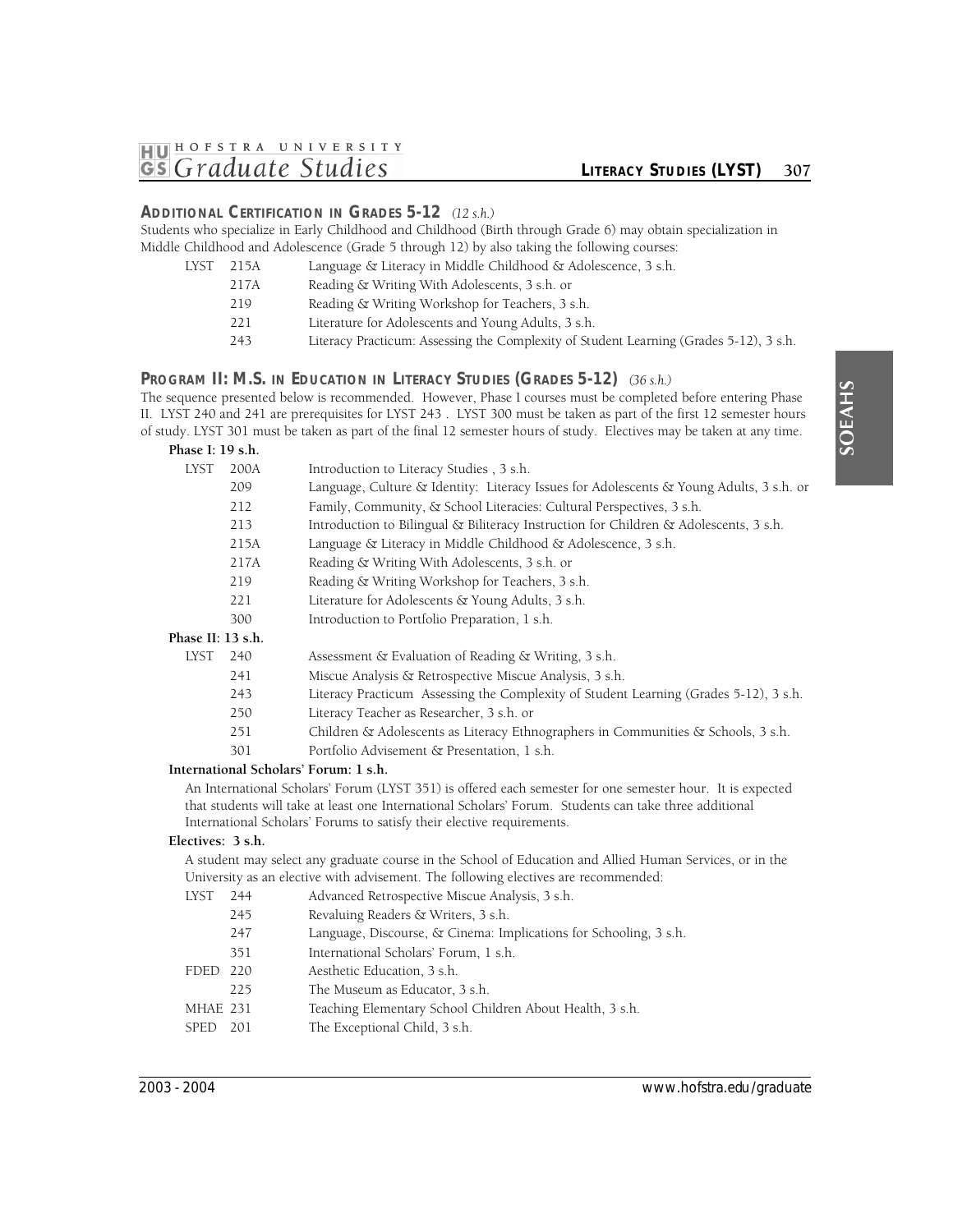## ADDITIONAL CERTIFICATION IN GRADES 5-12 *(12 s.h.)*

Students who specialize in Early Childhood and Childhood (Birth through Grade 6) may obtain specialization in Middle Childhood and Adolescence (Grade 5 through 12) by also taking the following courses:

| | | |
|---|---|---|
| LYST | 215A | Language & Literacy in Middle Childhood & Adolescence, 3 s.h. |
| | 217A | Reading & Writing With Adolescents, 3 s.h. or |
| | 219 | Reading & Writing Workshop for Teachers, 3 s.h. |
| | 221 | Literature for Adolescents and Young Adults, 3 s.h. |
| | 243 | Literacy Practicum: Assessing the Complexity of Student Learning (Grades 5-12), 3 s.h. |

## PROGRAM II: M.S. IN EDUCATION IN LITERACY STUDIES (GRADES 5-12) *(36 s.h.)*

The sequence presented below is recommended. However, Phase I courses must be completed before entering Phase II. LYST 240 and 241 are prerequisites for LYST 243 . LYST 300 must be taken as part of the first 12 semester hours of study. LYST 301 must be taken as part of the final 12 semester hours of study. Electives may be taken at any time.

**Phase I: 19 s.h.**

| | | |
|---|---|---|
| LYST | 200A | Introduction to Literacy Studies , 3 s.h. |
| | 209 | Language, Culture & Identity: Literacy Issues for Adolescents & Young Adults, 3 s.h. or |
| | 212 | Family, Community, & School Literacies: Cultural Perspectives, 3 s.h. |
| | 213 | Introduction to Bilingual & Biliteracy Instruction for Children & Adolescents, 3 s.h. |
| | 215A | Language & Literacy in Middle Childhood & Adolescence, 3 s.h. |
| | 217A | Reading & Writing With Adolescents, 3 s.h. or |
| | 219 | Reading & Writing Workshop for Teachers, 3 s.h. |
| | 221 | Literature for Adolescents & Young Adults, 3 s.h. |
| | 300 | Introduction to Portfolio Preparation, 1 s.h. |

**Phase II: 13 s.h.**

| | | |
|---|---|---|
| LYST | 240 | Assessment & Evaluation of Reading & Writing, 3 s.h. |
| | 241 | Miscue Analysis & Retrospective Miscue Analysis, 3 s.h. |
| | 243 | Literacy Practicum Assessing the Complexity of Student Learning (Grades 5-12), 3 s.h. |
| | 250 | Literacy Teacher as Researcher, 3 s.h. or |
| | 251 | Children & Adolescents as Literacy Ethnographers in Communities & Schools, 3 s.h. |
| | 301 | Portfolio Advisement & Presentation, 1 s.h. |

**International Scholars' Forum: 1 s.h.**

An International Scholars' Forum (LYST 351) is offered each semester for one semester hour. It is expected that students will take at least one International Scholars' Forum. Students can take three additional International Scholars' Forums to satisfy their elective requirements.

**Electives: 3 s.h.**

A student may select any graduate course in the School of Education and Allied Human Services, or in the University as an elective with advisement. The following electives are recommended:

| | | |
|---|---|---|
| LYST | 244 | Advanced Retrospective Miscue Analysis, 3 s.h. |
| | 245 | Revaluing Readers & Writers, 3 s.h. |
| | 247 | Language, Discourse, & Cinema: Implications for Schooling, 3 s.h. |
| | 351 | International Scholars' Forum, 1 s.h. |
| FDED | 220 | Aesthetic Education, 3 s.h. |
| | 225 | The Museum as Educator, 3 s.h. |
| MHAE | 231 | Teaching Elementary School Children About Health, 3 s.h. |
| SPED | 201 | The Exceptional Child, 3 s.h. |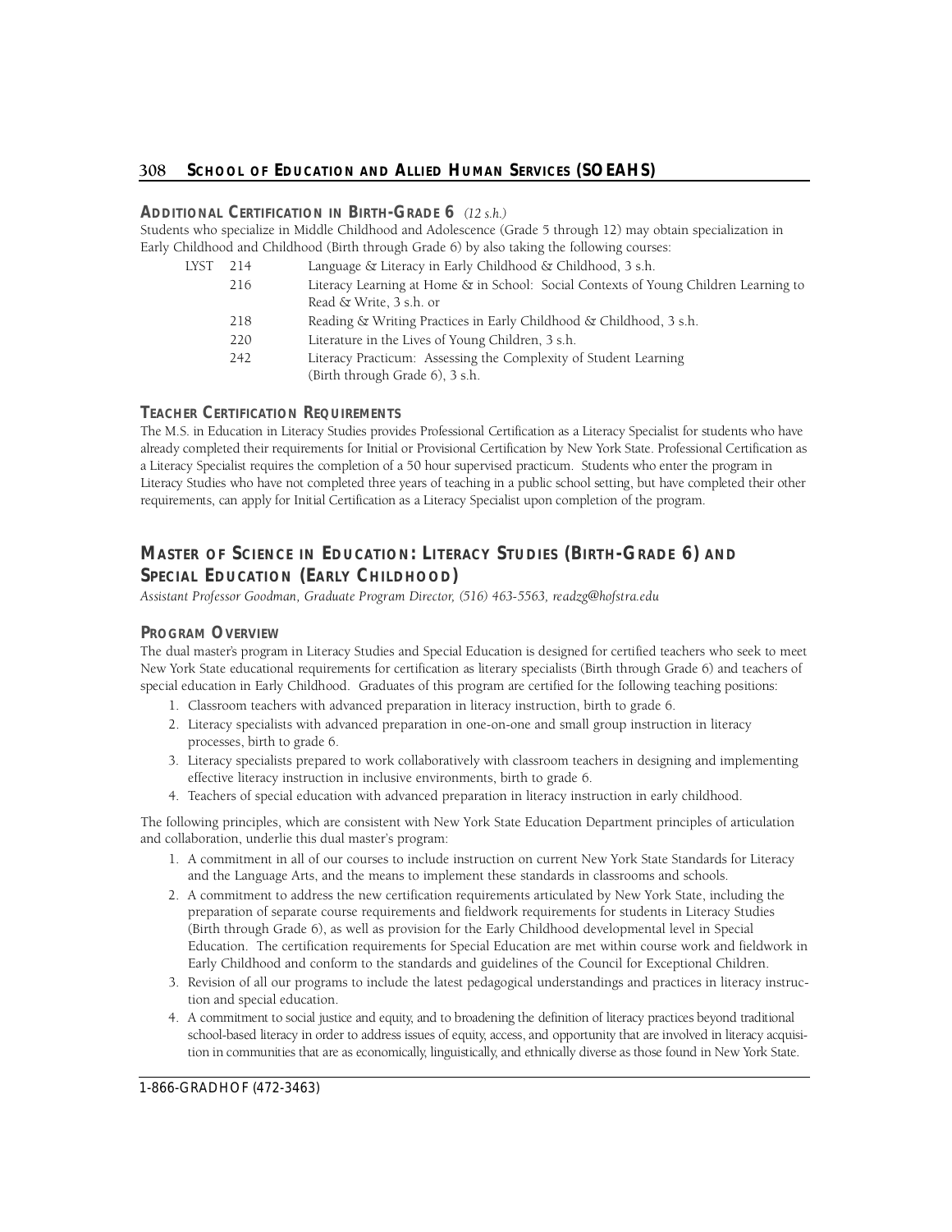## ADDITIONAL CERTIFICATION IN BIRTH-GRADE 6 *(12 s.h.)*

Students who specialize in Middle Childhood and Adolescence (Grade 5 through 12) may obtain specialization in Early Childhood and Childhood (Birth through Grade 6) by also taking the following courses:

| | | |
|---|---|---|
| LYST | 214 | Language & Literacy in Early Childhood & Childhood, 3 s.h. |
| | 216 | Literacy Learning at Home & in School: Social Contexts of Young Children Learning to Read & Write, 3 s.h. or |
| | 218 | Reading & Writing Practices in Early Childhood & Childhood, 3 s.h. |
| | 220 | Literature in the Lives of Young Children, 3 s.h. |
| | 242 | Literacy Practicum: Assessing the Complexity of Student Learning (Birth through Grade 6), 3 s.h. |

## TEACHER CERTIFICATION REQUIREMENTS

The M.S. in Education in Literacy Studies provides Professional Certification as a Literacy Specialist for students who have already completed their requirements for Initial or Provisional Certification by New York State. Professional Certification as a Literacy Specialist requires the completion of a 50 hour supervised practicum. Students who enter the program in Literacy Studies who have not completed three years of teaching in a public school setting, but have completed their other requirements, can apply for Initial Certification as a Literacy Specialist upon completion of the program.

# MASTER OF SCIENCE IN EDUCATION: LITERACY STUDIES (BIRTH-GRADE 6) AND SPECIAL EDUCATION (EARLY CHILDHOOD)

*Assistant Professor Goodman, Graduate Program Director, (516) 463-5563, readzg@hofstra.edu*

## PROGRAM OVERVIEW

The dual master's program in Literacy Studies and Special Education is designed for certified teachers who seek to meet New York State educational requirements for certification as literary specialists (Birth through Grade 6) and teachers of special education in Early Childhood. Graduates of this program are certified for the following teaching positions:

1. Classroom teachers with advanced preparation in literacy instruction, birth to grade 6.
2. Literacy specialists with advanced preparation in one-on-one and small group instruction in literacy processes, birth to grade 6.
3. Literacy specialists prepared to work collaboratively with classroom teachers in designing and implementing effective literacy instruction in inclusive environments, birth to grade 6.
4. Teachers of special education with advanced preparation in literacy instruction in early childhood.

The following principles, which are consistent with New York State Education Department principles of articulation and collaboration, underlie this dual master's program:

1. A commitment in all of our courses to include instruction on current New York State Standards for Literacy and the Language Arts, and the means to implement these standards in classrooms and schools.
2. A commitment to address the new certification requirements articulated by New York State, including the preparation of separate course requirements and fieldwork requirements for students in Literacy Studies (Birth through Grade 6), as well as provision for the Early Childhood developmental level in Special Education. The certification requirements for Special Education are met within course work and fieldwork in Early Childhood and conform to the standards and guidelines of the Council for Exceptional Children.
3. Revision of all our programs to include the latest pedagogical understandings and practices in literacy instruction and special education.
4. A commitment to social justice and equity, and to broadening the definition of literacy practices beyond traditional school-based literacy in order to address issues of equity, access, and opportunity that are involved in literacy acquisition in communities that are as economically, linguistically, and ethnically diverse as those found in New York State.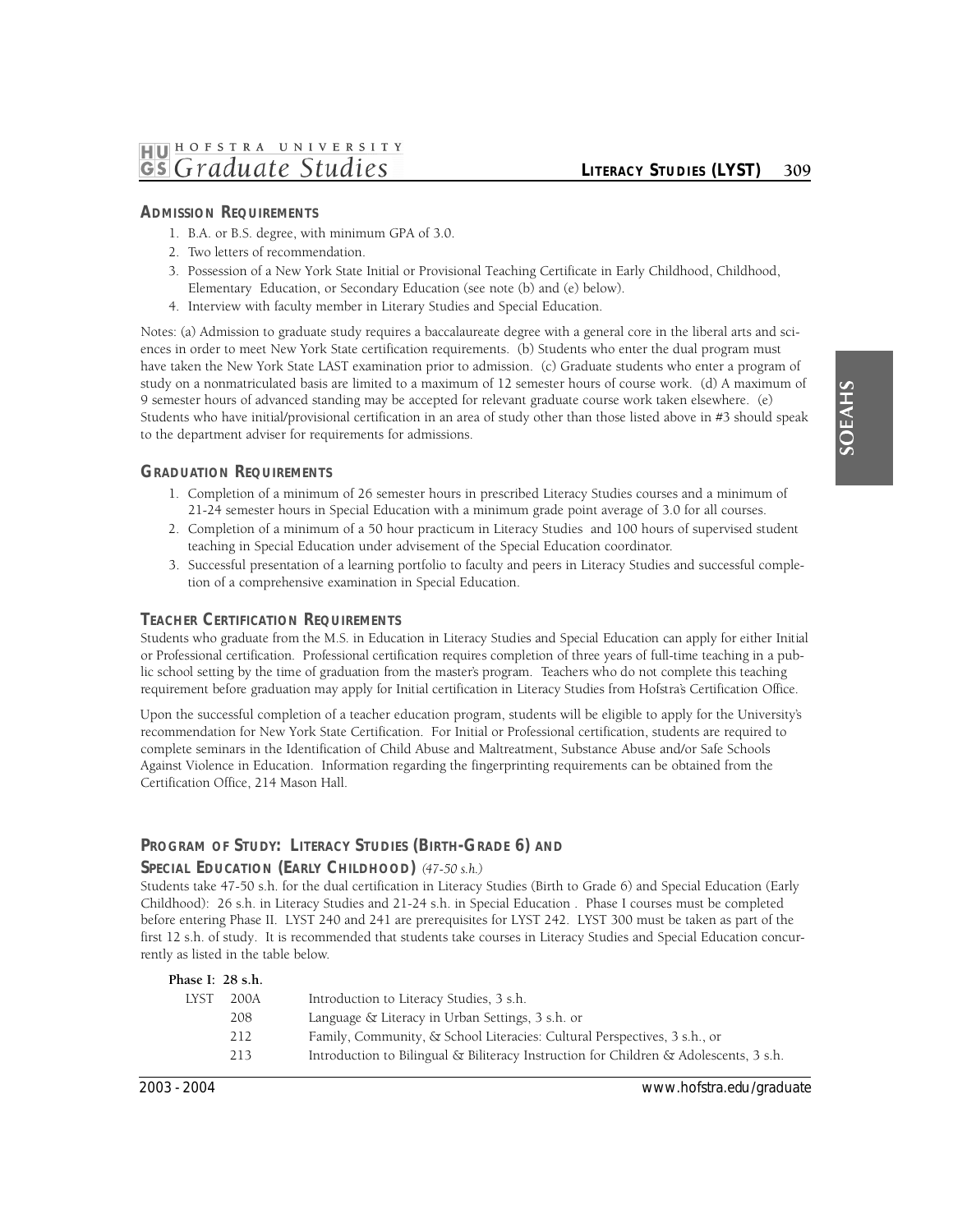## Admission Requirements

1. B.A. or B.S. degree, with minimum GPA of 3.0.
2. Two letters of recommendation.
3. Possession of a New York State Initial or Provisional Teaching Certificate in Early Childhood, Childhood, Elementary Education, or Secondary Education (see note (b) and (e) below).
4. Interview with faculty member in Literary Studies and Special Education.

Notes: (a) Admission to graduate study requires a baccalaureate degree with a general core in the liberal arts and sciences in order to meet New York State certification requirements. (b) Students who enter the dual program must have taken the New York State LAST examination prior to admission. (c) Graduate students who enter a program of study on a nonmatriculated basis are limited to a maximum of 12 semester hours of course work. (d) A maximum of 9 semester hours of advanced standing may be accepted for relevant graduate course work taken elsewhere. (e) Students who have initial/provisional certification in an area of study other than those listed above in #3 should speak to the department adviser for requirements for admissions.

## Graduation Requirements

1. Completion of a minimum of 26 semester hours in prescribed Literacy Studies courses and a minimum of 21-24 semester hours in Special Education with a minimum grade point average of 3.0 for all courses.
2. Completion of a minimum of a 50 hour practicum in Literacy Studies and 100 hours of supervised student teaching in Special Education under advisement of the Special Education coordinator.
3. Successful presentation of a learning portfolio to faculty and peers in Literacy Studies and successful completion of a comprehensive examination in Special Education.

## Teacher Certification Requirements

Students who graduate from the M.S. in Education in Literacy Studies and Special Education can apply for either Initial or Professional certification. Professional certification requires completion of three years of full-time teaching in a public school setting by the time of graduation from the master's program. Teachers who do not complete this teaching requirement before graduation may apply for Initial certification in Literacy Studies from Hofstra's Certification Office.

Upon the successful completion of a teacher education program, students will be eligible to apply for the University's recommendation for New York State Certification. For Initial or Professional certification, students are required to complete seminars in the Identification of Child Abuse and Maltreatment, Substance Abuse and/or Safe Schools Against Violence in Education. Information regarding the fingerprinting requirements can be obtained from the Certification Office, 214 Mason Hall.

## Program of Study: Literacy Studies (Birth-Grade 6) and Special Education (Early Childhood) *(47-50 s.h.)*

Students take 47-50 s.h. for the dual certification in Literacy Studies (Birth to Grade 6) and Special Education (Early Childhood): 26 s.h. in Literacy Studies and 21-24 s.h. in Special Education . Phase I courses must be completed before entering Phase II. LYST 240 and 241 are prerequisites for LYST 242. LYST 300 must be taken as part of the first 12 s.h. of study. It is recommended that students take courses in Literacy Studies and Special Education concurrently as listed in the table below.

**Phase I: 28 s.h.**

| | | |
|---|---|---|
| LYST | 200A | Introduction to Literacy Studies, 3 s.h. |
| | 208 | Language & Literacy in Urban Settings, 3 s.h. or |
| | 212 | Family, Community, & School Literacies: Cultural Perspectives, 3 s.h., or |
| | 213 | Introduction to Bilingual & Biliteracy Instruction for Children & Adolescents, 3 s.h. |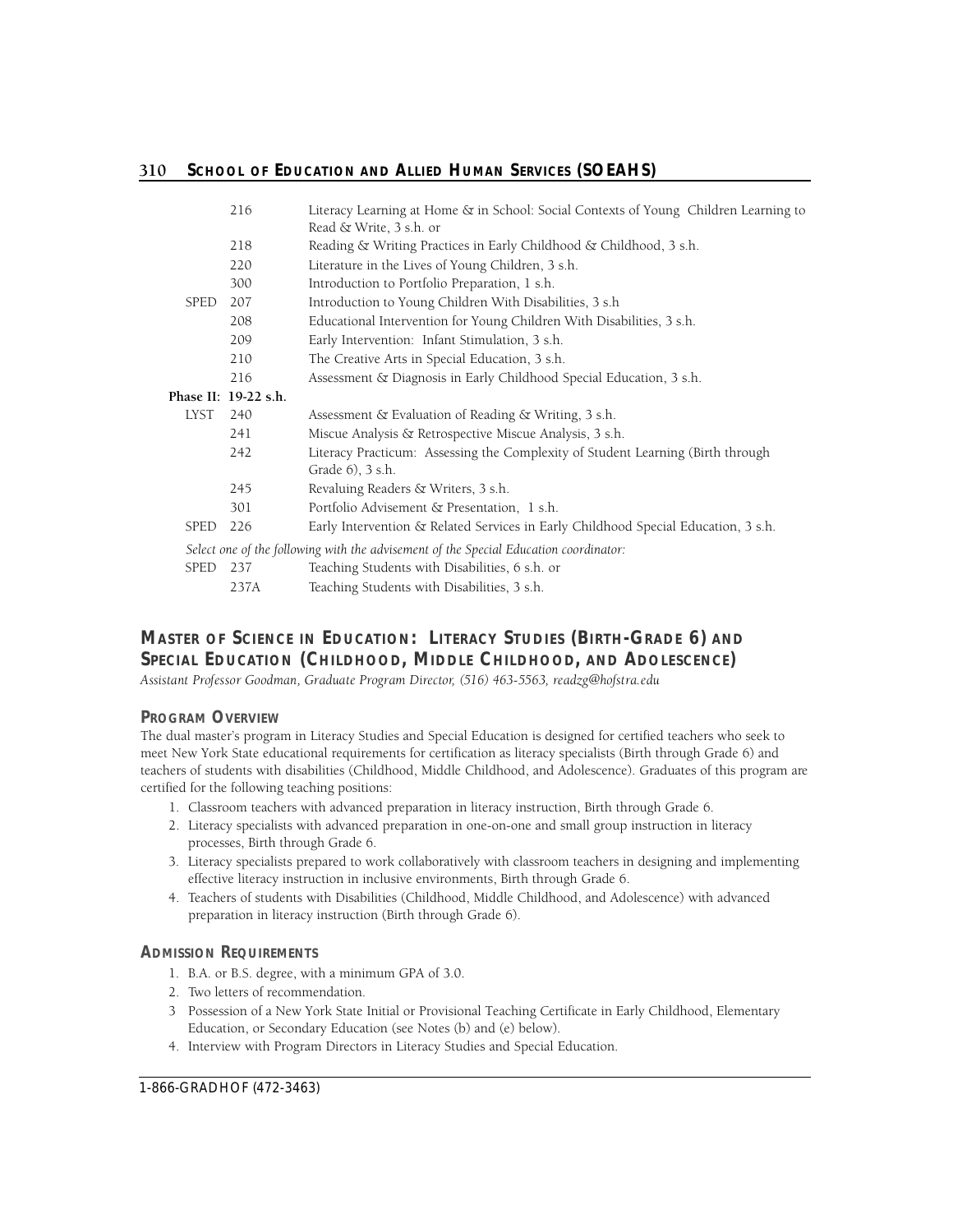| | | |
|---|---|---|
| | 216 | Literacy Learning at Home & in School: Social Contexts of Young Children Learning to Read & Write, 3 s.h. or |
| | 218 | Reading & Writing Practices in Early Childhood & Childhood, 3 s.h. |
| | 220 | Literature in the Lives of Young Children, 3 s.h. |
| | 300 | Introduction to Portfolio Preparation, 1 s.h. |
| SPED | 207 | Introduction to Young Children With Disabilities, 3 s.h |
| | 208 | Educational Intervention for Young Children With Disabilities, 3 s.h. |
| | 209 | Early Intervention: Infant Stimulation, 3 s.h. |
| | 210 | The Creative Arts in Special Education, 3 s.h. |
| | 216 | Assessment & Diagnosis in Early Childhood Special Education, 3 s.h. |
| **Phase II: 19-22 s.h.** | | |
| LYST | 240 | Assessment & Evaluation of Reading & Writing, 3 s.h. |
| | 241 | Miscue Analysis & Retrospective Miscue Analysis, 3 s.h. |
| | 242 | Literacy Practicum: Assessing the Complexity of Student Learning (Birth through Grade 6), 3 s.h. |
| | 245 | Revaluing Readers & Writers, 3 s.h. |
| | 301 | Portfolio Advisement & Presentation, 1 s.h. |
| SPED | 226 | Early Intervention & Related Services in Early Childhood Special Education, 3 s.h. |

*Select one of the following with the advisement of the Special Education coordinator:*

| | | |
|---|---|---|
| SPED | 237 | Teaching Students with Disabilities, 6 s.h. or |
| | 237A | Teaching Students with Disabilities, 3 s.h. |

## MASTER OF SCIENCE IN EDUCATION: LITERACY STUDIES (BIRTH-GRADE 6) AND SPECIAL EDUCATION (CHILDHOOD, MIDDLE CHILDHOOD, AND ADOLESCENCE)

*Assistant Professor Goodman, Graduate Program Director, (516) 463-5563, readzg@hofstra.edu*

### PROGRAM OVERVIEW

The dual master's program in Literacy Studies and Special Education is designed for certified teachers who seek to meet New York State educational requirements for certification as literacy specialists (Birth through Grade 6) and teachers of students with disabilities (Childhood, Middle Childhood, and Adolescence). Graduates of this program are certified for the following teaching positions:

1. Classroom teachers with advanced preparation in literacy instruction, Birth through Grade 6.
2. Literacy specialists with advanced preparation in one-on-one and small group instruction in literacy processes, Birth through Grade 6.
3. Literacy specialists prepared to work collaboratively with classroom teachers in designing and implementing effective literacy instruction in inclusive environments, Birth through Grade 6.
4. Teachers of students with Disabilities (Childhood, Middle Childhood, and Adolescence) with advanced preparation in literacy instruction (Birth through Grade 6).

### ADMISSION REQUIREMENTS

1. B.A. or B.S. degree, with a minimum GPA of 3.0.
2. Two letters of recommendation.
3. Possession of a New York State Initial or Provisional Teaching Certificate in Early Childhood, Elementary Education, or Secondary Education (see Notes (b) and (e) below).
4. Interview with Program Directors in Literacy Studies and Special Education.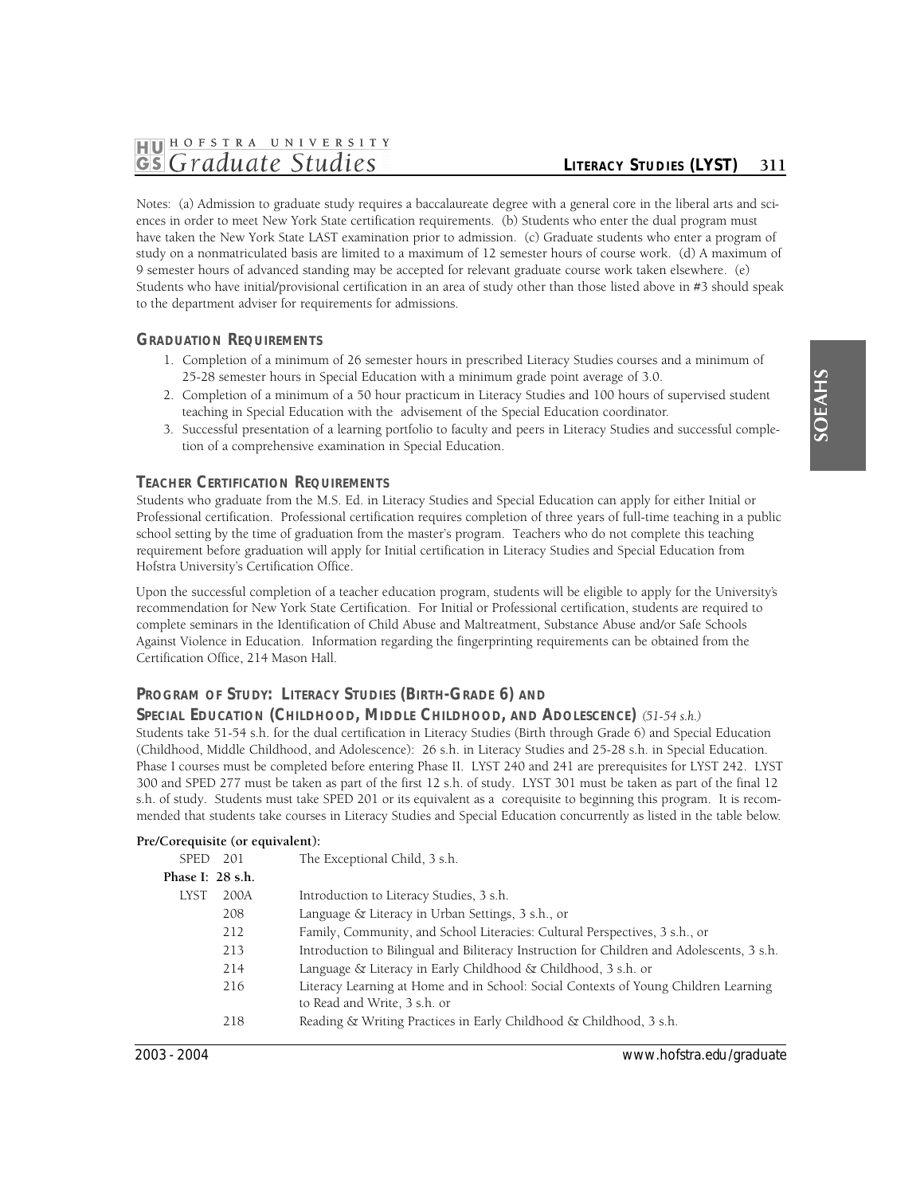Notes: (a) Admission to graduate study requires a baccalaureate degree with a general core in the liberal arts and sciences in order to meet New York State certification requirements. (b) Students who enter the dual program must have taken the New York State LAST examination prior to admission. (c) Graduate students who enter a program of study on a nonmatriculated basis are limited to a maximum of 12 semester hours of course work. (d) A maximum of 9 semester hours of advanced standing may be accepted for relevant graduate course work taken elsewhere. (e) Students who have initial/provisional certification in an area of study other than those listed above in #3 should speak to the department adviser for requirements for admissions.

## GRADUATION REQUIREMENTS

1. Completion of a minimum of 26 semester hours in prescribed Literacy Studies courses and a minimum of 25-28 semester hours in Special Education with a minimum grade point average of 3.0.
2. Completion of a minimum of a 50 hour practicum in Literacy Studies and 100 hours of supervised student teaching in Special Education with the advisement of the Special Education coordinator.
3. Successful presentation of a learning portfolio to faculty and peers in Literacy Studies and successful completion of a comprehensive examination in Special Education.

## TEACHER CERTIFICATION REQUIREMENTS

Students who graduate from the M.S. Ed. in Literacy Studies and Special Education can apply for either Initial or Professional certification. Professional certification requires completion of three years of full-time teaching in a public school setting by the time of graduation from the master's program. Teachers who do not complete this teaching requirement before graduation will apply for Initial certification in Literacy Studies and Special Education from Hofstra University's Certification Office.

Upon the successful completion of a teacher education program, students will be eligible to apply for the University's recommendation for New York State Certification. For Initial or Professional certification, students are required to complete seminars in the Identification of Child Abuse and Maltreatment, Substance Abuse and/or Safe Schools Against Violence in Education. Information regarding the fingerprinting requirements can be obtained from the Certification Office, 214 Mason Hall.

## PROGRAM OF STUDY: LITERACY STUDIES (BIRTH-GRADE 6) AND SPECIAL EDUCATION (CHILDHOOD, MIDDLE CHILDHOOD, AND ADOLESCENCE) *(51-54 s.h.)*

Students take 51-54 s.h. for the dual certification in Literacy Studies (Birth through Grade 6) and Special Education (Childhood, Middle Childhood, and Adolescence): 26 s.h. in Literacy Studies and 25-28 s.h. in Special Education. Phase I courses must be completed before entering Phase II. LYST 240 and 241 are prerequisites for LYST 242. LYST 300 and SPED 277 must be taken as part of the first 12 s.h. of study. LYST 301 must be taken as part of the final 12 s.h. of study. Students must take SPED 201 or its equivalent as a corequisite to beginning this program. It is recommended that students take courses in Literacy Studies and Special Education concurrently as listed in the table below.

**Pre/Corequisite (or equivalent):**

| | | |
|---|---|---|
| SPED | 201 | The Exceptional Child, 3 s.h. |
| **Phase I: 28 s.h.** | | |
| LYST | 200A | Introduction to Literacy Studies, 3 s.h. |
| | 208 | Language & Literacy in Urban Settings, 3 s.h., or |
| | 212 | Family, Community, and School Literacies: Cultural Perspectives, 3 s.h., or |
| | 213 | Introduction to Bilingual and Biliteracy Instruction for Children and Adolescents, 3 s.h. |
| | 214 | Language & Literacy in Early Childhood & Childhood, 3 s.h. or |
| | 216 | Literacy Learning at Home and in School: Social Contexts of Young Children Learning to Read and Write, 3 s.h. or |
| | 218 | Reading & Writing Practices in Early Childhood & Childhood, 3 s.h. |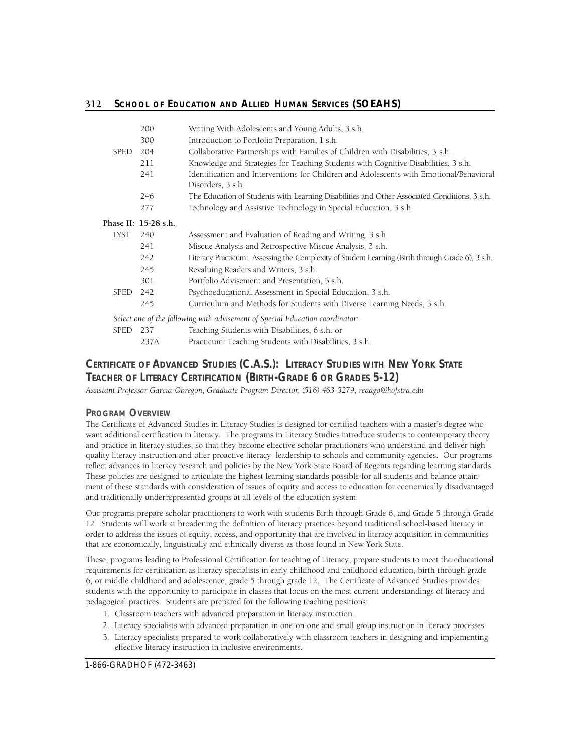| | | |
|---|---|---|
| | 200 | Writing With Adolescents and Young Adults, 3 s.h. |
| | 300 | Introduction to Portfolio Preparation, 1 s.h. |
| SPED | 204 | Collaborative Partnerships with Families of Children with Disabilities, 3 s.h. |
| | 211 | Knowledge and Strategies for Teaching Students with Cognitive Disabilities, 3 s.h. |
| | 241 | Identification and Interventions for Children and Adolescents with Emotional/Behavioral Disorders, 3 s.h. |
| | 246 | The Education of Students with Learning Disabilities and Other Associated Conditions, 3 s.h. |
| | 277 | Technology and Assistive Technology in Special Education, 3 s.h. |

**Phase II: 15-28 s.h.**

| | | |
|---|---|---|
| LYST | 240 | Assessment and Evaluation of Reading and Writing, 3 s.h. |
| | 241 | Miscue Analysis and Retrospective Miscue Analysis, 3 s.h. |
| | 242 | Literacy Practicum: Assessing the Complexity of Student Learning (Birth through Grade 6), 3 s.h. |
| | 245 | Revaluing Readers and Writers, 3 s.h. |
| | 301 | Portfolio Advisement and Presentation, 3 s.h. |
| SPED | 242 | Psychoeducational Assessment in Special Education, 3 s.h. |
| | 245 | Curriculum and Methods for Students with Diverse Learning Needs, 3 s.h. |

*Select one of the following with advisement of Special Education coordinator:*

| | | |
|---|---|---|
| SPED | 237 | Teaching Students with Disabilities, 6 s.h. or |
| | 237A | Practicum: Teaching Students with Disabilities, 3 s.h. |

## CERTIFICATE OF ADVANCED STUDIES (C.A.S.): LITERACY STUDIES WITH NEW YORK STATE TEACHER OF LITERACY CERTIFICATION (BIRTH-GRADE 6 OR GRADES 5-12)

*Assistant Professor Garcia-Obregon, Graduate Program Director, (516) 463-5279, reaago@hofstra.edu*

### PROGRAM OVERVIEW

The Certificate of Advanced Studies in Literacy Studies is designed for certified teachers with a master's degree who want additional certification in literacy. The programs in Literacy Studies introduce students to contemporary theory and practice in literacy studies, so that they become effective scholar practitioners who understand and deliver high quality literacy instruction and offer proactive literacy leadership to schools and community agencies. Our programs reflect advances in literacy research and policies by the New York State Board of Regents regarding learning standards. These policies are designed to articulate the highest learning standards possible for all students and balance attainment of these standards with consideration of issues of equity and access to education for economically disadvantaged and traditionally underrepresented groups at all levels of the education system.

Our programs prepare scholar practitioners to work with students Birth through Grade 6, and Grade 5 through Grade 12. Students will work at broadening the definition of literacy practices beyond traditional school-based literacy in order to address the issues of equity, access, and opportunity that are involved in literacy acquisition in communities that are economically, linguistically and ethnically diverse as those found in New York State.

These, programs leading to Professional Certification for teaching of Literacy, prepare students to meet the educational requirements for certification as literacy specialists in early childhood and childhood education, birth through grade 6, or middle childhood and adolescence, grade 5 through grade 12. The Certificate of Advanced Studies provides students with the opportunity to participate in classes that focus on the most current understandings of literacy and pedagogical practices. Students are prepared for the following teaching positions:

1. Classroom teachers with advanced preparation in literacy instruction.
2. Literacy specialists with advanced preparation in one-on-one and small group instruction in literacy processes.
3. Literacy specialists prepared to work collaboratively with classroom teachers in designing and implementing effective literacy instruction in inclusive environments.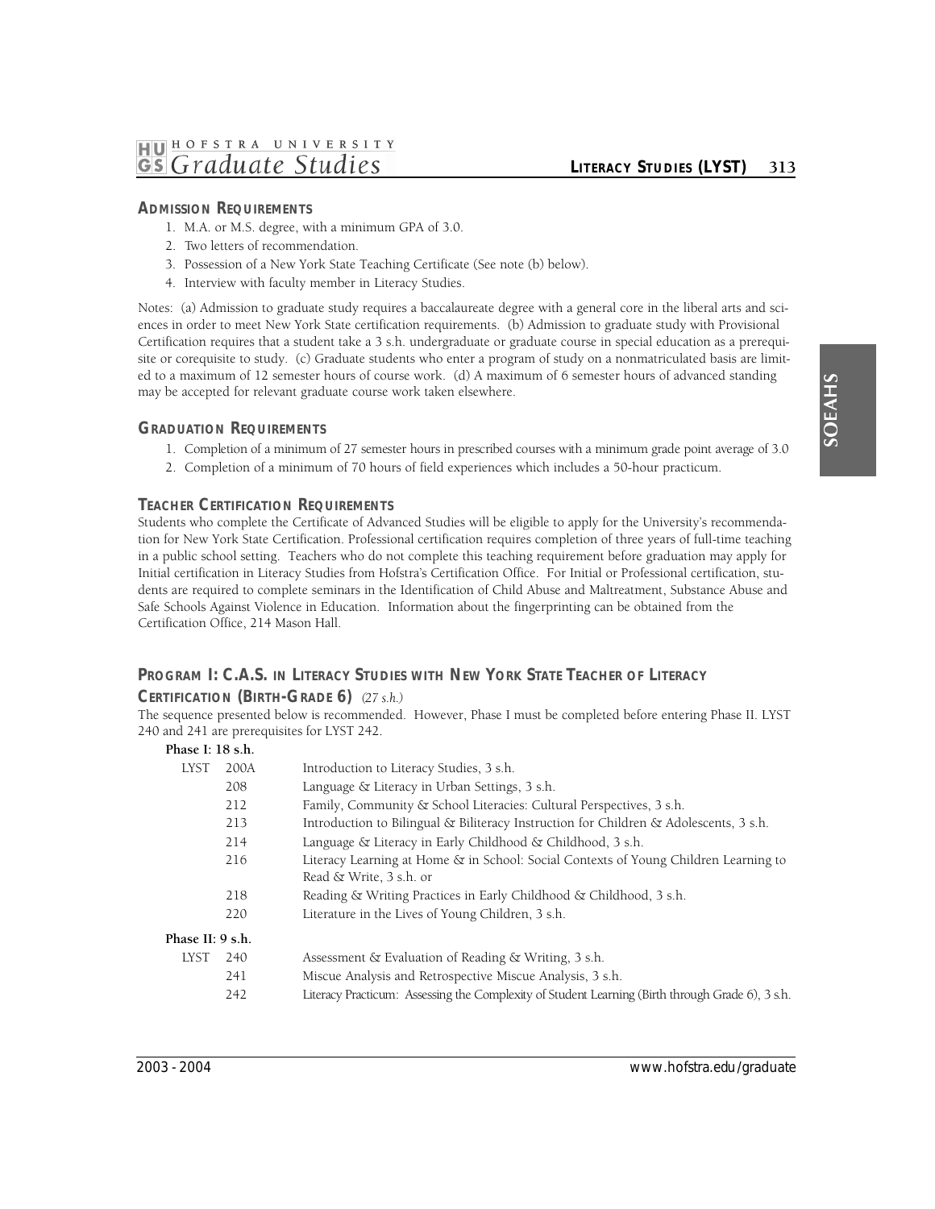## Admission Requirements

1. M.A. or M.S. degree, with a minimum GPA of 3.0.
2. Two letters of recommendation.
3. Possession of a New York State Teaching Certificate (See note (b) below).
4. Interview with faculty member in Literacy Studies.

Notes: (a) Admission to graduate study requires a baccalaureate degree with a general core in the liberal arts and sciences in order to meet New York State certification requirements. (b) Admission to graduate study with Provisional Certification requires that a student take a 3 s.h. undergraduate or graduate course in special education as a prerequisite or corequisite to study. (c) Graduate students who enter a program of study on a nonmatriculated basis are limited to a maximum of 12 semester hours of course work. (d) A maximum of 6 semester hours of advanced standing may be accepted for relevant graduate course work taken elsewhere.

## Graduation Requirements

1. Completion of a minimum of 27 semester hours in prescribed courses with a minimum grade point average of 3.0
2. Completion of a minimum of 70 hours of field experiences which includes a 50-hour practicum.

## Teacher Certification Requirements

Students who complete the Certificate of Advanced Studies will be eligible to apply for the University's recommendation for New York State Certification. Professional certification requires completion of three years of full-time teaching in a public school setting. Teachers who do not complete this teaching requirement before graduation may apply for Initial certification in Literacy Studies from Hofstra's Certification Office. For Initial or Professional certification, students are required to complete seminars in the Identification of Child Abuse and Maltreatment, Substance Abuse and Safe Schools Against Violence in Education. Information about the fingerprinting can be obtained from the Certification Office, 214 Mason Hall.

## Program I: C.A.S. in Literacy Studies with New York State Teacher of Literacy Certification (Birth-Grade 6) *(27 s.h.)*

The sequence presented below is recommended. However, Phase I must be completed before entering Phase II. LYST 240 and 241 are prerequisites for LYST 242.

**Phase I: 18 s.h.**

| | | |
|---|---|---|
| LYST | 200A | Introduction to Literacy Studies, 3 s.h. |
| | 208 | Language & Literacy in Urban Settings, 3 s.h. |
| | 212 | Family, Community & School Literacies: Cultural Perspectives, 3 s.h. |
| | 213 | Introduction to Bilingual & Biliteracy Instruction for Children & Adolescents, 3 s.h. |
| | 214 | Language & Literacy in Early Childhood & Childhood, 3 s.h. |
| | 216 | Literacy Learning at Home & in School: Social Contexts of Young Children Learning to Read & Write, 3 s.h. or |
| | 218 | Reading & Writing Practices in Early Childhood & Childhood, 3 s.h. |
| | 220 | Literature in the Lives of Young Children, 3 s.h. |

**Phase II: 9 s.h.**

| | | |
|---|---|---|
| LYST | 240 | Assessment & Evaluation of Reading & Writing, 3 s.h. |
| | 241 | Miscue Analysis and Retrospective Miscue Analysis, 3 s.h. |
| | 242 | Literacy Practicum: Assessing the Complexity of Student Learning (Birth through Grade 6), 3 s.h. |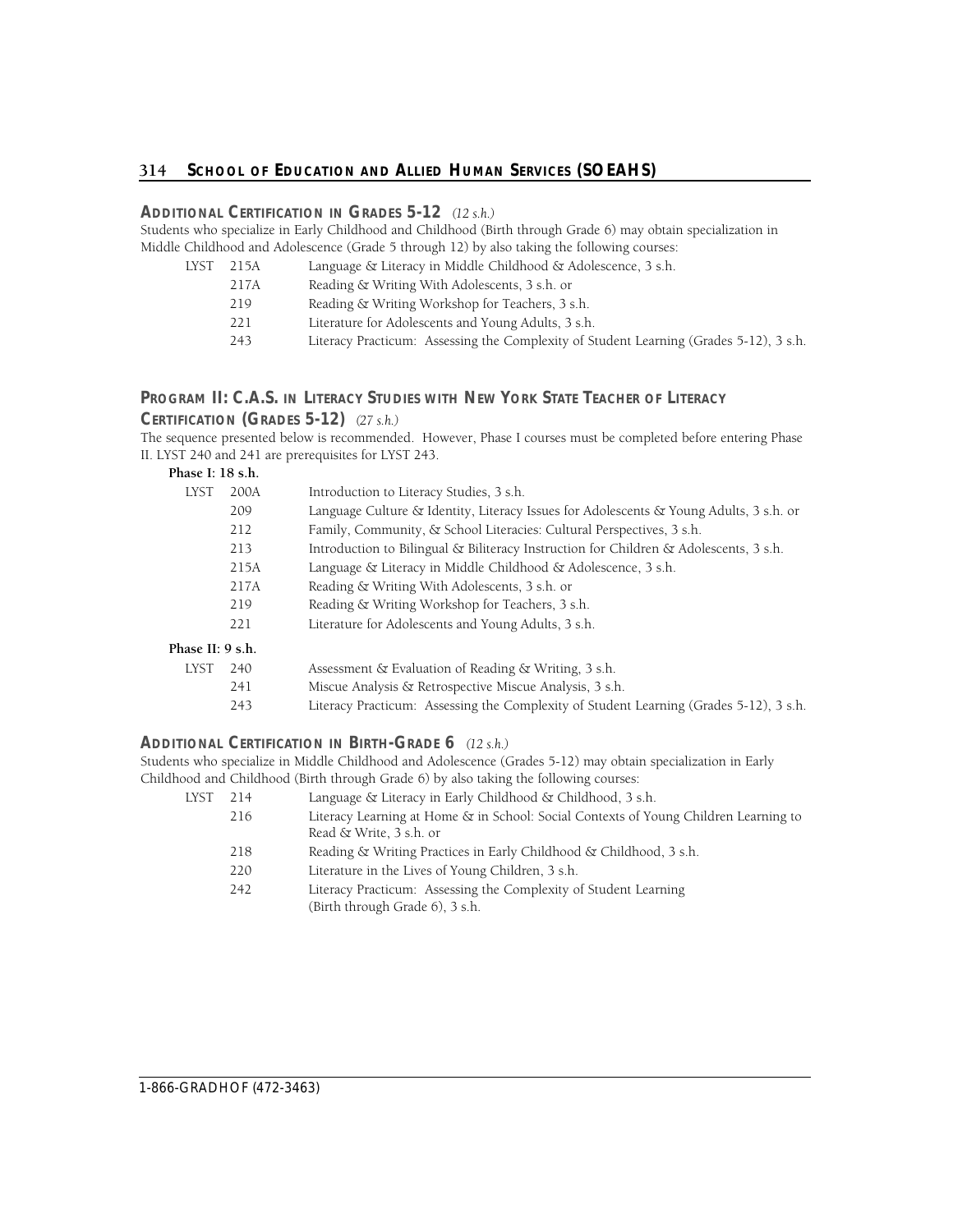### ADDITIONAL CERTIFICATION IN GRADES 5-12 *(12 s.h.)*

Students who specialize in Early Childhood and Childhood (Birth through Grade 6) may obtain specialization in Middle Childhood and Adolescence (Grade 5 through 12) by also taking the following courses:

| | | |
|---|---|---|
| LYST | 215A | Language & Literacy in Middle Childhood & Adolescence, 3 s.h. |
| | 217A | Reading & Writing With Adolescents, 3 s.h. or |
| | 219 | Reading & Writing Workshop for Teachers, 3 s.h. |
| | 221 | Literature for Adolescents and Young Adults, 3 s.h. |
| | 243 | Literacy Practicum: Assessing the Complexity of Student Learning (Grades 5-12), 3 s.h. |

### PROGRAM II: C.A.S. IN LITERACY STUDIES WITH NEW YORK STATE TEACHER OF LITERACY CERTIFICATION (GRADES 5-12) *(27 s.h.)*

The sequence presented below is recommended. However, Phase I courses must be completed before entering Phase II. LYST 240 and 241 are prerequisites for LYST 243.

**Phase I: 18 s.h.**

| | | |
|---|---|---|
| LYST | 200A | Introduction to Literacy Studies, 3 s.h. |
| | 209 | Language Culture & Identity, Literacy Issues for Adolescents & Young Adults, 3 s.h. or |
| | 212 | Family, Community, & School Literacies: Cultural Perspectives, 3 s.h. |
| | 213 | Introduction to Bilingual & Biliteracy Instruction for Children & Adolescents, 3 s.h. |
| | 215A | Language & Literacy in Middle Childhood & Adolescence, 3 s.h. |
| | 217A | Reading & Writing With Adolescents, 3 s.h. or |
| | 219 | Reading & Writing Workshop for Teachers, 3 s.h. |
| | 221 | Literature for Adolescents and Young Adults, 3 s.h. |

**Phase II: 9 s.h.**

| | | |
|---|---|---|
| LYST | 240 | Assessment & Evaluation of Reading & Writing, 3 s.h. |
| | 241 | Miscue Analysis & Retrospective Miscue Analysis, 3 s.h. |
| | 243 | Literacy Practicum: Assessing the Complexity of Student Learning (Grades 5-12), 3 s.h. |

### ADDITIONAL CERTIFICATION IN BIRTH-GRADE 6 *(12 s.h.)*

Students who specialize in Middle Childhood and Adolescence (Grades 5-12) may obtain specialization in Early Childhood and Childhood (Birth through Grade 6) by also taking the following courses:

| | | |
|---|---|---|
| LYST | 214 | Language & Literacy in Early Childhood & Childhood, 3 s.h. |
| | 216 | Literacy Learning at Home & in School: Social Contexts of Young Children Learning to Read & Write, 3 s.h. or |
| | 218 | Reading & Writing Practices in Early Childhood & Childhood, 3 s.h. |
| | 220 | Literature in the Lives of Young Children, 3 s.h. |
| | 242 | Literacy Practicum: Assessing the Complexity of Student Learning (Birth through Grade 6), 3 s.h. |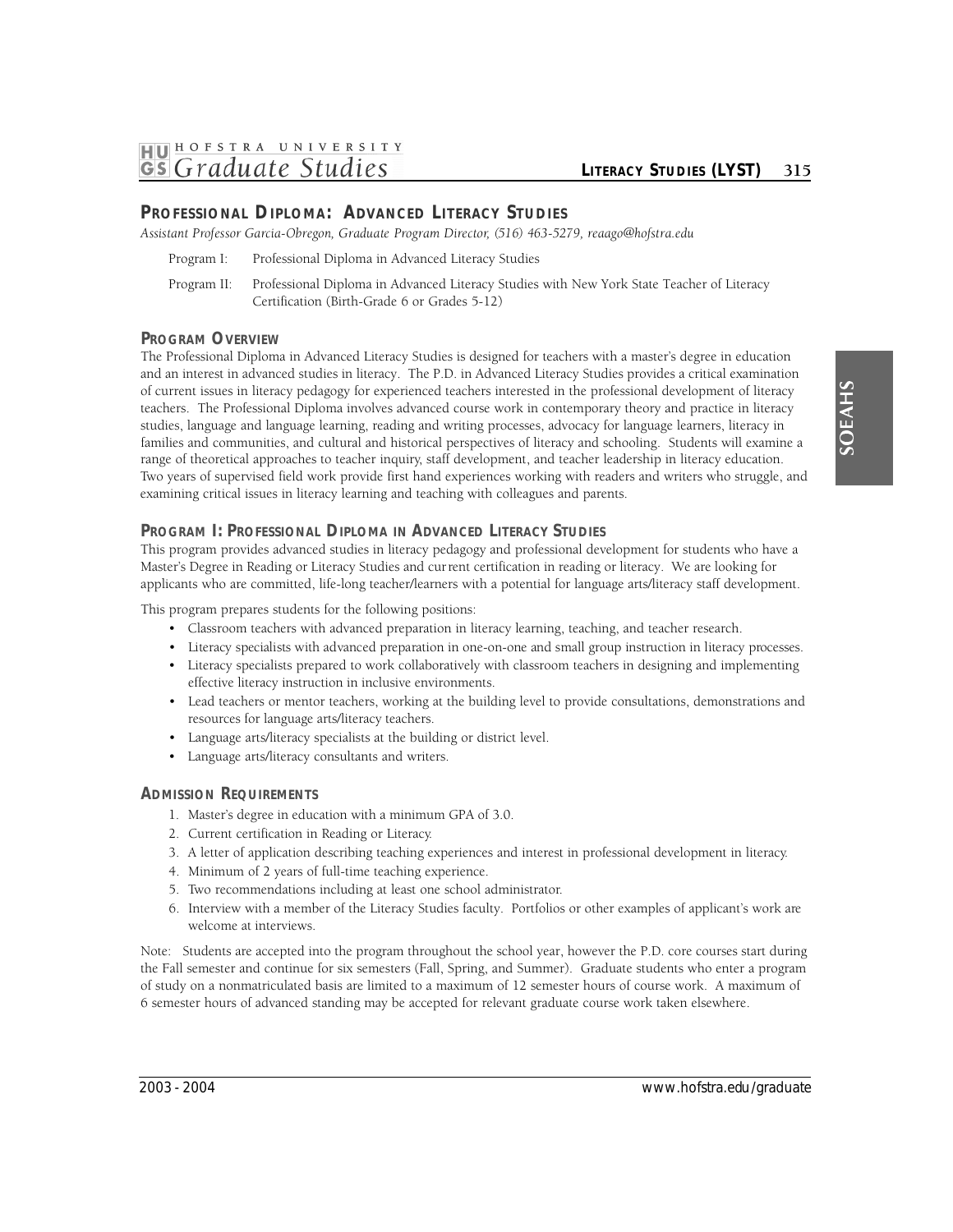## PROFESSIONAL DIPLOMA: ADVANCED LITERACY STUDIES

*Assistant Professor Garcia-Obregon, Graduate Program Director, (516) 463-5279, reaago@hofstra.edu*

Program I: Professional Diploma in Advanced Literacy Studies

Program II: Professional Diploma in Advanced Literacy Studies with New York State Teacher of Literacy Certification (Birth-Grade 6 or Grades 5-12)

### PROGRAM OVERVIEW

The Professional Diploma in Advanced Literacy Studies is designed for teachers with a master's degree in education and an interest in advanced studies in literacy. The P.D. in Advanced Literacy Studies provides a critical examination of current issues in literacy pedagogy for experienced teachers interested in the professional development of literacy teachers. The Professional Diploma involves advanced course work in contemporary theory and practice in literacy studies, language and language learning, reading and writing processes, advocacy for language learners, literacy in families and communities, and cultural and historical perspectives of literacy and schooling. Students will examine a range of theoretical approaches to teacher inquiry, staff development, and teacher leadership in literacy education. Two years of supervised field work provide first hand experiences working with readers and writers who struggle, and examining critical issues in literacy learning and teaching with colleagues and parents.

### PROGRAM I: PROFESSIONAL DIPLOMA IN ADVANCED LITERACY STUDIES

This program provides advanced studies in literacy pedagogy and professional development for students who have a Master's Degree in Reading or Literacy Studies and current certification in reading or literacy. We are looking for applicants who are committed, life-long teacher/learners with a potential for language arts/literacy staff development.

This program prepares students for the following positions:

- Classroom teachers with advanced preparation in literacy learning, teaching, and teacher research.
- Literacy specialists with advanced preparation in one-on-one and small group instruction in literacy processes.
- Literacy specialists prepared to work collaboratively with classroom teachers in designing and implementing effective literacy instruction in inclusive environments.
- Lead teachers or mentor teachers, working at the building level to provide consultations, demonstrations and resources for language arts/literacy teachers.
- Language arts/literacy specialists at the building or district level.
- Language arts/literacy consultants and writers.

### ADMISSION REQUIREMENTS

1. Master's degree in education with a minimum GPA of 3.0.
2. Current certification in Reading or Literacy.
3. A letter of application describing teaching experiences and interest in professional development in literacy.
4. Minimum of 2 years of full-time teaching experience.
5. Two recommendations including at least one school administrator.
6. Interview with a member of the Literacy Studies faculty. Portfolios or other examples of applicant's work are welcome at interviews.

Note: Students are accepted into the program throughout the school year, however the P.D. core courses start during the Fall semester and continue for six semesters (Fall, Spring, and Summer). Graduate students who enter a program of study on a nonmatriculated basis are limited to a maximum of 12 semester hours of course work. A maximum of 6 semester hours of advanced standing may be accepted for relevant graduate course work taken elsewhere.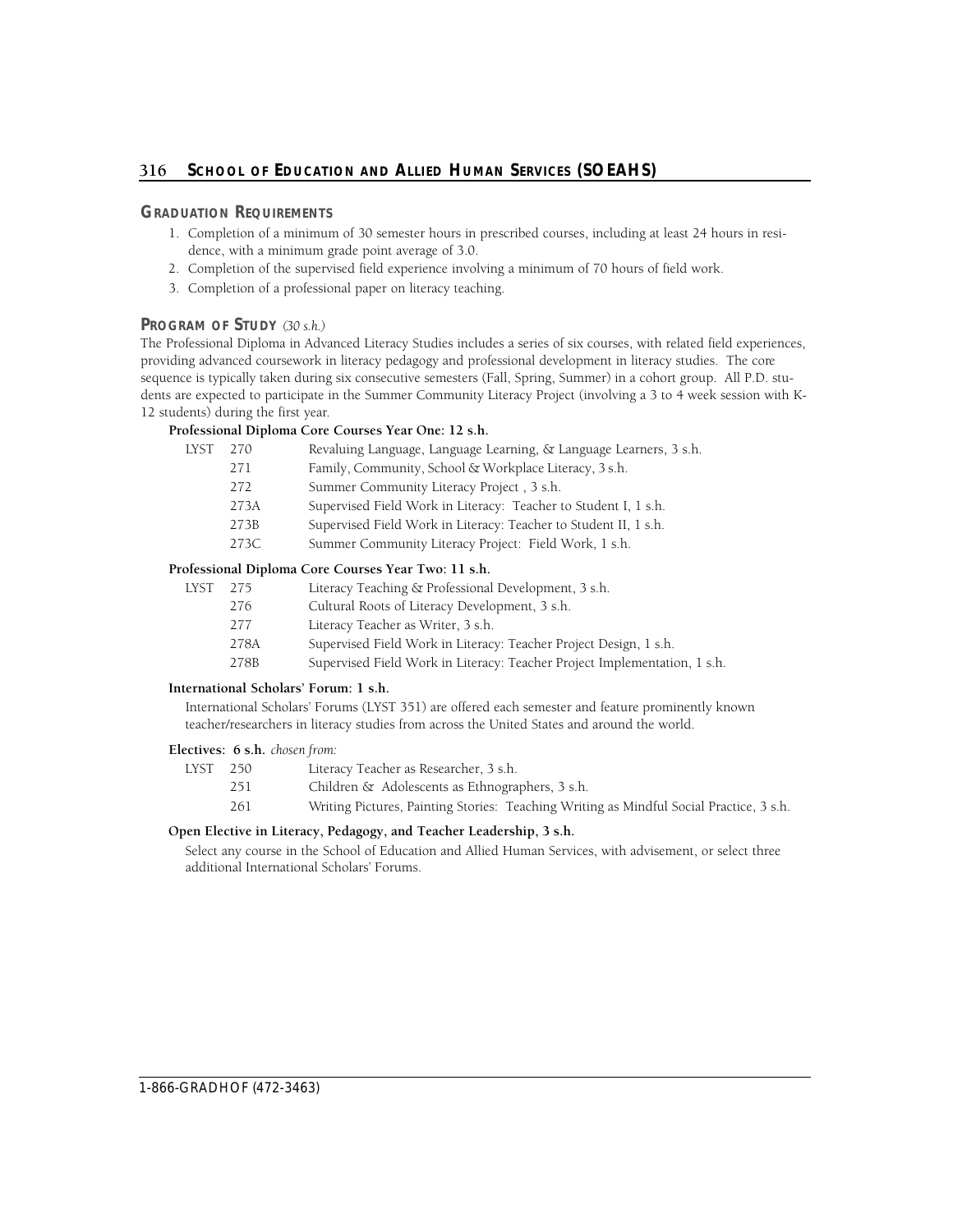## Graduation Requirements

1. Completion of a minimum of 30 semester hours in prescribed courses, including at least 24 hours in residence, with a minimum grade point average of 3.0.
2. Completion of the supervised field experience involving a minimum of 70 hours of field work.
3. Completion of a professional paper on literacy teaching.

## Program of Study *(30 s.h.)*

The Professional Diploma in Advanced Literacy Studies includes a series of six courses, with related field experiences, providing advanced coursework in literacy pedagogy and professional development in literacy studies. The core sequence is typically taken during six consecutive semesters (Fall, Spring, Summer) in a cohort group. All P.D. students are expected to participate in the Summer Community Literacy Project (involving a 3 to 4 week session with K-12 students) during the first year.

**Professional Diploma Core Courses Year One: 12 s.h.**

| | | |
|---|---|---|
| LYST | 270 | Revaluing Language, Language Learning, & Language Learners, 3 s.h. |
| | 271 | Family, Community, School & Workplace Literacy, 3 s.h. |
| | 272 | Summer Community Literacy Project , 3 s.h. |
| | 273A | Supervised Field Work in Literacy: Teacher to Student I, 1 s.h. |
| | 273B | Supervised Field Work in Literacy: Teacher to Student II, 1 s.h. |
| | 273C | Summer Community Literacy Project: Field Work, 1 s.h. |

**Professional Diploma Core Courses Year Two: 11 s.h.**

| | | |
|---|---|---|
| LYST | 275 | Literacy Teaching & Professional Development, 3 s.h. |
| | 276 | Cultural Roots of Literacy Development, 3 s.h. |
| | 277 | Literacy Teacher as Writer, 3 s.h. |
| | 278A | Supervised Field Work in Literacy: Teacher Project Design, 1 s.h. |
| | 278B | Supervised Field Work in Literacy: Teacher Project Implementation, 1 s.h. |

**International Scholars' Forum: 1 s.h.**

International Scholars' Forums (LYST 351) are offered each semester and feature prominently known teacher/researchers in literacy studies from across the United States and around the world.

**Electives: 6 s.h.** *chosen from:*

| | | |
|---|---|---|
| LYST | 250 | Literacy Teacher as Researcher, 3 s.h. |
| | 251 | Children & Adolescents as Ethnographers, 3 s.h. |
| | 261 | Writing Pictures, Painting Stories: Teaching Writing as Mindful Social Practice, 3 s.h. |

**Open Elective in Literacy, Pedagogy, and Teacher Leadership, 3 s.h.**

Select any course in the School of Education and Allied Human Services, with advisement, or select three additional International Scholars' Forums.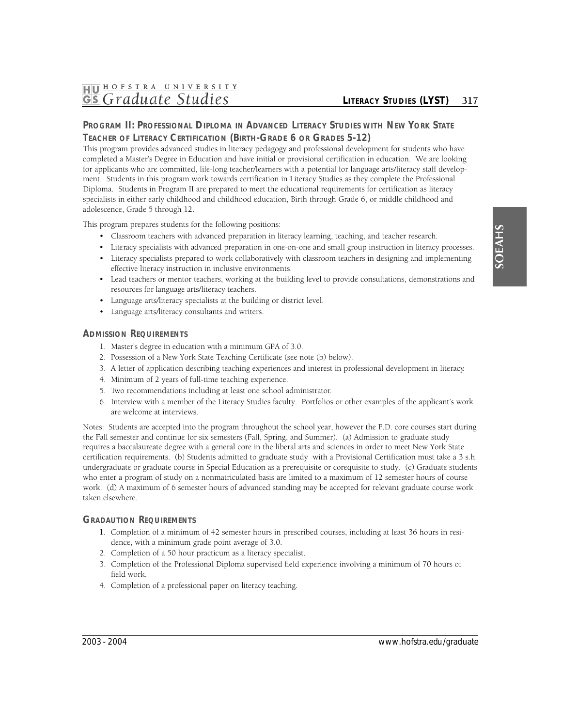## Program II: Professional Diploma in Advanced Literacy Studies with New York State Teacher of Literacy Certification (Birth-Grade 6 or Grades 5-12)

This program provides advanced studies in literacy pedagogy and professional development for students who have completed a Master's Degree in Education and have initial or provisional certification in education. We are looking for applicants who are committed, life-long teacher/learners with a potential for language arts/literacy staff development. Students in this program work towards certification in Literacy Studies as they complete the Professional Diploma. Students in Program II are prepared to meet the educational requirements for certification as literacy specialists in either early childhood and childhood education, Birth through Grade 6, or middle childhood and adolescence, Grade 5 through 12.

This program prepares students for the following positions:

- Classroom teachers with advanced preparation in literacy learning, teaching, and teacher research.
- Literacy specialists with advanced preparation in one-on-one and small group instruction in literacy processes.
- Literacy specialists prepared to work collaboratively with classroom teachers in designing and implementing effective literacy instruction in inclusive environments.
- Lead teachers or mentor teachers, working at the building level to provide consultations, demonstrations and resources for language arts/literacy teachers.
- Language arts/literacy specialists at the building or district level.
- Language arts/literacy consultants and writers.

### Admission Requirements

1. Master's degree in education with a minimum GPA of 3.0.
2. Possession of a New York State Teaching Certificate (see note (b) below).
3. A letter of application describing teaching experiences and interest in professional development in literacy.
4. Minimum of 2 years of full-time teaching experience.
5. Two recommendations including at least one school administrator.
6. Interview with a member of the Literacy Studies faculty. Portfolios or other examples of the applicant's work are welcome at interviews.

Notes: Students are accepted into the program throughout the school year, however the P.D. core courses start during the Fall semester and continue for six semesters (Fall, Spring, and Summer). (a) Admission to graduate study requires a baccalaureate degree with a general core in the liberal arts and sciences in order to meet New York State certification requirements. (b) Students admitted to graduate study with a Provisional Certification must take a 3 s.h. undergraduate or graduate course in Special Education as a prerequisite or corequisite to study. (c) Graduate students who enter a program of study on a nonmatriculated basis are limited to a maximum of 12 semester hours of course work. (d) A maximum of 6 semester hours of advanced standing may be accepted for relevant graduate course work taken elsewhere.

### Gradaution Requirements

1. Completion of a minimum of 42 semester hours in prescribed courses, including at least 36 hours in residence, with a minimum grade point average of 3.0.
2. Completion of a 50 hour practicum as a literacy specialist.
3. Completion of the Professional Diploma supervised field experience involving a minimum of 70 hours of field work.
4. Completion of a professional paper on literacy teaching.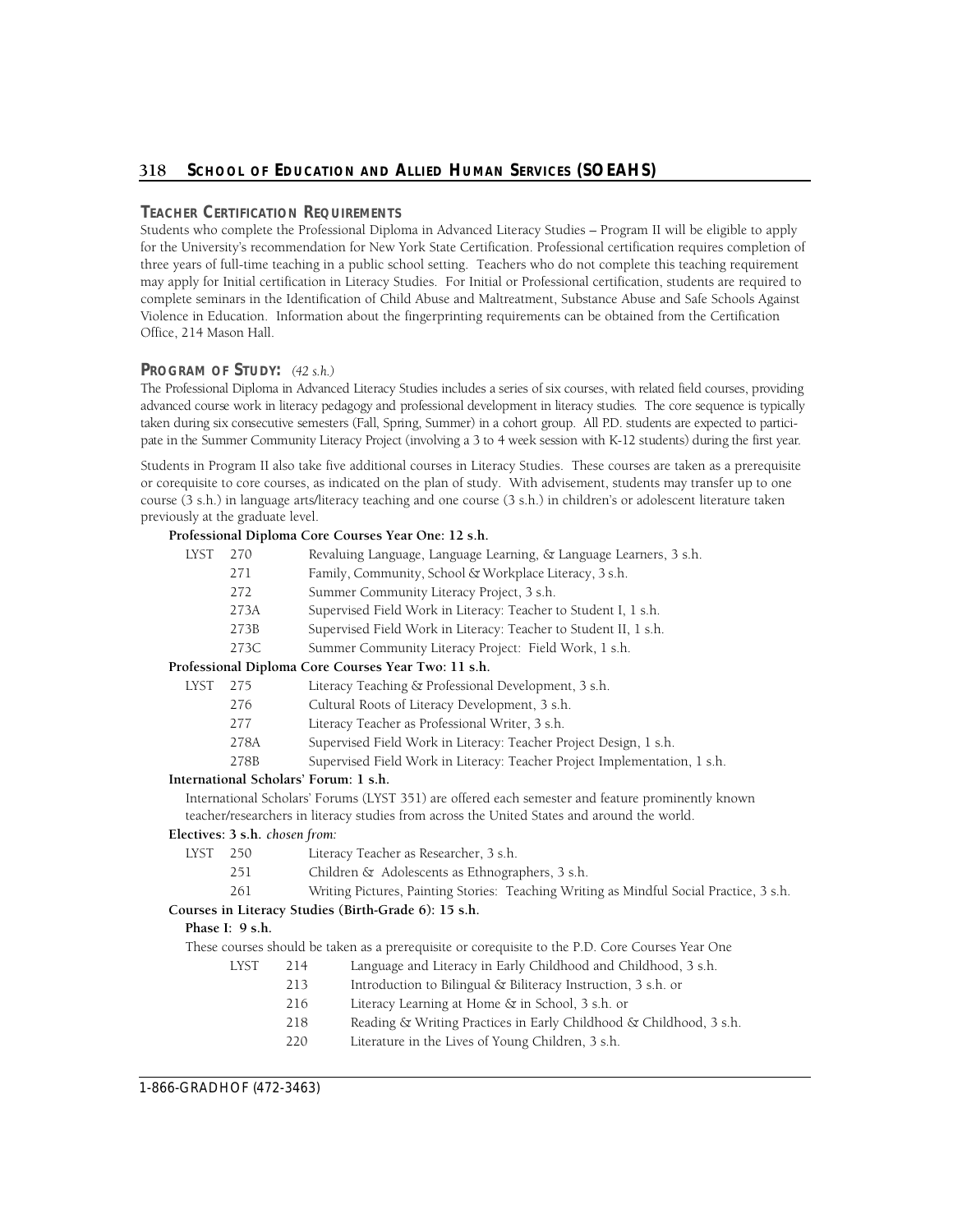## TEACHER CERTIFICATION REQUIREMENTS

Students who complete the Professional Diploma in Advanced Literacy Studies – Program II will be eligible to apply for the University's recommendation for New York State Certification. Professional certification requires completion of three years of full-time teaching in a public school setting. Teachers who do not complete this teaching requirement may apply for Initial certification in Literacy Studies. For Initial or Professional certification, students are required to complete seminars in the Identification of Child Abuse and Maltreatment, Substance Abuse and Safe Schools Against Violence in Education. Information about the fingerprinting requirements can be obtained from the Certification Office, 214 Mason Hall.

## PROGRAM OF STUDY: *(42 s.h.)*

The Professional Diploma in Advanced Literacy Studies includes a series of six courses, with related field courses, providing advanced course work in literacy pedagogy and professional development in literacy studies. The core sequence is typically taken during six consecutive semesters (Fall, Spring, Summer) in a cohort group. All P.D. students are expected to participate in the Summer Community Literacy Project (involving a 3 to 4 week session with K-12 students) during the first year.

Students in Program II also take five additional courses in Literacy Studies. These courses are taken as a prerequisite or corequisite to core courses, as indicated on the plan of study. With advisement, students may transfer up to one course (3 s.h.) in language arts/literacy teaching and one course (3 s.h.) in children's or adolescent literature taken previously at the graduate level.

**Professional Diploma Core Courses Year One: 12 s.h.**

| | | |
|---|---|---|
| LYST | 270 | Revaluing Language, Language Learning, & Language Learners, 3 s.h. |
| | 271 | Family, Community, School & Workplace Literacy, 3 s.h. |
| | 272 | Summer Community Literacy Project, 3 s.h. |
| | 273A | Supervised Field Work in Literacy: Teacher to Student I, 1 s.h. |
| | 273B | Supervised Field Work in Literacy: Teacher to Student II, 1 s.h. |
| | 273C | Summer Community Literacy Project: Field Work, 1 s.h. |

**Professional Diploma Core Courses Year Two: 11 s.h.**

| | | |
|---|---|---|
| LYST | 275 | Literacy Teaching & Professional Development, 3 s.h. |
| | 276 | Cultural Roots of Literacy Development, 3 s.h. |
| | 277 | Literacy Teacher as Professional Writer, 3 s.h. |
| | 278A | Supervised Field Work in Literacy: Teacher Project Design, 1 s.h. |
| | 278B | Supervised Field Work in Literacy: Teacher Project Implementation, 1 s.h. |

**International Scholars' Forum: 1 s.h.**

International Scholars' Forums (LYST 351) are offered each semester and feature prominently known teacher/researchers in literacy studies from across the United States and around the world.

**Electives: 3 s.h.** *chosen from:*

| | | |
|---|---|---|
| LYST | 250 | Literacy Teacher as Researcher, 3 s.h. |
| | 251 | Children & Adolescents as Ethnographers, 3 s.h. |
| | 261 | Writing Pictures, Painting Stories: Teaching Writing as Mindful Social Practice, 3 s.h. |

**Courses in Literacy Studies (Birth-Grade 6): 15 s.h.**

**Phase I: 9 s.h.**

These courses should be taken as a prerequisite or corequisite to the P.D. Core Courses Year One

| | | |
|---|---|---|
| LYST | 214 | Language and Literacy in Early Childhood and Childhood, 3 s.h. |
| | 213 | Introduction to Bilingual & Biliteracy Instruction, 3 s.h. or |
| | 216 | Literacy Learning at Home & in School, 3 s.h. or |
| | 218 | Reading & Writing Practices in Early Childhood & Childhood, 3 s.h. |
| | 220 | Literature in the Lives of Young Children, 3 s.h. |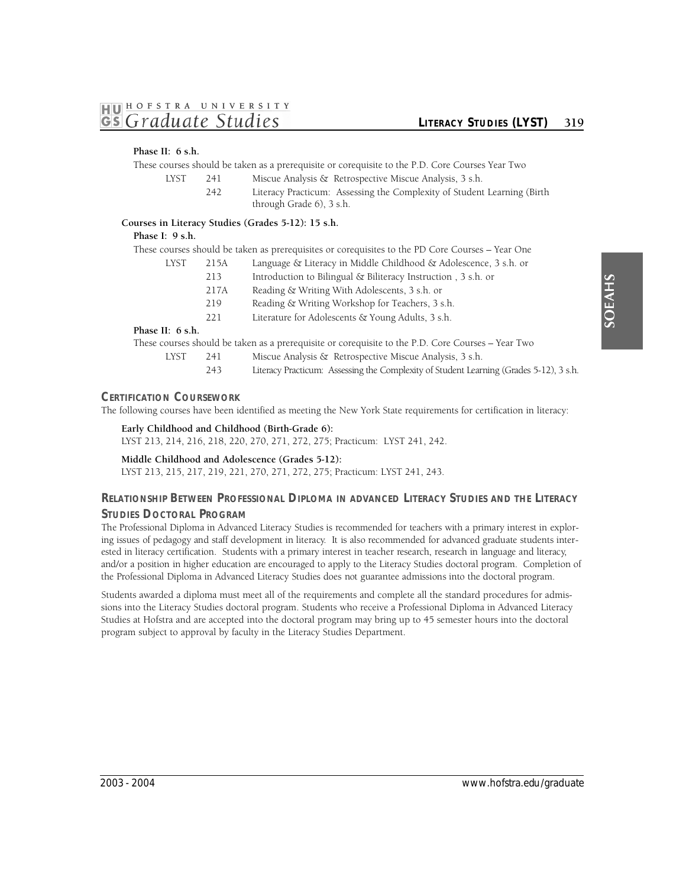**Phase II: 6 s.h.**

These courses should be taken as a prerequisite or corequisite to the P.D. Core Courses Year Two

| | | |
|---|---|---|
| LYST | 241 | Miscue Analysis & Retrospective Miscue Analysis, 3 s.h. |
| | 242 | Literacy Practicum: Assessing the Complexity of Student Learning (Birth through Grade 6), 3 s.h. |

**Courses in Literacy Studies (Grades 5-12): 15 s.h.**

**Phase I: 9 s.h.**

These courses should be taken as prerequisites or corequisites to the PD Core Courses – Year One

| | | |
|---|---|---|
| LYST | 215A | Language & Literacy in Middle Childhood & Adolescence, 3 s.h. or |
| | 213 | Introduction to Bilingual & Biliteracy Instruction , 3 s.h. or |
| | 217A | Reading & Writing With Adolescents, 3 s.h. or |
| | 219 | Reading & Writing Workshop for Teachers, 3 s.h. |
| | 221 | Literature for Adolescents & Young Adults, 3 s.h. |

**Phase II: 6 s.h.**

These courses should be taken as a prerequisite or corequisite to the P.D. Core Courses – Year Two

| | | |
|---|---|---|
| LYST | 241 | Miscue Analysis & Retrospective Miscue Analysis, 3 s.h. |
| | 243 | Literacy Practicum: Assessing the Complexity of Student Learning (Grades 5-12), 3 s.h. |

## CERTIFICATION COURSEWORK

The following courses have been identified as meeting the New York State requirements for certification in literacy:

**Early Childhood and Childhood (Birth-Grade 6):**
LYST 213, 214, 216, 218, 220, 270, 271, 272, 275; Practicum: LYST 241, 242.

**Middle Childhood and Adolescence (Grades 5-12):**
LYST 213, 215, 217, 219, 221, 270, 271, 272, 275; Practicum: LYST 241, 243.

## RELATIONSHIP BETWEEN PROFESSIONAL DIPLOMA IN ADVANCED LITERACY STUDIES AND THE LITERACY STUDIES DOCTORAL PROGRAM

The Professional Diploma in Advanced Literacy Studies is recommended for teachers with a primary interest in exploring issues of pedagogy and staff development in literacy. It is also recommended for advanced graduate students interested in literacy certification. Students with a primary interest in teacher research, research in language and literacy, and/or a position in higher education are encouraged to apply to the Literacy Studies doctoral program. Completion of the Professional Diploma in Advanced Literacy Studies does not guarantee admissions into the doctoral program.

Students awarded a diploma must meet all of the requirements and complete all the standard procedures for admissions into the Literacy Studies doctoral program. Students who receive a Professional Diploma in Advanced Literacy Studies at Hofstra and are accepted into the doctoral program may bring up to 45 semester hours into the doctoral program subject to approval by faculty in the Literacy Studies Department.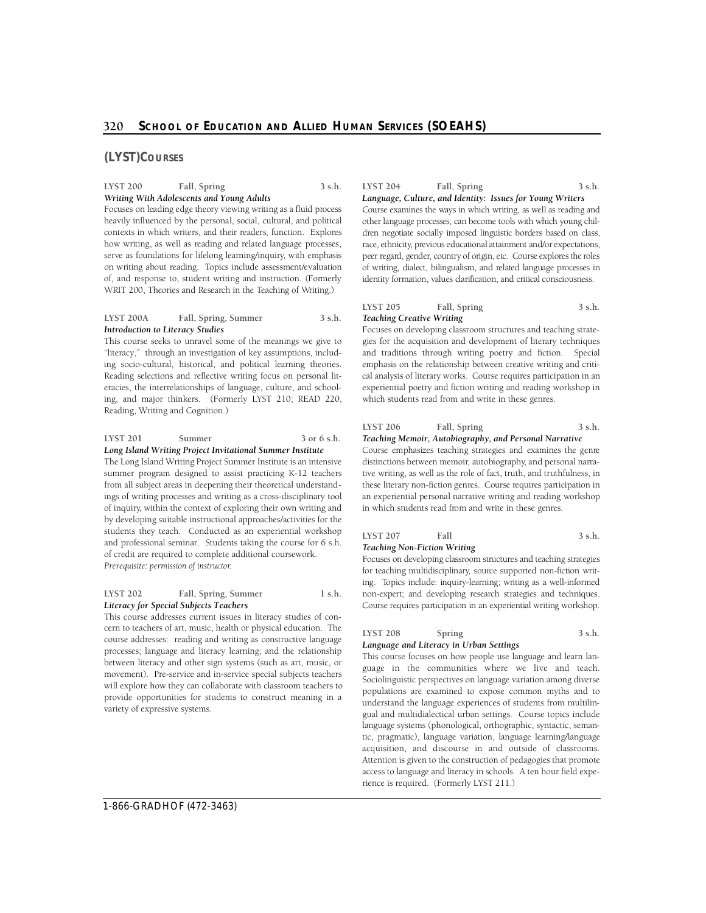## (LYST) Courses

**LYST 200** Fall, Spring 3 s.h.
***Writing With Adolescents and Young Adults***
Focuses on leading edge theory viewing writing as a fluid process heavily influenced by the personal, social, cultural, and political contexts in which writers, and their readers, function. Explores how writing, as well as reading and related language processes, serve as foundations for lifelong learning/inquiry, with emphasis on writing about reading. Topics include assessment/evaluation of, and response to, student writing and instruction. (Formerly WRIT 200, Theories and Research in the Teaching of Writing.)

**LYST 200A** Fall, Spring, Summer 3 s.h.
***Introduction to Literacy Studies***
This course seeks to unravel some of the meanings we give to "literacy," through an investigation of key assumptions, including socio-cultural, historical, and political learning theories. Reading selections and reflective writing focus on personal literacies, the interrelationships of language, culture, and schooling, and major thinkers. (Formerly LYST 210; READ 220, Reading, Writing and Cognition.)

**LYST 201** Summer 3 or 6 s.h.
***Long Island Writing Project Invitational Summer Institute***
The Long Island Writing Project Summer Institute is an intensive summer program designed to assist practicing K-12 teachers from all subject areas in deepening their theoretical understandings of writing processes and writing as a cross-disciplinary tool of inquiry, within the context of exploring their own writing and by developing suitable instructional approaches/activities for the students they teach. Conducted as an experiential workshop and professional seminar. Students taking the course for 6 s.h. of credit are required to complete additional coursework.
*Prerequisite: permission of instructor.*

**LYST 202** Fall, Spring, Summer 1 s.h.
***Literacy for Special Subjects Teachers***
This course addresses current issues in literacy studies of concern to teachers of art, music, health or physical education. The course addresses: reading and writing as constructive language processes; language and literacy learning; and the relationship between literacy and other sign systems (such as art, music, or movement). Pre-service and in-service special subjects teachers will explore how they can collaborate with classroom teachers to provide opportunities for students to construct meaning in a variety of expressive systems.

**LYST 204** Fall, Spring 3 s.h.
***Language, Culture, and Identity: Issues for Young Writers***
Course examines the ways in which writing, as well as reading and other language processes, can become tools with which young children negotiate socially imposed linguistic borders based on class, race, ethnicity, previous educational attainment and/or expectations, peer regard, gender, country of origin, etc. Course explores the roles of writing, dialect, bilingualism, and related language processes in identity formation, values clarification, and critical consciousness.

**LYST 205** Fall, Spring 3 s.h.
***Teaching Creative Writing***
Focuses on developing classroom structures and teaching strategies for the acquisition and development of literary techniques and traditions through writing poetry and fiction. Special emphasis on the relationship between creative writing and critical analysis of literary works. Course requires participation in an experiential poetry and fiction writing and reading workshop in which students read from and write in these genres.

**LYST 206** Fall, Spring 3 s.h.
***Teaching Memoir, Autobiography, and Personal Narrative***
Course emphasizes teaching strategies and examines the genre distinctions between memoir, autobiography, and personal narrative writing, as well as the role of fact, truth, and truthfulness, in these literary non-fiction genres. Course requires participation in an experiential personal narrative writing and reading workshop in which students read from and write in these genres.

**LYST 207** Fall 3 s.h.
***Teaching Non-Fiction Writing***
Focuses on developing classroom structures and teaching strategies for teaching multidisciplinary, source supported non-fiction writing. Topics include: inquiry-learning; writing as a well-informed non-expert; and developing research strategies and techniques. Course requires participation in an experiential writing workshop.

**LYST 208** Spring 3 s.h.
***Language and Literacy in Urban Settings***
This course focuses on how people use language and learn language in the communities where we live and teach. Sociolinguistic perspectives on language variation among diverse populations are examined to expose common myths and to understand the language experiences of students from multilingual and multidialectical urban settings. Course topics include language systems (phonological, orthographic, syntactic, semantic, pragmatic), language variation, language learning/language acquisition, and discourse in and outside of classrooms. Attention is given to the construction of pedagogies that promote access to language and literacy in schools. A ten hour field experience is required. (Formerly LYST 211.)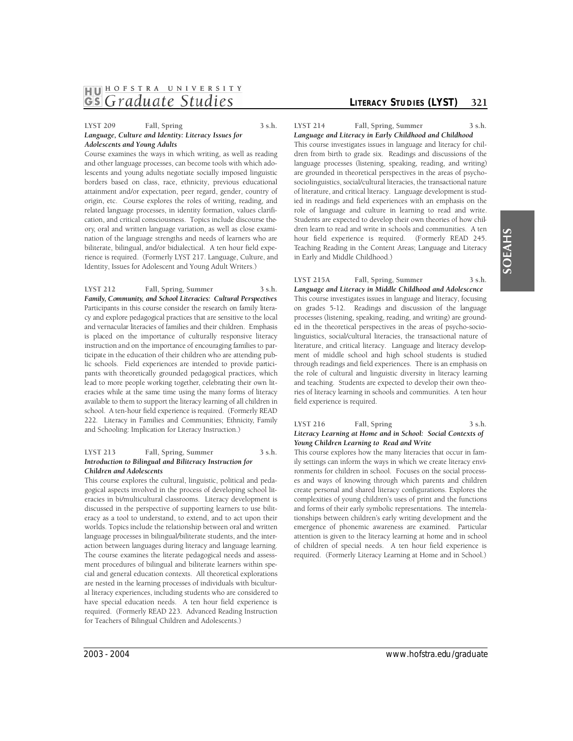**LYST 209** **Fall, Spring** **3 s.h.**
***Language, Culture and Identity: Literacy Issues for Adolescents and Young Adults***
Course examines the ways in which writing, as well as reading and other language processes, can become tools with which adolescents and young adults negotiate socially imposed linguistic borders based on class, race, ethnicity, previous educational attainment and/or expectation, peer regard, gender, country of origin, etc. Course explores the roles of writing, reading, and related language processes, in identity formation, values clarification, and critical consciousness. Topics include discourse theory, oral and written language variation, as well as close examination of the language strengths and needs of learners who are biliterate, bilingual, and/or bidialectical. A ten hour field experience is required. (Formerly LYST 217. Language, Culture, and Identity, Issues for Adolescent and Young Adult Writers.)

**LYST 212** **Fall, Spring, Summer** **3 s.h.**
***Family, Community, and School Literacies: Cultural Perspectives***
Participants in this course consider the research on family literacy and explore pedagogical practices that are sensitive to the local and vernacular literacies of families and their children. Emphasis is placed on the importance of culturally responsive literacy instruction and on the importance of encouraging families to participate in the education of their children who are attending public schools. Field experiences are intended to provide participants with theoretically grounded pedagogical practices, which lead to more people working together, celebrating their own literacies while at the same time using the many forms of literacy available to them to support the literacy learning of all children in school. A ten-hour field experience is required. (Formerly READ 222. Literacy in Families and Communities; Ethnicity, Family and Schooling: Implication for Literacy Instruction.)

**LYST 213** **Fall, Spring, Summer** **3 s.h.**
***Introduction to Bilingual and Biliteracy Instruction for Children and Adolescents***
This course explores the cultural, linguistic, political and pedagogical aspects involved in the process of developing school literacies in bi/multicultural classrooms. Literacy development is discussed in the perspective of supporting learners to use biliteracy as a tool to understand, to extend, and to act upon their worlds. Topics include the relationship between oral and written language processes in bilingual/biliterate students, and the interaction between languages during literacy and language learning. The course examines the literate pedagogical needs and assessment procedures of bilingual and biliterate learners within special and general education contexts. All theoretical explorations are nested in the learning processes of individuals with bicultural literacy experiences, including students who are considered to have special education needs. A ten hour field experience is required. (Formerly READ 223. Advanced Reading Instruction for Teachers of Bilingual Children and Adolescents.)

**LYST 214** **Fall, Spring, Summer** **3 s.h.**
***Language and Literacy in Early Childhood and Childhood***
This course investigates issues in language and literacy for children from birth to grade six. Readings and discussions of the language processes (listening, speaking, reading, and writing) are grounded in theoretical perspectives in the areas of psychosociolinguistics, social/cultural literacies, the transactional nature of literature, and critical literacy. Language development is studied in readings and field experiences with an emphasis on the role of language and culture in learning to read and write. Students are expected to develop their own theories of how children learn to read and write in schools and communities. A ten hour field experience is required. (Formerly READ 245. Teaching Reading in the Content Areas; Language and Literacy in Early and Middle Childhood.)

**LYST 215A** **Fall, Spring, Summer** **3 s.h.**
***Language and Literacy in Middle Childhood and Adolescence***
This course investigates issues in language and literacy, focusing on grades 5-12. Readings and discussion of the language processes (listening, speaking, reading, and writing) are grounded in the theoretical perspectives in the areas of psycho-sociolinguistics, social/cultural literacies, the transactional nature of literature, and critical literacy. Language and literacy development of middle school and high school students is studied through readings and field experiences. There is an emphasis on the role of cultural and linguistic diversity in literacy learning and teaching. Students are expected to develop their own theories of literacy learning in schools and communities. A ten hour field experience is required.

**LYST 216** **Fall, Spring** **3 s.h.**
***Literacy Learning at Home and in School: Social Contexts of Young Children Learning to Read and Write***
This course explores how the many literacies that occur in family settings can inform the ways in which we create literacy environments for children in school. Focuses on the social processes and ways of knowing through which parents and children create personal and shared literacy configurations. Explores the complexities of young children's uses of print and the functions and forms of their early symbolic representations. The interrelationships between children's early writing development and the emergence of phonemic awareness are examined. Particular attention is given to the literacy learning at home and in school of children of special needs. A ten hour field experience is required. (Formerly Literacy Learning at Home and in School.)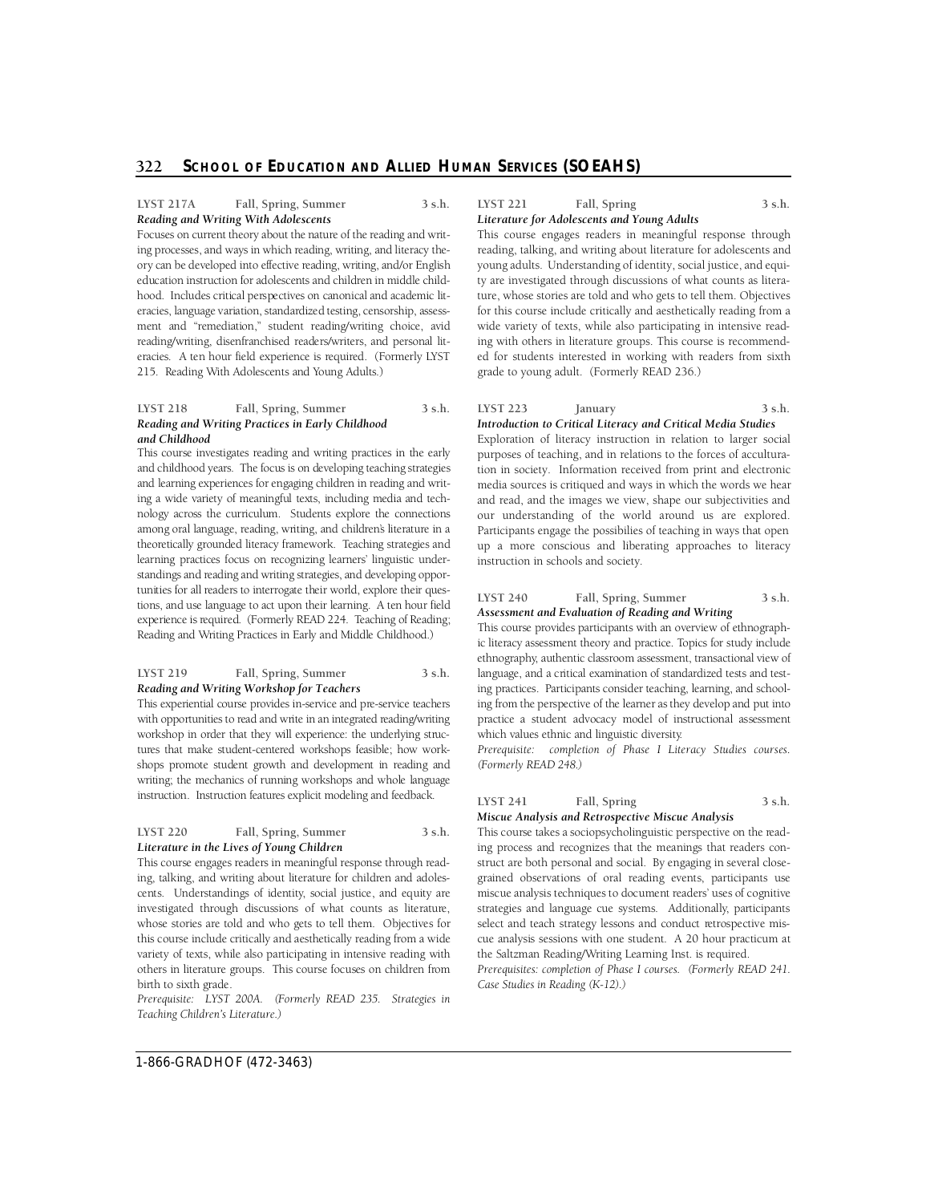**LYST 217A Fall, Spring, Summer 3 s.h.**
***Reading and Writing With Adolescents***

Focuses on current theory about the nature of the reading and writing processes, and ways in which reading, writing, and literacy theory can be developed into effective reading, writing, and/or English education instruction for adolescents and children in middle childhood. Includes critical perspectives on canonical and academic literacies, language variation, standardized testing, censorship, assessment and "remediation," student reading/writing choice, avid reading/writing, disenfranchised readers/writers, and personal literacies. A ten hour field experience is required. (Formerly LYST 215. Reading With Adolescents and Young Adults.)

**LYST 218 Fall, Spring, Summer 3 s.h.**
***Reading and Writing Practices in Early Childhood and Childhood***

This course investigates reading and writing practices in the early and childhood years. The focus is on developing teaching strategies and learning experiences for engaging children in reading and writing a wide variety of meaningful texts, including media and technology across the curriculum. Students explore the connections among oral language, reading, writing, and children's literature in a theoretically grounded literacy framework. Teaching strategies and learning practices focus on recognizing learners' linguistic understandings and reading and writing strategies, and developing opportunities for all readers to interrogate their world, explore their questions, and use language to act upon their learning. A ten hour field experience is required. (Formerly READ 224. Teaching of Reading; Reading and Writing Practices in Early and Middle Childhood.)

**LYST 219 Fall, Spring, Summer 3 s.h.**
***Reading and Writing Workshop for Teachers***

This experiential course provides in-service and pre-service teachers with opportunities to read and write in an integrated reading/writing workshop in order that they will experience: the underlying structures that make student-centered workshops feasible; how workshops promote student growth and development in reading and writing; the mechanics of running workshops and whole language instruction. Instruction features explicit modeling and feedback.

**LYST 220 Fall, Spring, Summer 3 s.h.**
***Literature in the Lives of Young Children***

This course engages readers in meaningful response through reading, talking, and writing about literature for children and adolescents. Understandings of identity, social justice, and equity are investigated through discussions of what counts as literature, whose stories are told and who gets to tell them. Objectives for this course include critically and aesthetically reading from a wide variety of texts, while also participating in intensive reading with others in literature groups. This course focuses on children from birth to sixth grade.

*Prerequisite: LYST 200A. (Formerly READ 235. Strategies in Teaching Children's Literature.)*

**LYST 221 Fall, Spring 3 s.h.**
***Literature for Adolescents and Young Adults***

This course engages readers in meaningful response through reading, talking, and writing about literature for adolescents and young adults. Understanding of identity, social justice, and equity are investigated through discussions of what counts as literature, whose stories are told and who gets to tell them. Objectives for this course include critically and aesthetically reading from a wide variety of texts, while also participating in intensive reading with others in literature groups. This course is recommended for students interested in working with readers from sixth grade to young adult. (Formerly READ 236.)

**LYST 223 January 3 s.h.**
***Introduction to Critical Literacy and Critical Media Studies***

Exploration of literacy instruction in relation to larger social purposes of teaching, and in relations to the forces of acculturation in society. Information received from print and electronic media sources is critiqued and ways in which the words we hear and read, and the images we view, shape our subjectivities and our understanding of the world around us are explored. Participants engage the possibilies of teaching in ways that open up a more conscious and liberating approaches to literacy instruction in schools and society.

**LYST 240 Fall, Spring, Summer 3 s.h.**
***Assessment and Evaluation of Reading and Writing***

This course provides participants with an overview of ethnographic literacy assessment theory and practice. Topics for study include ethnography, authentic classroom assessment, transactional view of language, and a critical examination of standardized tests and testing practices. Participants consider teaching, learning, and schooling from the perspective of the learner as they develop and put into practice a student advocacy model of instructional assessment which values ethnic and linguistic diversity.

*Prerequisite: completion of Phase I Literacy Studies courses. (Formerly READ 248.)*

**LYST 241 Fall, Spring 3 s.h.**
***Miscue Analysis and Retrospective Miscue Analysis***

This course takes a sociopsycholinguistic perspective on the reading process and recognizes that the meanings that readers construct are both personal and social. By engaging in several close-grained observations of oral reading events, participants use miscue analysis techniques to document readers' uses of cognitive strategies and language cue systems. Additionally, participants select and teach strategy lessons and conduct retrospective miscue analysis sessions with one student. A 20 hour practicum at the Saltzman Reading/Writing Learning Inst. is required.

*Prerequisites: completion of Phase I courses. (Formerly READ 241. Case Studies in Reading (K-12).)*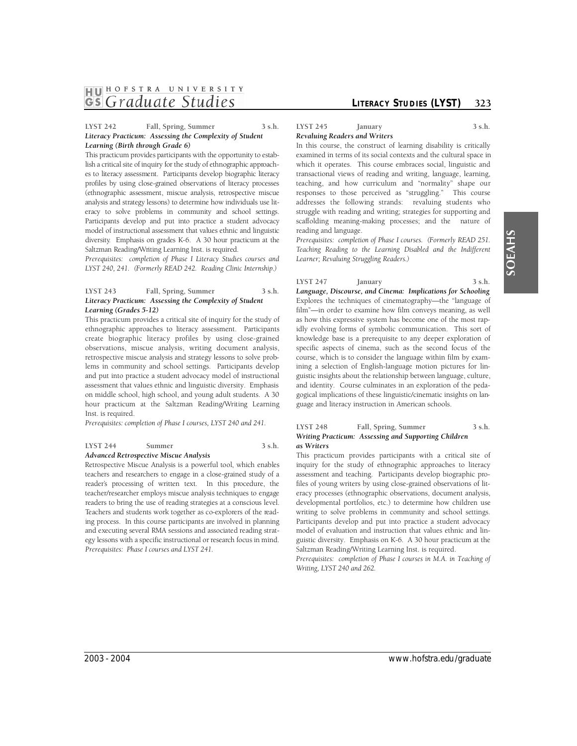**LYST 242 Fall, Spring, Summer 3 s.h.**
***Literacy Practicum: Assessing the Complexity of Student Learning (Birth through Grade 6)***

This practicum provides participants with the opportunity to establish a critical site of inquiry for the study of ethnographic approaches to literacy assessment. Participants develop biographic literacy profiles by using close-grained observations of literacy processes (ethnographic assessment, miscue analysis, retrospective miscue analysis and strategy lessons) to determine how individuals use literacy to solve problems in community and school settings. Participants develop and put into practice a student advocacy model of instructional assessment that values ethnic and linguistic diversity. Emphasis on grades K-6. A 30 hour practicum at the Saltzman Reading/Writing Learning Inst. is required.

*Prerequisites: completion of Phase I Literacy Studies courses and LYST 240, 241. (Formerly READ 242. Reading Clinic Internship.)*

**LYST 243 Fall, Spring, Summer 3 s.h.**
***Literacy Practicum: Assessing the Complexity of Student Learning (Grades 5-12)***

This practicum provides a critical site of inquiry for the study of ethnographic approaches to literacy assessment. Participants create biographic literacy profiles by using close-grained observations, miscue analysis, writing document analysis, retrospective miscue analysis and strategy lessons to solve problems in community and school settings. Participants develop and put into practice a student advocacy model of instructional assessment that values ethnic and linguistic diversity. Emphasis on middle school, high school, and young adult students. A 30 hour practicum at the Saltzman Reading/Writing Learning Inst. is required.

*Prerequisites: completion of Phase I courses, LYST 240 and 241.*

**LYST 244 Summer 3 s.h.**
***Advanced Retrospective Miscue Analysis***

Retrospective Miscue Analysis is a powerful tool, which enables teachers and researchers to engage in a close-grained study of a reader's processing of written text. In this procedure, the teacher/researcher employs miscue analysis techniques to engage readers to bring the use of reading strategies at a conscious level. Teachers and students work together as co-explorers of the reading process. In this course participants are involved in planning and executing several RMA sessions and associated reading strategy lessons with a specific instructional or research focus in mind.

*Prerequisites: Phase I courses and LYST 241.*

**LYST 245 January 3 s.h.**
***Revaluing Readers and Writers***

In this course, the construct of learning disability is critically examined in terms of its social contexts and the cultural space in which it operates. This course embraces social, linguistic and transactional views of reading and writing, language, learning, teaching, and how curriculum and "normality" shape our responses to those perceived as "struggling." This course addresses the following strands: revaluing students who struggle with reading and writing; strategies for supporting and scaffolding meaning-making processes; and the nature of reading and language.

*Prerequisites: completion of Phase I courses. (Formerly READ 251. Teaching Reading to the Learning Disabled and the Indifferent Learner; Revaluing Struggling Readers.)*

**LYST 247 January 3 s.h.**
***Language, Discourse, and Cinema: Implications for Schooling***

Explores the techniques of cinematography—the "language of film"—in order to examine how film conveys meaning, as well as how this expressive system has become one of the most rapidly evolving forms of symbolic communication. This sort of knowledge base is a prerequisite to any deeper exploration of specific aspects of cinema, such as the second focus of the course, which is to consider the language within film by examining a selection of English-language motion pictures for linguistic insights about the relationship between language, culture, and identity. Course culminates in an exploration of the pedagogical implications of these linguistic/cinematic insights on language and literacy instruction in American schools.

**LYST 248 Fall, Spring, Summer 3 s.h.**
***Writing Practicum: Assessing and Supporting Children as Writers***

This practicum provides participants with a critical site of inquiry for the study of ethnographic approaches to literacy assessment and teaching. Participants develop biographic profiles of young writers by using close-grained observations of literacy processes (ethnographic observations, document analysis, developmental portfolios, etc.) to determine how children use writing to solve problems in community and school settings. Participants develop and put into practice a student advocacy model of evaluation and instruction that values ethnic and linguistic diversity. Emphasis on K-6. A 30 hour practicum at the Saltzman Reading/Writing Learning Inst. is required.

*Prerequisites: completion of Phase I courses in M.A. in Teaching of Writing, LYST 240 and 262.*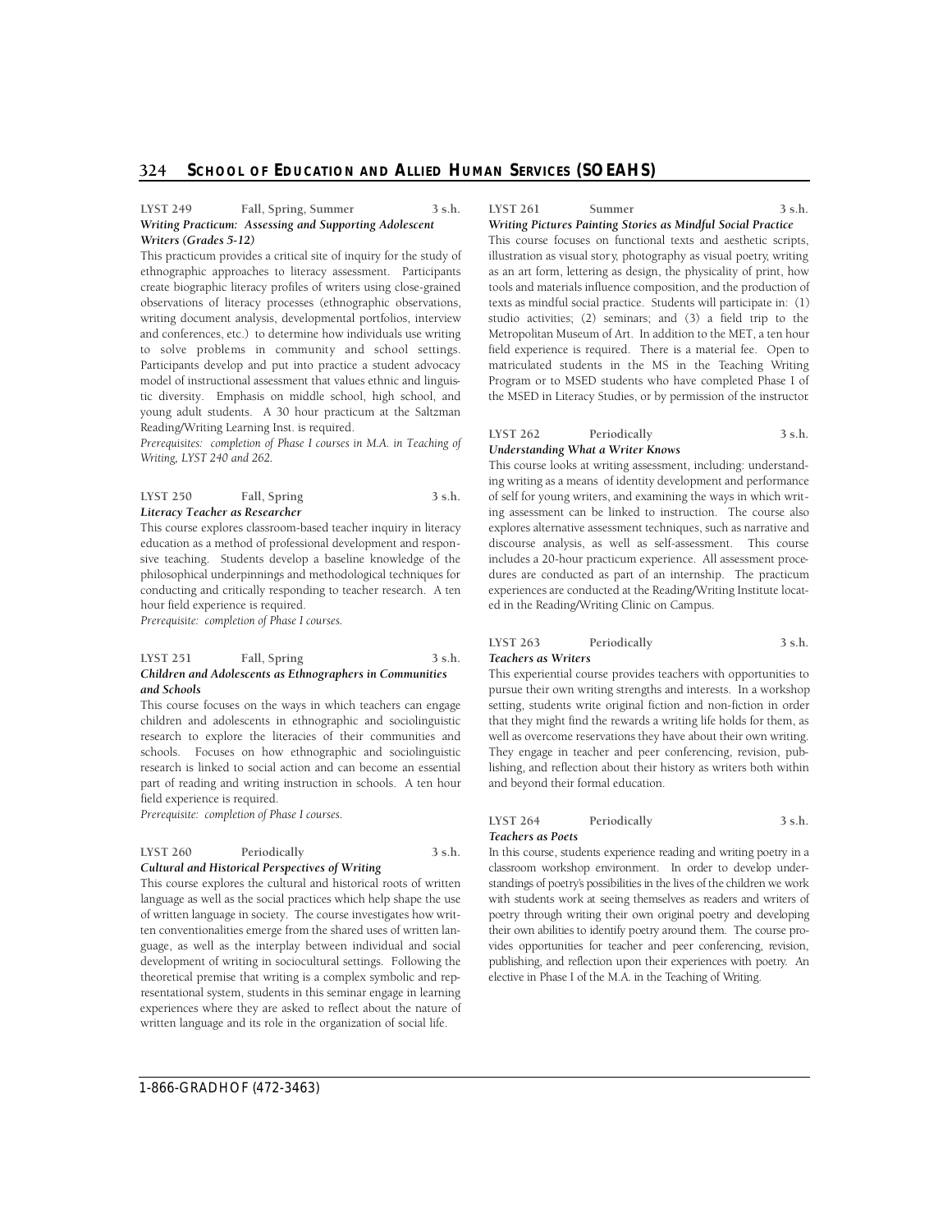**LYST 249 Fall, Spring, Summer 3 s.h.**
***Writing Practicum: Assessing and Supporting Adolescent Writers (Grades 5-12)***

This practicum provides a critical site of inquiry for the study of ethnographic approaches to literacy assessment. Participants create biographic literacy profiles of writers using close-grained observations of literacy processes (ethnographic observations, writing document analysis, developmental portfolios, interview and conferences, etc.) to determine how individuals use writing to solve problems in community and school settings. Participants develop and put into practice a student advocacy model of instructional assessment that values ethnic and linguistic diversity. Emphasis on middle school, high school, and young adult students. A 30 hour practicum at the Saltzman Reading/Writing Learning Inst. is required.

*Prerequisites: completion of Phase I courses in M.A. in Teaching of Writing, LYST 240 and 262.*

**LYST 250 Fall, Spring 3 s.h.**
***Literacy Teacher as Researcher***

This course explores classroom-based teacher inquiry in literacy education as a method of professional development and responsive teaching. Students develop a baseline knowledge of the philosophical underpinnings and methodological techniques for conducting and critically responding to teacher research. A ten hour field experience is required.

*Prerequisite: completion of Phase I courses.*

**LYST 251 Fall, Spring 3 s.h.**
***Children and Adolescents as Ethnographers in Communities and Schools***

This course focuses on the ways in which teachers can engage children and adolescents in ethnographic and sociolinguistic research to explore the literacies of their communities and schools. Focuses on how ethnographic and sociolinguistic research is linked to social action and can become an essential part of reading and writing instruction in schools. A ten hour field experience is required.

*Prerequisite: completion of Phase I courses.*

**LYST 260 Periodically 3 s.h.**
***Cultural and Historical Perspectives of Writing***

This course explores the cultural and historical roots of written language as well as the social practices which help shape the use of written language in society. The course investigates how written conventionalities emerge from the shared uses of written language, as well as the interplay between individual and social development of writing in sociocultural settings. Following the theoretical premise that writing is a complex symbolic and representational system, students in this seminar engage in learning experiences where they are asked to reflect about the nature of written language and its role in the organization of social life.

**LYST 261 Summer 3 s.h.**
***Writing Pictures Painting Stories as Mindful Social Practice***

This course focuses on functional texts and aesthetic scripts, illustration as visual story, photography as visual poetry, writing as an art form, lettering as design, the physicality of print, how tools and materials influence composition, and the production of texts as mindful social practice. Students will participate in: (1) studio activities; (2) seminars; and (3) a field trip to the Metropolitan Museum of Art. In addition to the MET, a ten hour field experience is required. There is a material fee. Open to matriculated students in the MS in the Teaching Writing Program or to MSED students who have completed Phase I of the MSED in Literacy Studies, or by permission of the instructor.

**LYST 262 Periodically 3 s.h.**
***Understanding What a Writer Knows***

This course looks at writing assessment, including: understanding writing as a means of identity development and performance of self for young writers, and examining the ways in which writing assessment can be linked to instruction. The course also explores alternative assessment techniques, such as narrative and discourse analysis, as well as self-assessment. This course includes a 20-hour practicum experience. All assessment procedures are conducted as part of an internship. The practicum experiences are conducted at the Reading/Writing Institute located in the Reading/Writing Clinic on Campus.

**LYST 263 Periodically 3 s.h.**
***Teachers as Writers***

This experiential course provides teachers with opportunities to pursue their own writing strengths and interests. In a workshop setting, students write original fiction and non-fiction in order that they might find the rewards a writing life holds for them, as well as overcome reservations they have about their own writing. They engage in teacher and peer conferencing, revision, publishing, and reflection about their history as writers both within and beyond their formal education.

**LYST 264 Periodically 3 s.h.**
***Teachers as Poets***

In this course, students experience reading and writing poetry in a classroom workshop environment. In order to develop understandings of poetry's possibilities in the lives of the children we work with students work at seeing themselves as readers and writers of poetry through writing their own original poetry and developing their own abilities to identify poetry around them. The course provides opportunities for teacher and peer conferencing, revision, publishing, and reflection upon their experiences with poetry. An elective in Phase I of the M.A. in the Teaching of Writing.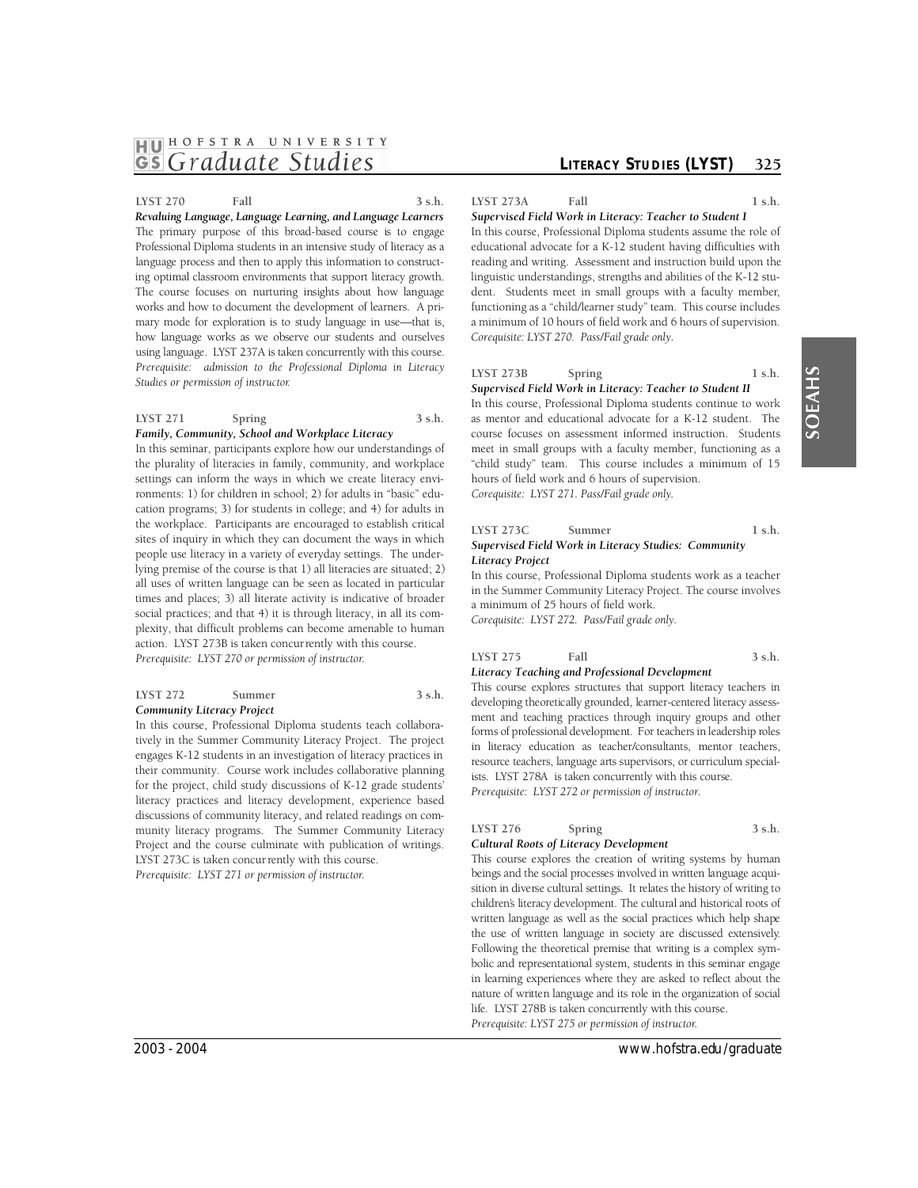**LYST 270** **Fall** **3 s.h.**
***Revaluing Language, Language Learning, and Language Learners***
The primary purpose of this broad-based course is to engage Professional Diploma students in an intensive study of literacy as a language process and then to apply this information to constructing optimal classroom environments that support literacy growth. The course focuses on nurturing insights about how language works and how to document the development of learners. A primary mode for exploration is to study language in use—that is, how language works as we observe our students and ourselves using language. LYST 237A is taken concurrently with this course.
*Prerequisite: admission to the Professional Diploma in Literacy Studies or permission of instructor.*

**LYST 271** **Spring** **3 s.h.**
***Family, Community, School and Workplace Literacy***
In this seminar, participants explore how our understandings of the plurality of literacies in family, community, and workplace settings can inform the ways in which we create literacy environments: 1) for children in school; 2) for adults in "basic" education programs; 3) for students in college; and 4) for adults in the workplace. Participants are encouraged to establish critical sites of inquiry in which they can document the ways in which people use literacy in a variety of everyday settings. The underlying premise of the course is that 1) all literacies are situated; 2) all uses of written language can be seen as located in particular times and places; 3) all literate activity is indicative of broader social practices; and that 4) it is through literacy, in all its complexity, that difficult problems can become amenable to human action. LYST 273B is taken concurrently with this course.
*Prerequisite: LYST 270 or permission of instructor.*

**LYST 272** **Summer** **3 s.h.**
***Community Literacy Project***
In this course, Professional Diploma students teach collaboratively in the Summer Community Literacy Project. The project engages K-12 students in an investigation of literacy practices in their community. Course work includes collaborative planning for the project, child study discussions of K-12 grade students' literacy practices and literacy development, experience based discussions of community literacy, and related readings on community literacy programs. The Summer Community Literacy Project and the course culminate with publication of writings. LYST 273C is taken concurrently with this course.
*Prerequisite: LYST 271 or permission of instructor.*

**LYST 273A** **Fall** **1 s.h.**
***Supervised Field Work in Literacy: Teacher to Student I***
In this course, Professional Diploma students assume the role of educational advocate for a K-12 student having difficulties with reading and writing. Assessment and instruction build upon the linguistic understandings, strengths and abilities of the K-12 student. Students meet in small groups with a faculty member, functioning as a "child/learner study" team. This course includes a minimum of 10 hours of field work and 6 hours of supervision.
*Corequisite: LYST 270. Pass/Fail grade only.*

**LYST 273B** **Spring** **1 s.h.**
***Supervised Field Work in Literacy: Teacher to Student II***
In this course, Professional Diploma students continue to work as mentor and educational advocate for a K-12 student. The course focuses on assessment informed instruction. Students meet in small groups with a faculty member, functioning as a "child study" team. This course includes a minimum of 15 hours of field work and 6 hours of supervision.
*Corequisite: LYST 271. Pass/Fail grade only.*

**LYST 273C** **Summer** **1 s.h.**
***Supervised Field Work in Literacy Studies: Community Literacy Project***
In this course, Professional Diploma students work as a teacher in the Summer Community Literacy Project. The course involves a minimum of 25 hours of field work.
*Corequisite: LYST 272. Pass/Fail grade only.*

**LYST 275** **Fall** **3 s.h.**
***Literacy Teaching and Professional Development***
This course explores structures that support literacy teachers in developing theoretically grounded, learner-centered literacy assessment and teaching practices through inquiry groups and other forms of professional development. For teachers in leadership roles in literacy education as teacher/consultants, mentor teachers, resource teachers, language arts supervisors, or curriculum specialists. LYST 278A is taken concurrently with this course.
*Prerequisite: LYST 272 or permission of instructor.*

**LYST 276** **Spring** **3 s.h.**
***Cultural Roots of Literacy Development***
This course explores the creation of writing systems by human beings and the social processes involved in written language acquisition in diverse cultural settings. It relates the history of writing to children's literacy development. The cultural and historical roots of written language as well as the social practices which help shape the use of written language in society are discussed extensively. Following the theoretical premise that writing is a complex symbolic and representational system, students in this seminar engage in learning experiences where they are asked to reflect about the nature of written language and its role in the organization of social life. LYST 278B is taken concurrently with this course.
*Prerequisite: LYST 275 or permission of instructor.*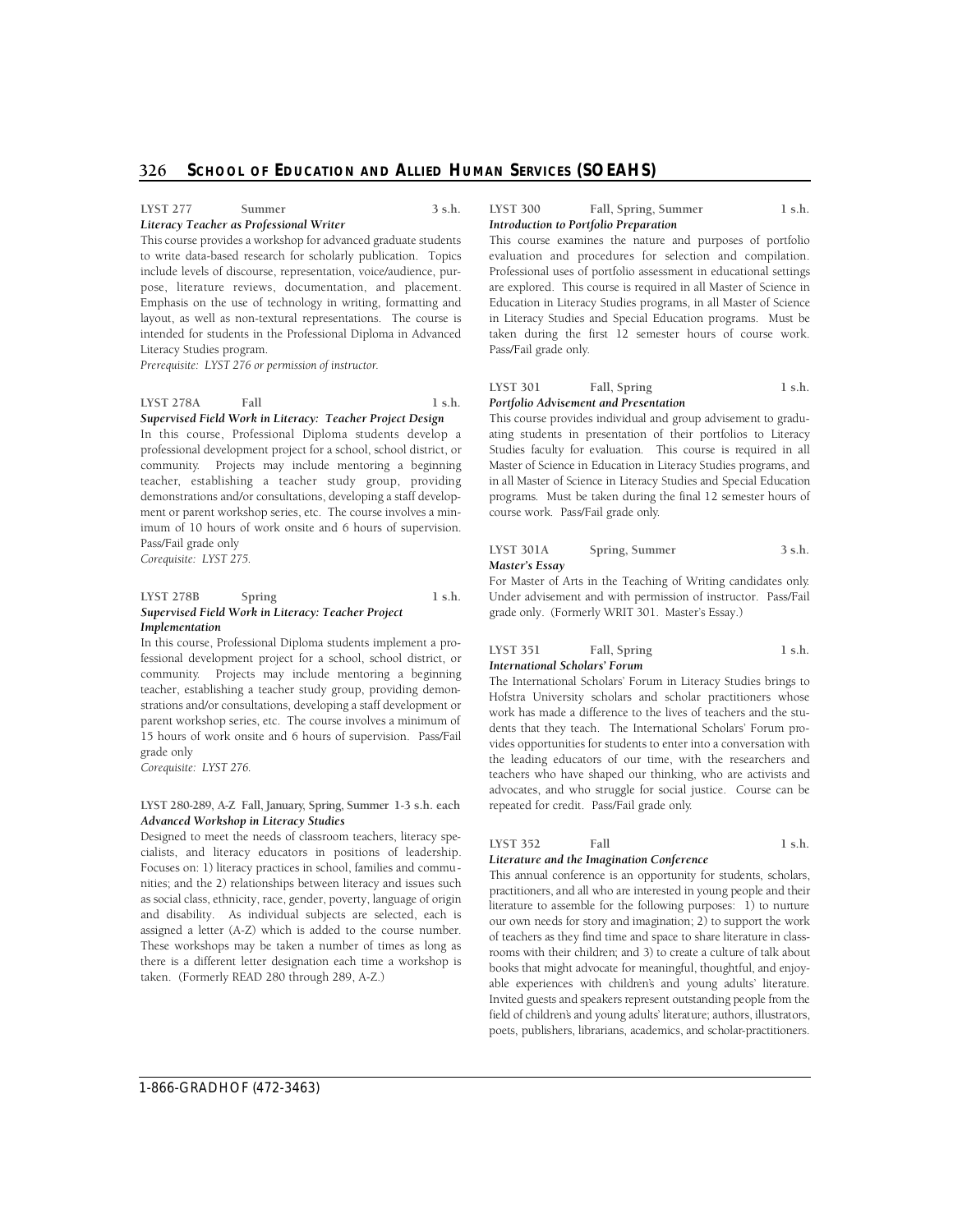**LYST 277 Summer 3 s.h.**
***Literacy Teacher as Professional Writer***

This course provides a workshop for advanced graduate students to write data-based research for scholarly publication. Topics include levels of discourse, representation, voice/audience, purpose, literature reviews, documentation, and placement. Emphasis on the use of technology in writing, formatting and layout, as well as non-textural representations. The course is intended for students in the Professional Diploma in Advanced Literacy Studies program.

*Prerequisite: LYST 276 or permission of instructor.*

**LYST 278A Fall 1 s.h.**
***Supervised Field Work in Literacy: Teacher Project Design***

In this course, Professional Diploma students develop a professional development project for a school, school district, or community. Projects may include mentoring a beginning teacher, establishing a teacher study group, providing demonstrations and/or consultations, developing a staff development or parent workshop series, etc. The course involves a minimum of 10 hours of work onsite and 6 hours of supervision. Pass/Fail grade only

*Corequisite: LYST 275.*

**LYST 278B Spring 1 s.h.**
***Supervised Field Work in Literacy: Teacher Project Implementation***

In this course, Professional Diploma students implement a professional development project for a school, school district, or community. Projects may include mentoring a beginning teacher, establishing a teacher study group, providing demonstrations and/or consultations, developing a staff development or parent workshop series, etc. The course involves a minimum of 15 hours of work onsite and 6 hours of supervision. Pass/Fail grade only

*Corequisite: LYST 276.*

**LYST 280-289, A-Z Fall, January, Spring, Summer 1-3 s.h. each**
***Advanced Workshop in Literacy Studies***

Designed to meet the needs of classroom teachers, literacy specialists, and literacy educators in positions of leadership. Focuses on: 1) literacy practices in school, families and communities; and the 2) relationships between literacy and issues such as social class, ethnicity, race, gender, poverty, language of origin and disability. As individual subjects are selected, each is assigned a letter (A-Z) which is added to the course number. These workshops may be taken a number of times as long as there is a different letter designation each time a workshop is taken. (Formerly READ 280 through 289, A-Z.)

**LYST 300 Fall, Spring, Summer 1 s.h.**
***Introduction to Portfolio Preparation***

This course examines the nature and purposes of portfolio evaluation and procedures for selection and compilation. Professional uses of portfolio assessment in educational settings are explored. This course is required in all Master of Science in Education in Literacy Studies programs, in all Master of Science in Literacy Studies and Special Education programs. Must be taken during the first 12 semester hours of course work. Pass/Fail grade only.

**LYST 301 Fall, Spring 1 s.h.**
***Portfolio Advisement and Presentation***

This course provides individual and group advisement to graduating students in presentation of their portfolios to Literacy Studies faculty for evaluation. This course is required in all Master of Science in Education in Literacy Studies programs, and in all Master of Science in Literacy Studies and Special Education programs. Must be taken during the final 12 semester hours of course work. Pass/Fail grade only.

**LYST 301A Spring, Summer 3 s.h.**
***Master's Essay***

For Master of Arts in the Teaching of Writing candidates only. Under advisement and with permission of instructor. Pass/Fail grade only. (Formerly WRIT 301. Master's Essay.)

**LYST 351 Fall, Spring 1 s.h.**
***International Scholars' Forum***

The International Scholars' Forum in Literacy Studies brings to Hofstra University scholars and scholar practitioners whose work has made a difference to the lives of teachers and the students that they teach. The International Scholars' Forum provides opportunities for students to enter into a conversation with the leading educators of our time, with the researchers and teachers who have shaped our thinking, who are activists and advocates, and who struggle for social justice. Course can be repeated for credit. Pass/Fail grade only.

**LYST 352 Fall 1 s.h.**
***Literature and the Imagination Conference***

This annual conference is an opportunity for students, scholars, practitioners, and all who are interested in young people and their literature to assemble for the following purposes: 1) to nurture our own needs for story and imagination; 2) to support the work of teachers as they find time and space to share literature in classrooms with their children; and 3) to create a culture of talk about books that might advocate for meaningful, thoughtful, and enjoyable experiences with children's and young adults' literature. Invited guests and speakers represent outstanding people from the field of children's and young adults' literature; authors, illustrators, poets, publishers, librarians, academics, and scholar-practitioners.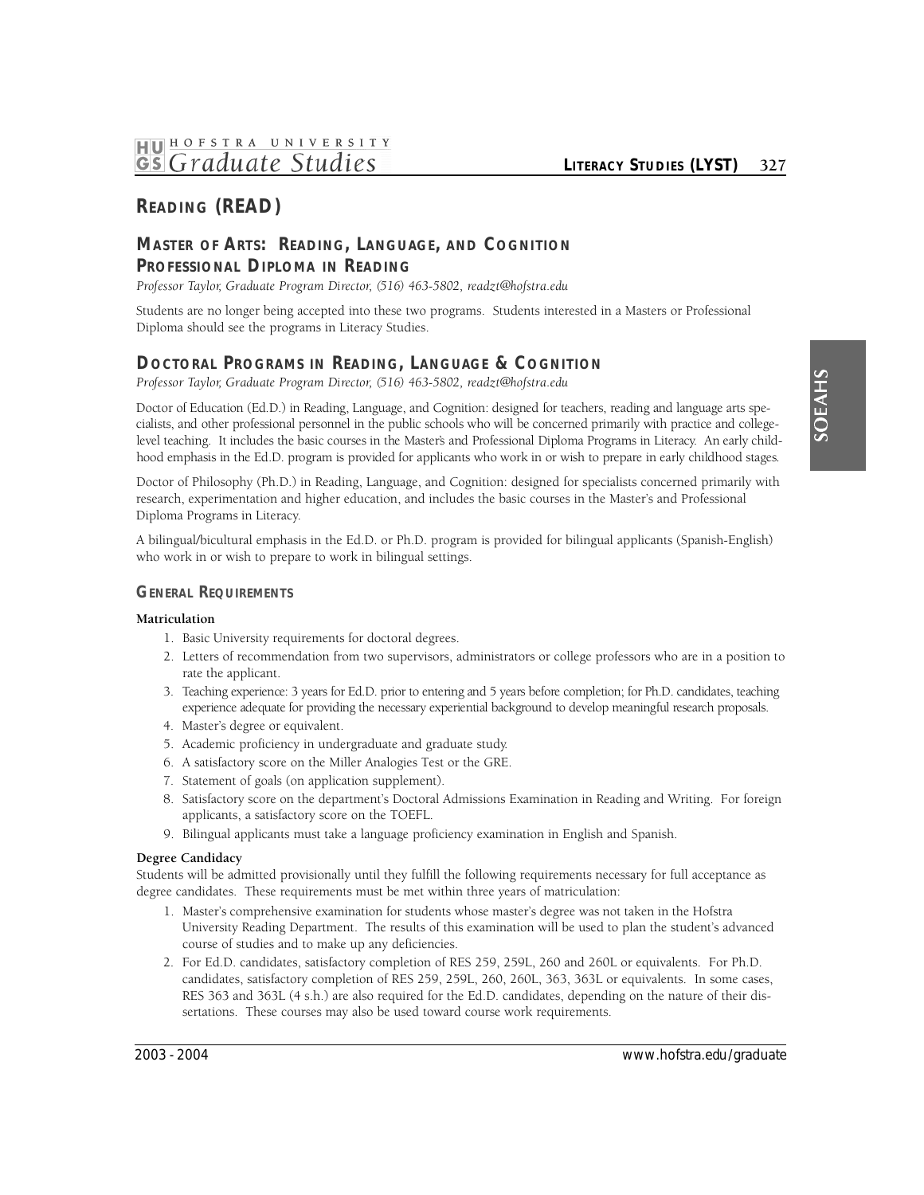# READING (READ)

## MASTER OF ARTS: READING, LANGUAGE, AND COGNITION
## PROFESSIONAL DIPLOMA IN READING

*Professor Taylor, Graduate Program Director, (516) 463-5802, readzt@hofstra.edu*

Students are no longer being accepted into these two programs. Students interested in a Masters or Professional Diploma should see the programs in Literacy Studies.

## DOCTORAL PROGRAMS IN READING, LANGUAGE & COGNITION

*Professor Taylor, Graduate Program Director, (516) 463-5802, readzt@hofstra.edu*

Doctor of Education (Ed.D.) in Reading, Language, and Cognition: designed for teachers, reading and language arts specialists, and other professional personnel in the public schools who will be concerned primarily with practice and college-level teaching. It includes the basic courses in the Master's and Professional Diploma Programs in Literacy. An early childhood emphasis in the Ed.D. program is provided for applicants who work in or wish to prepare in early childhood stages.

Doctor of Philosophy (Ph.D.) in Reading, Language, and Cognition: designed for specialists concerned primarily with research, experimentation and higher education, and includes the basic courses in the Master's and Professional Diploma Programs in Literacy.

A bilingual/bicultural emphasis in the Ed.D. or Ph.D. program is provided for bilingual applicants (Spanish-English) who work in or wish to prepare to work in bilingual settings.

### GENERAL REQUIREMENTS

**Matriculation**

1. Basic University requirements for doctoral degrees.
2. Letters of recommendation from two supervisors, administrators or college professors who are in a position to rate the applicant.
3. Teaching experience: 3 years for Ed.D. prior to entering and 5 years before completion; for Ph.D. candidates, teaching experience adequate for providing the necessary experiential background to develop meaningful research proposals.
4. Master's degree or equivalent.
5. Academic proficiency in undergraduate and graduate study.
6. A satisfactory score on the Miller Analogies Test or the GRE.
7. Statement of goals (on application supplement).
8. Satisfactory score on the department's Doctoral Admissions Examination in Reading and Writing. For foreign applicants, a satisfactory score on the TOEFL.
9. Bilingual applicants must take a language proficiency examination in English and Spanish.

**Degree Candidacy**

Students will be admitted provisionally until they fulfill the following requirements necessary for full acceptance as degree candidates. These requirements must be met within three years of matriculation:

1. Master's comprehensive examination for students whose master's degree was not taken in the Hofstra University Reading Department. The results of this examination will be used to plan the student's advanced course of studies and to make up any deficiencies.
2. For Ed.D. candidates, satisfactory completion of RES 259, 259L, 260 and 260L or equivalents. For Ph.D. candidates, satisfactory completion of RES 259, 259L, 260, 260L, 363, 363L or equivalents. In some cases, RES 363 and 363L (4 s.h.) are also required for the Ed.D. candidates, depending on the nature of their dissertations. These courses may also be used toward course work requirements.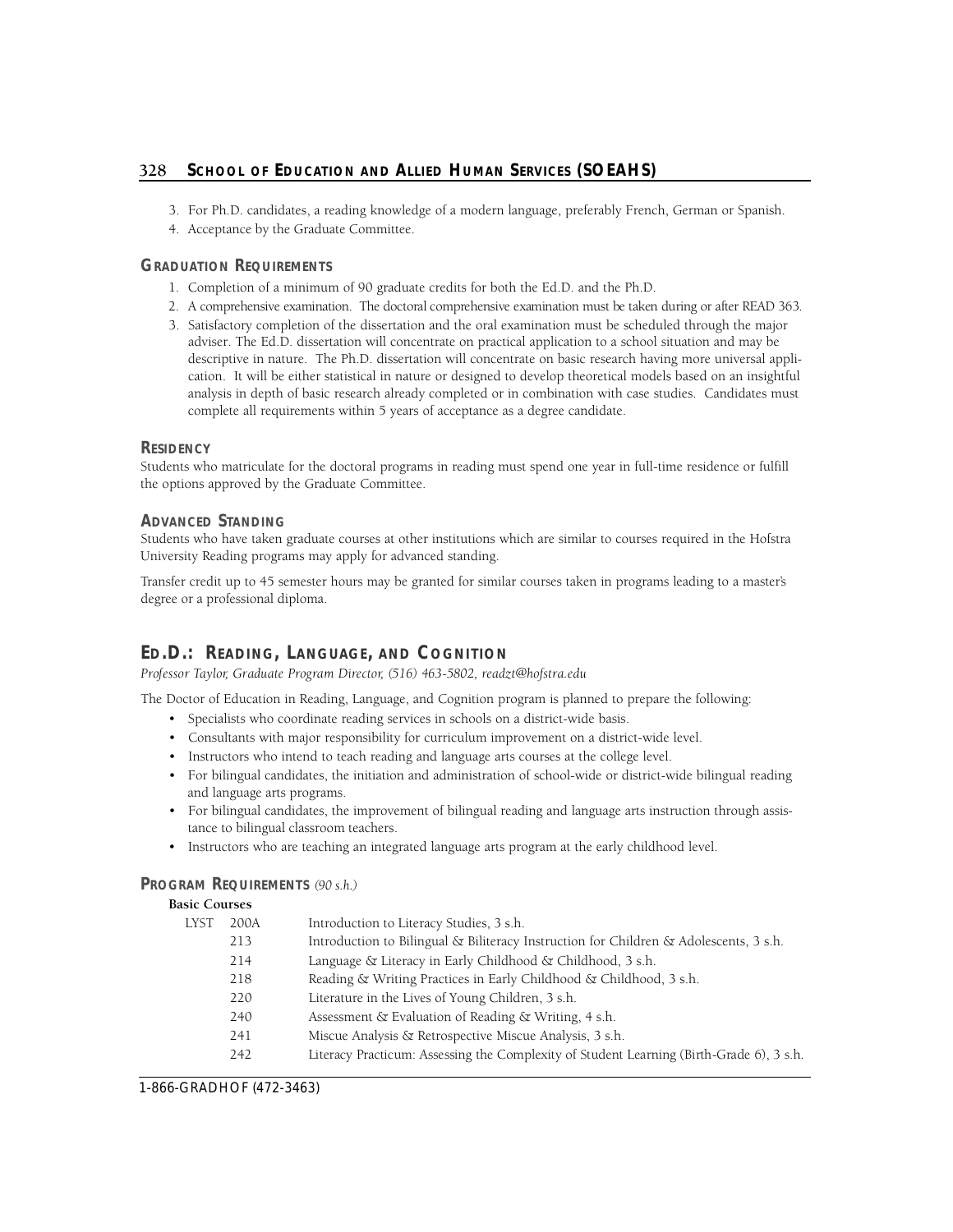3. For Ph.D. candidates, a reading knowledge of a modern language, preferably French, German or Spanish.
4. Acceptance by the Graduate Committee.

### GRADUATION REQUIREMENTS

1. Completion of a minimum of 90 graduate credits for both the Ed.D. and the Ph.D.
2. A comprehensive examination. The doctoral comprehensive examination must be taken during or after READ 363.
3. Satisfactory completion of the dissertation and the oral examination must be scheduled through the major adviser. The Ed.D. dissertation will concentrate on practical application to a school situation and may be descriptive in nature. The Ph.D. dissertation will concentrate on basic research having more universal application. It will be either statistical in nature or designed to develop theoretical models based on an insightful analysis in depth of basic research already completed or in combination with case studies. Candidates must complete all requirements within 5 years of acceptance as a degree candidate.

### RESIDENCY

Students who matriculate for the doctoral programs in reading must spend one year in full-time residence or fulfill the options approved by the Graduate Committee.

### ADVANCED STANDING

Students who have taken graduate courses at other institutions which are similar to courses required in the Hofstra University Reading programs may apply for advanced standing.

Transfer credit up to 45 semester hours may be granted for similar courses taken in programs leading to a master's degree or a professional diploma.

## ED.D.: READING, LANGUAGE, AND COGNITION

*Professor Taylor, Graduate Program Director, (516) 463-5802, readzt@hofstra.edu*

The Doctor of Education in Reading, Language, and Cognition program is planned to prepare the following:

- Specialists who coordinate reading services in schools on a district-wide basis.
- Consultants with major responsibility for curriculum improvement on a district-wide level.
- Instructors who intend to teach reading and language arts courses at the college level.
- For bilingual candidates, the initiation and administration of school-wide or district-wide bilingual reading and language arts programs.
- For bilingual candidates, the improvement of bilingual reading and language arts instruction through assistance to bilingual classroom teachers.
- Instructors who are teaching an integrated language arts program at the early childhood level.

### PROGRAM REQUIREMENTS *(90 s.h.)*

**Basic Courses**

| | | |
|---|---|---|
| LYST | 200A | Introduction to Literacy Studies, 3 s.h. |
| | 213 | Introduction to Bilingual & Biliteracy Instruction for Children & Adolescents, 3 s.h. |
| | 214 | Language & Literacy in Early Childhood & Childhood, 3 s.h. |
| | 218 | Reading & Writing Practices in Early Childhood & Childhood, 3 s.h. |
| | 220 | Literature in the Lives of Young Children, 3 s.h. |
| | 240 | Assessment & Evaluation of Reading & Writing, 4 s.h. |
| | 241 | Miscue Analysis & Retrospective Miscue Analysis, 3 s.h. |
| | 242 | Literacy Practicum: Assessing the Complexity of Student Learning (Birth-Grade 6), 3 s.h. |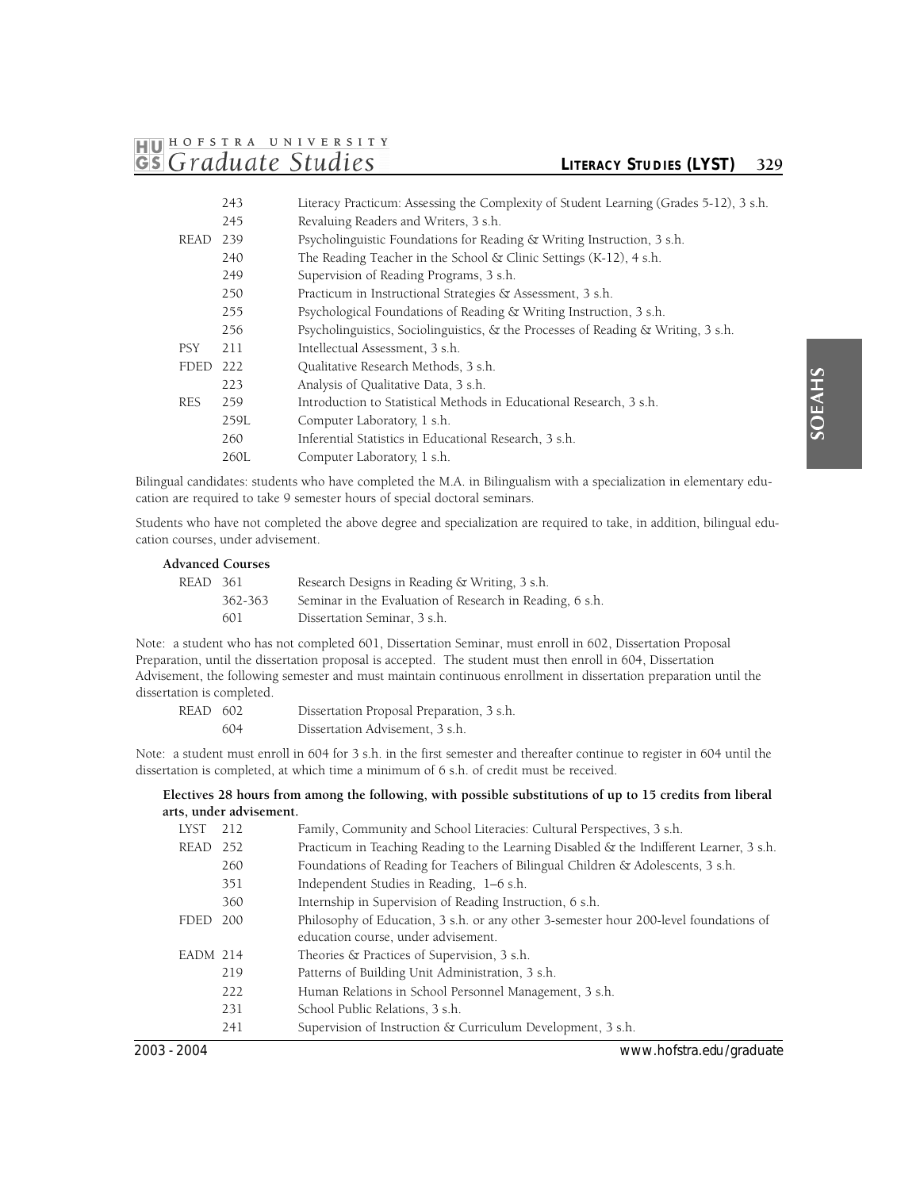| | | |
|---|---|---|
| | 243 | Literacy Practicum: Assessing the Complexity of Student Learning (Grades 5-12), 3 s.h. |
| | 245 | Revaluing Readers and Writers, 3 s.h. |
| READ | 239 | Psycholinguistic Foundations for Reading & Writing Instruction, 3 s.h. |
| | 240 | The Reading Teacher in the School & Clinic Settings (K-12), 4 s.h. |
| | 249 | Supervision of Reading Programs, 3 s.h. |
| | 250 | Practicum in Instructional Strategies & Assessment, 3 s.h. |
| | 255 | Psychological Foundations of Reading & Writing Instruction, 3 s.h. |
| | 256 | Psycholinguistics, Sociolinguistics, & the Processes of Reading & Writing, 3 s.h. |
| PSY | 211 | Intellectual Assessment, 3 s.h. |
| FDED | 222 | Qualitative Research Methods, 3 s.h. |
| | 223 | Analysis of Qualitative Data, 3 s.h. |
| RES | 259 | Introduction to Statistical Methods in Educational Research, 3 s.h. |
| | 259L | Computer Laboratory, 1 s.h. |
| | 260 | Inferential Statistics in Educational Research, 3 s.h. |
| | 260L | Computer Laboratory, 1 s.h. |

Bilingual candidates: students who have completed the M.A. in Bilingualism with a specialization in elementary education are required to take 9 semester hours of special doctoral seminars.

Students who have not completed the above degree and specialization are required to take, in addition, bilingual education courses, under advisement.

**Advanced Courses**

| | | |
|---|---|---|
| READ | 361 | Research Designs in Reading & Writing, 3 s.h. |
| | 362-363 | Seminar in the Evaluation of Research in Reading, 6 s.h. |
| | 601 | Dissertation Seminar, 3 s.h. |

Note: a student who has not completed 601, Dissertation Seminar, must enroll in 602, Dissertation Proposal Preparation, until the dissertation proposal is accepted. The student must then enroll in 604, Dissertation Advisement, the following semester and must maintain continuous enrollment in dissertation preparation until the dissertation is completed.

| | | |
|---|---|---|
| READ | 602 | Dissertation Proposal Preparation, 3 s.h. |
| | 604 | Dissertation Advisement, 3 s.h. |

Note: a student must enroll in 604 for 3 s.h. in the first semester and thereafter continue to register in 604 until the dissertation is completed, at which time a minimum of 6 s.h. of credit must be received.

**Electives 28 hours from among the following, with possible substitutions of up to 15 credits from liberal arts, under advisement.**

| | | |
|---|---|---|
| LYST | 212 | Family, Community and School Literacies: Cultural Perspectives, 3 s.h. |
| READ | 252 | Practicum in Teaching Reading to the Learning Disabled & the Indifferent Learner, 3 s.h. |
| | 260 | Foundations of Reading for Teachers of Bilingual Children & Adolescents, 3 s.h. |
| | 351 | Independent Studies in Reading, 1–6 s.h. |
| | 360 | Internship in Supervision of Reading Instruction, 6 s.h. |
| FDED | 200 | Philosophy of Education, 3 s.h. or any other 3-semester hour 200-level foundations of education course, under advisement. |
| EADM | 214 | Theories & Practices of Supervision, 3 s.h. |
| | 219 | Patterns of Building Unit Administration, 3 s.h. |
| | 222 | Human Relations in School Personnel Management, 3 s.h. |
| | 231 | School Public Relations, 3 s.h. |
| | 241 | Supervision of Instruction & Curriculum Development, 3 s.h. |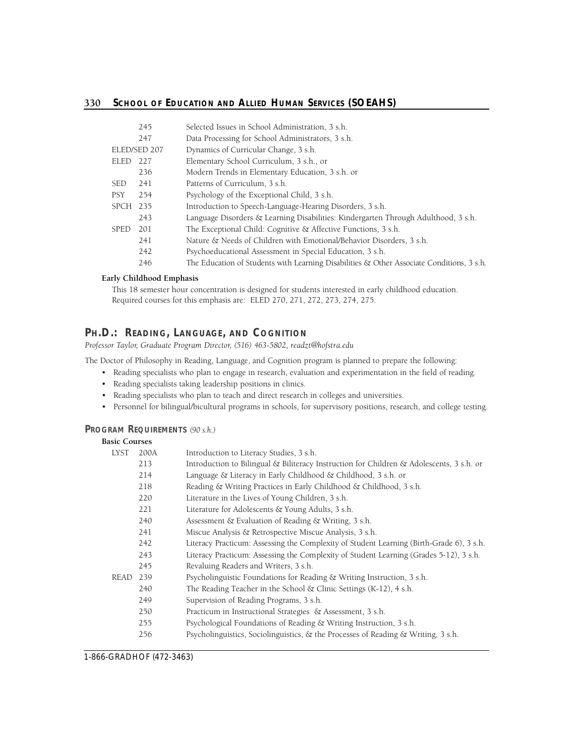| | | |
|---|---|---|
| | 245 | Selected Issues in School Administration, 3 s.h. |
| | 247 | Data Processing for School Administrators, 3 s.h. |
| ELED/SED | 207 | Dynamics of Curricular Change, 3 s.h. |
| ELED | 227 | Elementary School Curriculum, 3 s.h., or |
| | 236 | Modern Trends in Elementary Education, 3 s.h. or |
| SED | 241 | Patterns of Curriculum, 3 s.h. |
| PSY | 254 | Psychology of the Exceptional Child, 3 s.h. |
| SPCH | 235 | Introduction to Speech-Language-Hearing Disorders, 3 s.h. |
| | 243 | Language Disorders & Learning Disabilities: Kindergarten Through Adulthood, 3 s.h. |
| SPED | 201 | The Exceptional Child: Cognitive & Affective Functions, 3 s.h. |
| | 241 | Nature & Needs of Children with Emotional/Behavior Disorders, 3 s.h. |
| | 242 | Psychoeducational Assessment in Special Education, 3 s.h. |
| | 246 | The Education of Students with Learning Disabilities & Other Associate Conditions, 3 s.h. |

**Early Childhood Emphasis**

This 18 semester hour concentration is designed for students interested in early childhood education. Required courses for this emphasis are: ELED 270, 271, 272, 273, 274, 275.

## PH.D.: READING, LANGUAGE, AND COGNITION

*Professor Taylor, Graduate Program Director, (516) 463-5802, readzt@hofstra.edu*

The Doctor of Philosophy in Reading, Language, and Cognition program is planned to prepare the following:

- Reading specialists who plan to engage in research, evaluation and experimentation in the field of reading.
- Reading specialists taking leadership positions in clinics.
- Reading specialists who plan to teach and direct research in colleges and universities.
- Personnel for bilingual/bicultural programs in schools, for supervisory positions, research, and college testing.

### PROGRAM REQUIREMENTS *(90 s.h.)*

**Basic Courses**

| | | |
|---|---|---|
| LYST | 200A | Introduction to Literacy Studies, 3 s.h. |
| | 213 | Introduction to Bilingual & Biliteracy Instruction for Children & Adolescents, 3 s.h. or |
| | 214 | Language & Literacy in Early Childhood & Childhood, 3 s.h. or |
| | 218 | Reading & Writing Practices in Early Childhood & Childhood, 3 s.h. |
| | 220 | Literature in the Lives of Young Children, 3 s.h. |
| | 221 | Literature for Adolescents & Young Adults, 3 s.h. |
| | 240 | Assessment & Evaluation of Reading & Writing, 3 s.h. |
| | 241 | Miscue Analysis & Retrospective Miscue Analysis, 3 s.h. |
| | 242 | Literacy Practicum: Assessing the Complexity of Student Learning (Birth-Grade 6), 3 s.h. |
| | 243 | Literacy Practicum: Assessing the Complexity of Student Learning (Grades 5-12), 3 s.h. |
| | 245 | Revaluing Readers and Writers, 3 s.h. |
| READ | 239 | Psycholinguistic Foundations for Reading & Writing Instruction, 3 s.h. |
| | 240 | The Reading Teacher in the School & Clinic Settings (K-12), 4 s.h. |
| | 249 | Supervision of Reading Programs, 3 s.h. |
| | 250 | Practicum in Instructional Strategies & Assessment, 3 s.h. |
| | 255 | Psychological Foundations of Reading & Writing Instruction, 3 s.h. |
| | 256 | Psycholinguistics, Sociolinguistics, & the Processes of Reading & Writing, 3 s.h. |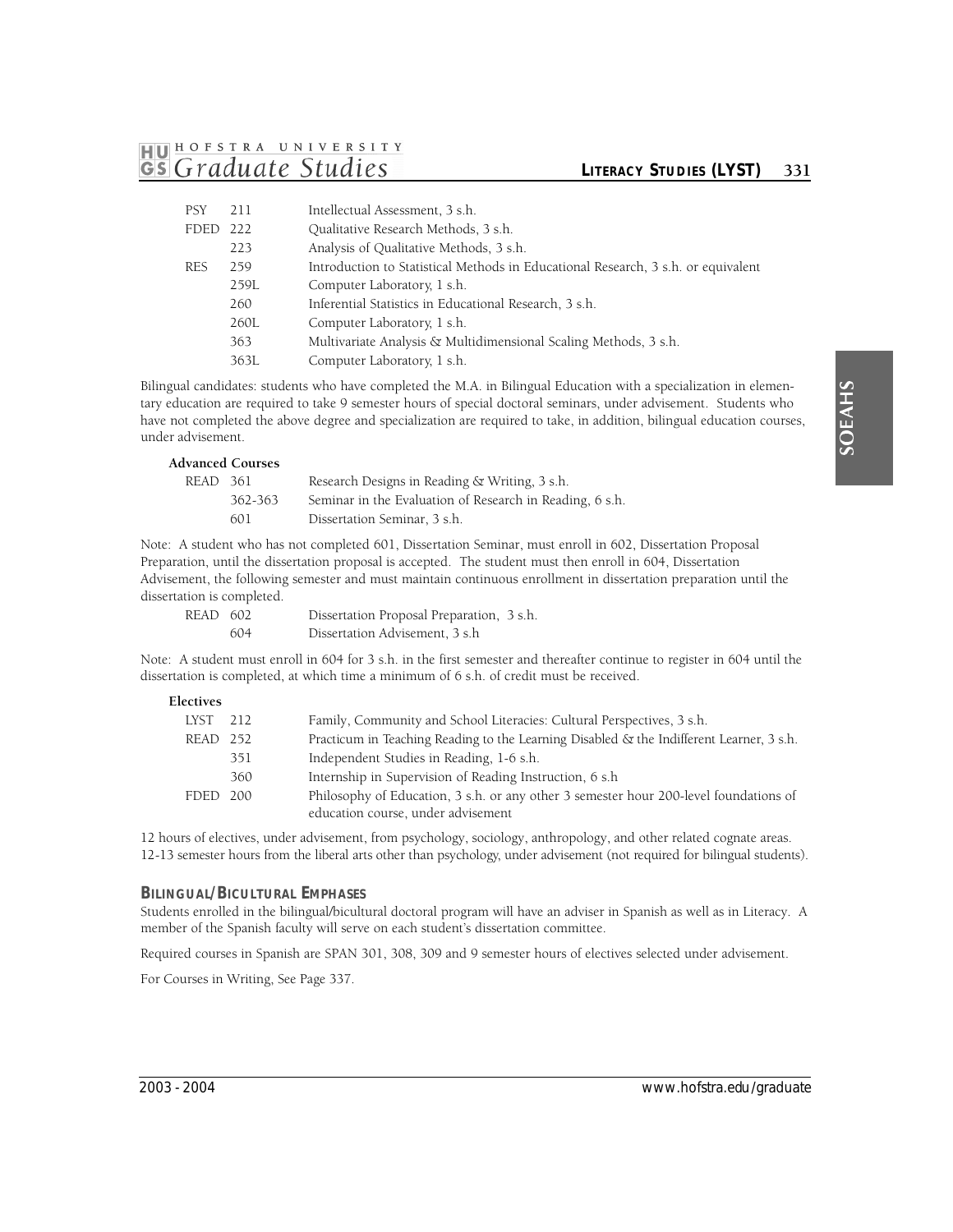| | | |
|---|---|---|
| PSY | 211 | Intellectual Assessment, 3 s.h. |
| FDED | 222 | Qualitative Research Methods, 3 s.h. |
| | 223 | Analysis of Qualitative Methods, 3 s.h. |
| RES | 259 | Introduction to Statistical Methods in Educational Research, 3 s.h. or equivalent |
| | 259L | Computer Laboratory, 1 s.h. |
| | 260 | Inferential Statistics in Educational Research, 3 s.h. |
| | 260L | Computer Laboratory, 1 s.h. |
| | 363 | Multivariate Analysis & Multidimensional Scaling Methods, 3 s.h. |
| | 363L | Computer Laboratory, 1 s.h. |

Bilingual candidates: students who have completed the M.A. in Bilingual Education with a specialization in elementary education are required to take 9 semester hours of special doctoral seminars, under advisement. Students who have not completed the above degree and specialization are required to take, in addition, bilingual education courses, under advisement.

**Advanced Courses**

| | | |
|---|---|---|
| READ | 361 | Research Designs in Reading & Writing, 3 s.h. |
| | 362-363 | Seminar in the Evaluation of Research in Reading, 6 s.h. |
| | 601 | Dissertation Seminar, 3 s.h. |

Note: A student who has not completed 601, Dissertation Seminar, must enroll in 602, Dissertation Proposal Preparation, until the dissertation proposal is accepted. The student must then enroll in 604, Dissertation Advisement, the following semester and must maintain continuous enrollment in dissertation preparation until the dissertation is completed.

| | | |
|---|---|---|
| READ | 602 | Dissertation Proposal Preparation, 3 s.h. |
| | 604 | Dissertation Advisement, 3 s.h |

Note: A student must enroll in 604 for 3 s.h. in the first semester and thereafter continue to register in 604 until the dissertation is completed, at which time a minimum of 6 s.h. of credit must be received.

**Electives**

| | | |
|---|---|---|
| LYST | 212 | Family, Community and School Literacies: Cultural Perspectives, 3 s.h. |
| READ | 252 | Practicum in Teaching Reading to the Learning Disabled & the Indifferent Learner, 3 s.h. |
| | 351 | Independent Studies in Reading, 1-6 s.h. |
| | 360 | Internship in Supervision of Reading Instruction, 6 s.h |
| FDED | 200 | Philosophy of Education, 3 s.h. or any other 3 semester hour 200-level foundations of education course, under advisement |

12 hours of electives, under advisement, from psychology, sociology, anthropology, and other related cognate areas.
12-13 semester hours from the liberal arts other than psychology, under advisement (not required for bilingual students).

### Bilingual/Bicultural Emphases

Students enrolled in the bilingual/bicultural doctoral program will have an adviser in Spanish as well as in Literacy. A member of the Spanish faculty will serve on each student's dissertation committee.

Required courses in Spanish are SPAN 301, 308, 309 and 9 semester hours of electives selected under advisement.

For Courses in Writing, See Page 337.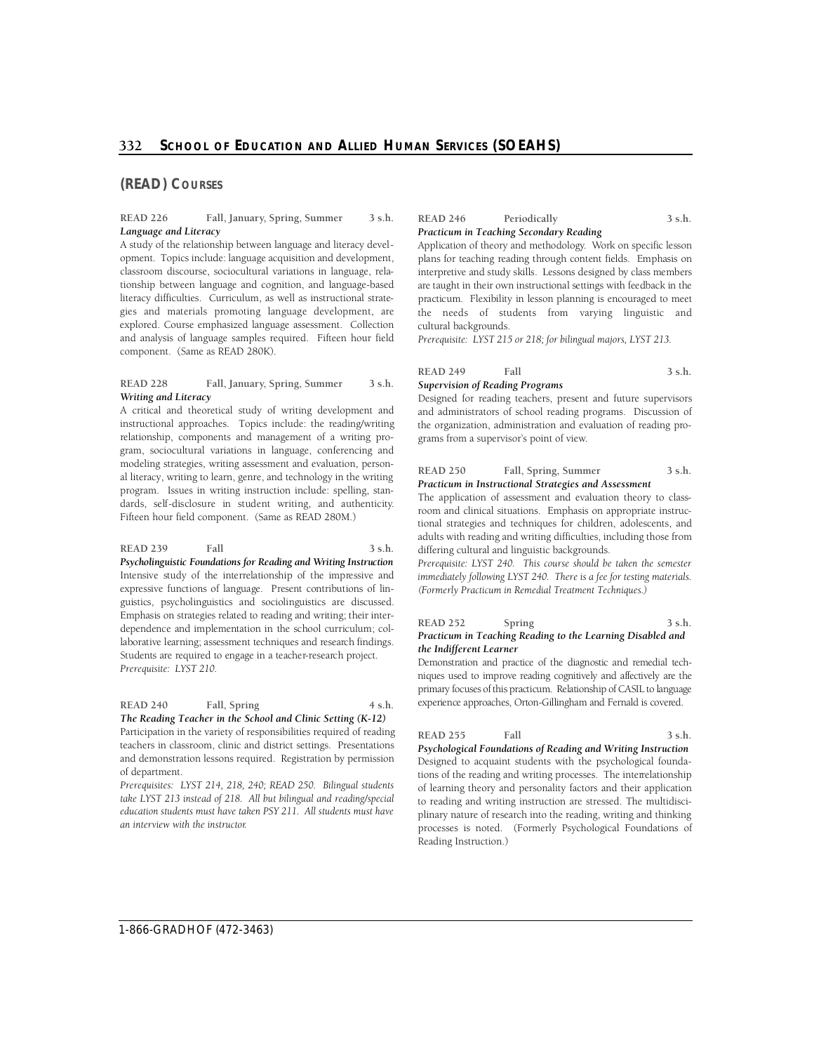## (READ) Courses

**READ 226 — Fall, January, Spring, Summer — 3 s.h.**
***Language and Literacy***

A study of the relationship between language and literacy development. Topics include: language acquisition and development, classroom discourse, sociocultural variations in language, relationship between language and cognition, and language-based literacy difficulties. Curriculum, as well as instructional strategies and materials promoting language development, are explored. Course emphasized language assessment. Collection and analysis of language samples required. Fifteen hour field component. (Same as READ 280K).

**READ 228 — Fall, January, Spring, Summer — 3 s.h.**
***Writing and Literacy***

A critical and theoretical study of writing development and instructional approaches. Topics include: the reading/writing relationship, components and management of a writing program, sociocultural variations in language, conferencing and modeling strategies, writing assessment and evaluation, personal literacy, writing to learn, genre, and technology in the writing program. Issues in writing instruction include: spelling, standards, self-disclosure in student writing, and authenticity. Fifteen hour field component. (Same as READ 280M.)

**READ 239 — Fall — 3 s.h.**
***Psycholinguistic Foundations for Reading and Writing Instruction***

Intensive study of the interrelationship of the impressive and expressive functions of language. Present contributions of linguistics, psycholinguistics and sociolinguistics are discussed. Emphasis on strategies related to reading and writing; their interdependence and implementation in the school curriculum; collaborative learning; assessment techniques and research findings. Students are required to engage in a teacher-research project.

*Prerequisite: LYST 210.*

**READ 240 — Fall, Spring — 4 s.h.**
***The Reading Teacher in the School and Clinic Setting (K-12)***

Participation in the variety of responsibilities required of reading teachers in classroom, clinic and district settings. Presentations and demonstration lessons required. Registration by permission of department.

*Prerequisites: LYST 214, 218, 240; READ 250. Bilingual students take LYST 213 instead of 218. All but bilingual and reading/special education students must have taken PSY 211. All students must have an interview with the instructor.*

**READ 246 — Periodically — 3 s.h.**
***Practicum in Teaching Secondary Reading***

Application of theory and methodology. Work on specific lesson plans for teaching reading through content fields. Emphasis on interpretive and study skills. Lessons designed by class members are taught in their own instructional settings with feedback in the practicum. Flexibility in lesson planning is encouraged to meet the needs of students from varying linguistic and cultural backgrounds.

*Prerequisite: LYST 215 or 218; for bilingual majors, LYST 213.*

**READ 249 — Fall — 3 s.h.**
***Supervision of Reading Programs***

Designed for reading teachers, present and future supervisors and administrators of school reading programs. Discussion of the organization, administration and evaluation of reading programs from a supervisor's point of view.

**READ 250 — Fall, Spring, Summer — 3 s.h.**
***Practicum in Instructional Strategies and Assessment***

The application of assessment and evaluation theory to classroom and clinical situations. Emphasis on appropriate instructional strategies and techniques for children, adolescents, and adults with reading and writing difficulties, including those from differing cultural and linguistic backgrounds.

*Prerequisite: LYST 240. This course should be taken the semester immediately following LYST 240. There is a fee for testing materials. (Formerly Practicum in Remedial Treatment Techniques.)*

**READ 252 — Spring — 3 s.h.**
***Practicum in Teaching Reading to the Learning Disabled and the Indifferent Learner***

Demonstration and practice of the diagnostic and remedial techniques used to improve reading cognitively and affectively are the primary focuses of this practicum. Relationship of CASIL to language experience approaches, Orton-Gillingham and Fernald is covered.

**READ 255 — Fall — 3 s.h.**
***Psychological Foundations of Reading and Writing Instruction***

Designed to acquaint students with the psychological foundations of the reading and writing processes. The interrelationship of learning theory and personality factors and their application to reading and writing instruction are stressed. The multidisciplinary nature of research into the reading, writing and thinking processes is noted. (Formerly Psychological Foundations of Reading Instruction.)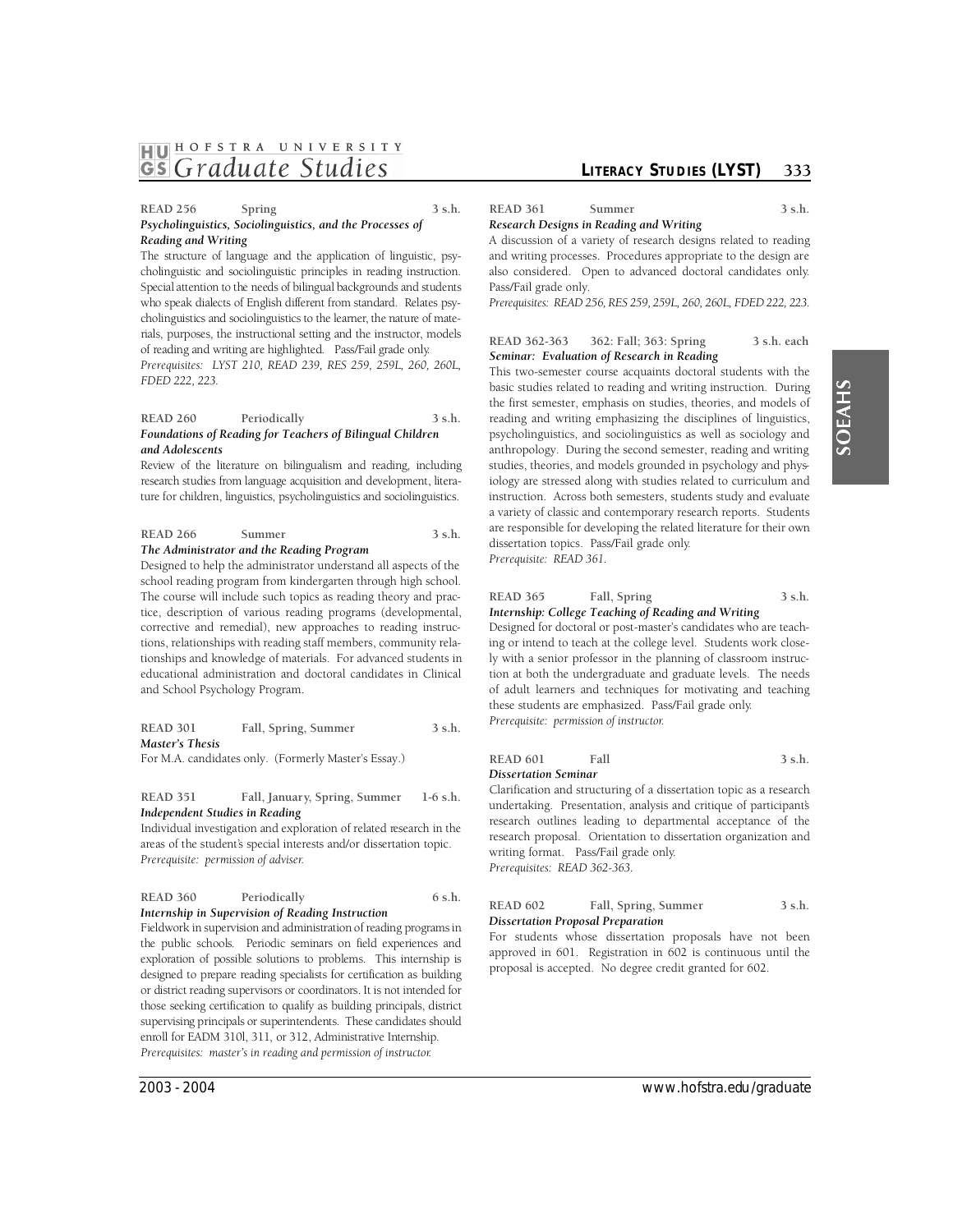**READ 256 Spring 3 s.h.**
***Psycholinguistics, Sociolinguistics, and the Processes of Reading and Writing***

The structure of language and the application of linguistic, psycholinguistic and sociolinguistic principles in reading instruction. Special attention to the needs of bilingual backgrounds and students who speak dialects of English different from standard. Relates psycholinguistics and sociolinguistics to the learner, the nature of materials, purposes, the instructional setting and the instructor, models of reading and writing are highlighted. Pass/Fail grade only.
*Prerequisites: LYST 210, READ 239, RES 259, 259L, 260, 260L, FDED 222, 223.*

**READ 260 Periodically 3 s.h.**
***Foundations of Reading for Teachers of Bilingual Children and Adolescents***

Review of the literature on bilingualism and reading, including research studies from language acquisition and development, literature for children, linguistics, psycholinguistics and sociolinguistics.

**READ 266 Summer 3 s.h.**
***The Administrator and the Reading Program***

Designed to help the administrator understand all aspects of the school reading program from kindergarten through high school. The course will include such topics as reading theory and practice, description of various reading programs (developmental, corrective and remedial), new approaches to reading instructions, relationships with reading staff members, community relationships and knowledge of materials. For advanced students in educational administration and doctoral candidates in Clinical and School Psychology Program.

**READ 301 Fall, Spring, Summer 3 s.h.**
***Master's Thesis***

For M.A. candidates only. (Formerly Master's Essay.)

**READ 351 Fall, January, Spring, Summer 1-6 s.h.**
***Independent Studies in Reading***

Individual investigation and exploration of related research in the areas of the student's special interests and/or dissertation topic.
*Prerequisite: permission of adviser.*

**READ 360 Periodically 6 s.h.**
***Internship in Supervision of Reading Instruction***

Fieldwork in supervision and administration of reading programs in the public schools. Periodic seminars on field experiences and exploration of possible solutions to problems. This internship is designed to prepare reading specialists for certification as building or district reading supervisors or coordinators. It is not intended for those seeking certification to qualify as building principals, district supervising principals or superintendents. These candidates should enroll for EADM 310l, 311, or 312, Administrative Internship.
*Prerequisites: master's in reading and permission of instructor.*

**READ 361 Summer 3 s.h.**
***Research Designs in Reading and Writing***

A discussion of a variety of research designs related to reading and writing processes. Procedures appropriate to the design are also considered. Open to advanced doctoral candidates only. Pass/Fail grade only.
*Prerequisites: READ 256, RES 259, 259L, 260, 260L, FDED 222, 223.*

**READ 362-363 362: Fall; 363: Spring 3 s.h. each**
***Seminar: Evaluation of Research in Reading***

This two-semester course acquaints doctoral students with the basic studies related to reading and writing instruction. During the first semester, emphasis on studies, theories, and models of reading and writing emphasizing the disciplines of linguistics, psycholinguistics, and sociolinguistics as well as sociology and anthropology. During the second semester, reading and writing studies, theories, and models grounded in psychology and physiology are stressed along with studies related to curriculum and instruction. Across both semesters, students study and evaluate a variety of classic and contemporary research reports. Students are responsible for developing the related literature for their own dissertation topics. Pass/Fail grade only.
*Prerequisite: READ 361.*

**READ 365 Fall, Spring 3 s.h.**
***Internship: College Teaching of Reading and Writing***

Designed for doctoral or post-master's candidates who are teaching or intend to teach at the college level. Students work closely with a senior professor in the planning of classroom instruction at both the undergraduate and graduate levels. The needs of adult learners and techniques for motivating and teaching these students are emphasized. Pass/Fail grade only.
*Prerequisite: permission of instructor.*

**READ 601 Fall 3 s.h.**
***Dissertation Seminar***

Clarification and structuring of a dissertation topic as a research undertaking. Presentation, analysis and critique of participant's research outlines leading to departmental acceptance of the research proposal. Orientation to dissertation organization and writing format. Pass/Fail grade only.
*Prerequisites: READ 362-363.*

**READ 602 Fall, Spring, Summer 3 s.h.**
***Dissertation Proposal Preparation***

For students whose dissertation proposals have not been approved in 601. Registration in 602 is continuous until the proposal is accepted. No degree credit granted for 602.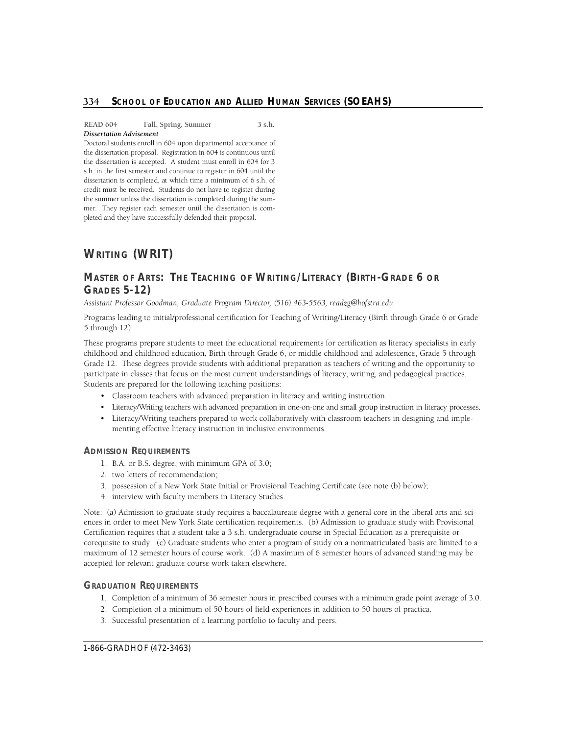**READ 604 Fall, Spring, Summer 3 s.h.**
***Dissertation Advisement***
Doctoral students enroll in 604 upon departmental acceptance of the dissertation proposal. Registration in 604 is continuous until the dissertation is accepted. A student must enroll in 604 for 3 s.h. in the first semester and continue to register in 604 until the dissertation is completed, at which time a minimum of 6 s.h. of credit must be received. Students do not have to register during the summer unless the dissertation is completed during the summer. They register each semester until the dissertation is completed and they have successfully defended their proposal.

# WRITING (WRIT)

## MASTER OF ARTS: THE TEACHING OF WRITING/LITERACY (BIRTH-GRADE 6 OR GRADES 5-12)

*Assistant Professor Goodman, Graduate Program Director, (516) 463-5563, readzg@hofstra.edu*

Programs leading to initial/professional certification for Teaching of Writing/Literacy (Birth through Grade 6 or Grade 5 through 12)

These programs prepare students to meet the educational requirements for certification as literacy specialists in early childhood and childhood education, Birth through Grade 6, or middle childhood and adolescence, Grade 5 through Grade 12. These degrees provide students with additional preparation as teachers of writing and the opportunity to participate in classes that focus on the most current understandings of literacy, writing, and pedagogical practices. Students are prepared for the following teaching positions:

- Classroom teachers with advanced preparation in literacy and writing instruction.
- Literacy/Writing teachers with advanced preparation in one-on-one and small group instruction in literacy processes.
- Literacy/Writing teachers prepared to work collaboratively with classroom teachers in designing and implementing effective literacy instruction in inclusive environments.

### ADMISSION REQUIREMENTS

1. B.A. or B.S. degree, with minimum GPA of 3.0;
2. two letters of recommendation;
3. possession of a New York State Initial or Provisional Teaching Certificate (see note (b) below);
4. interview with faculty members in Literacy Studies.

Note: (a) Admission to graduate study requires a baccalaureate degree with a general core in the liberal arts and sciences in order to meet New York State certification requirements. (b) Admission to graduate study with Provisional Certification requires that a student take a 3 s.h. undergraduate course in Special Education as a prerequisite or corequisite to study. (c) Graduate students who enter a program of study on a nonmatriculated basis are limited to a maximum of 12 semester hours of course work. (d) A maximum of 6 semester hours of advanced standing may be accepted for relevant graduate course work taken elsewhere.

### GRADUATION REQUIREMENTS

1. Completion of a minimum of 36 semester hours in prescribed courses with a minimum grade point average of 3.0.
2. Completion of a minimum of 50 hours of field experiences in addition to 50 hours of practica.
3. Successful presentation of a learning portfolio to faculty and peers.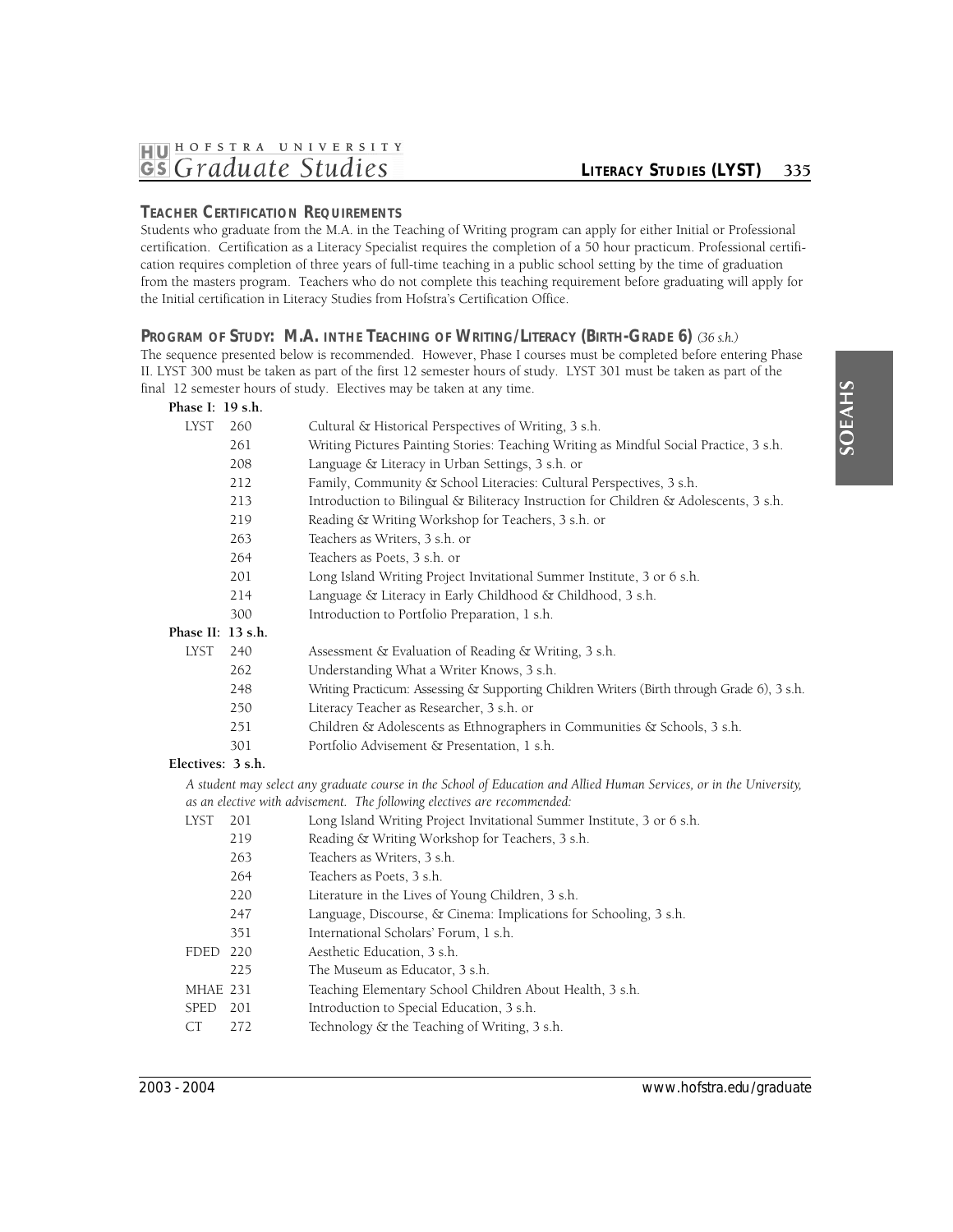## TEACHER CERTIFICATION REQUIREMENTS

Students who graduate from the M.A. in the Teaching of Writing program can apply for either Initial or Professional certification. Certification as a Literacy Specialist requires the completion of a 50 hour practicum. Professional certification requires completion of three years of full-time teaching in a public school setting by the time of graduation from the masters program. Teachers who do not complete this teaching requirement before graduating will apply for the Initial certification in Literacy Studies from Hofstra's Certification Office.

## PROGRAM OF STUDY: M.A. IN THE TEACHING OF WRITING/LITERACY (BIRTH-GRADE 6) *(36 s.h.)*

The sequence presented below is recommended. However, Phase I courses must be completed before entering Phase II. LYST 300 must be taken as part of the first 12 semester hours of study. LYST 301 must be taken as part of the final 12 semester hours of study. Electives may be taken at any time.

**Phase I: 19 s.h.**

| | | |
|---|---|---|
| LYST | 260 | Cultural & Historical Perspectives of Writing, 3 s.h. |
| | 261 | Writing Pictures Painting Stories: Teaching Writing as Mindful Social Practice, 3 s.h. |
| | 208 | Language & Literacy in Urban Settings, 3 s.h. or |
| | 212 | Family, Community & School Literacies: Cultural Perspectives, 3 s.h. |
| | 213 | Introduction to Bilingual & Biliteracy Instruction for Children & Adolescents, 3 s.h. |
| | 219 | Reading & Writing Workshop for Teachers, 3 s.h. or |
| | 263 | Teachers as Writers, 3 s.h. or |
| | 264 | Teachers as Poets, 3 s.h. or |
| | 201 | Long Island Writing Project Invitational Summer Institute, 3 or 6 s.h. |
| | 214 | Language & Literacy in Early Childhood & Childhood, 3 s.h. |
| | 300 | Introduction to Portfolio Preparation, 1 s.h. |

**Phase II: 13 s.h.**

| | | |
|---|---|---|
| LYST | 240 | Assessment & Evaluation of Reading & Writing, 3 s.h. |
| | 262 | Understanding What a Writer Knows, 3 s.h. |
| | 248 | Writing Practicum: Assessing & Supporting Children Writers (Birth through Grade 6), 3 s.h. |
| | 250 | Literacy Teacher as Researcher, 3 s.h. or |
| | 251 | Children & Adolescents as Ethnographers in Communities & Schools, 3 s.h. |
| | 301 | Portfolio Advisement & Presentation, 1 s.h. |

**Electives: 3 s.h.**

*A student may select any graduate course in the School of Education and Allied Human Services, or in the University, as an elective with advisement. The following electives are recommended:*

| | | |
|---|---|---|
| LYST | 201 | Long Island Writing Project Invitational Summer Institute, 3 or 6 s.h. |
| | 219 | Reading & Writing Workshop for Teachers, 3 s.h. |
| | 263 | Teachers as Writers, 3 s.h. |
| | 264 | Teachers as Poets, 3 s.h. |
| | 220 | Literature in the Lives of Young Children, 3 s.h. |
| | 247 | Language, Discourse, & Cinema: Implications for Schooling, 3 s.h. |
| | 351 | International Scholars' Forum, 1 s.h. |
| FDED | 220 | Aesthetic Education, 3 s.h. |
| | 225 | The Museum as Educator, 3 s.h. |
| MHAE | 231 | Teaching Elementary School Children About Health, 3 s.h. |
| SPED | 201 | Introduction to Special Education, 3 s.h. |
| CT | 272 | Technology & the Teaching of Writing, 3 s.h. |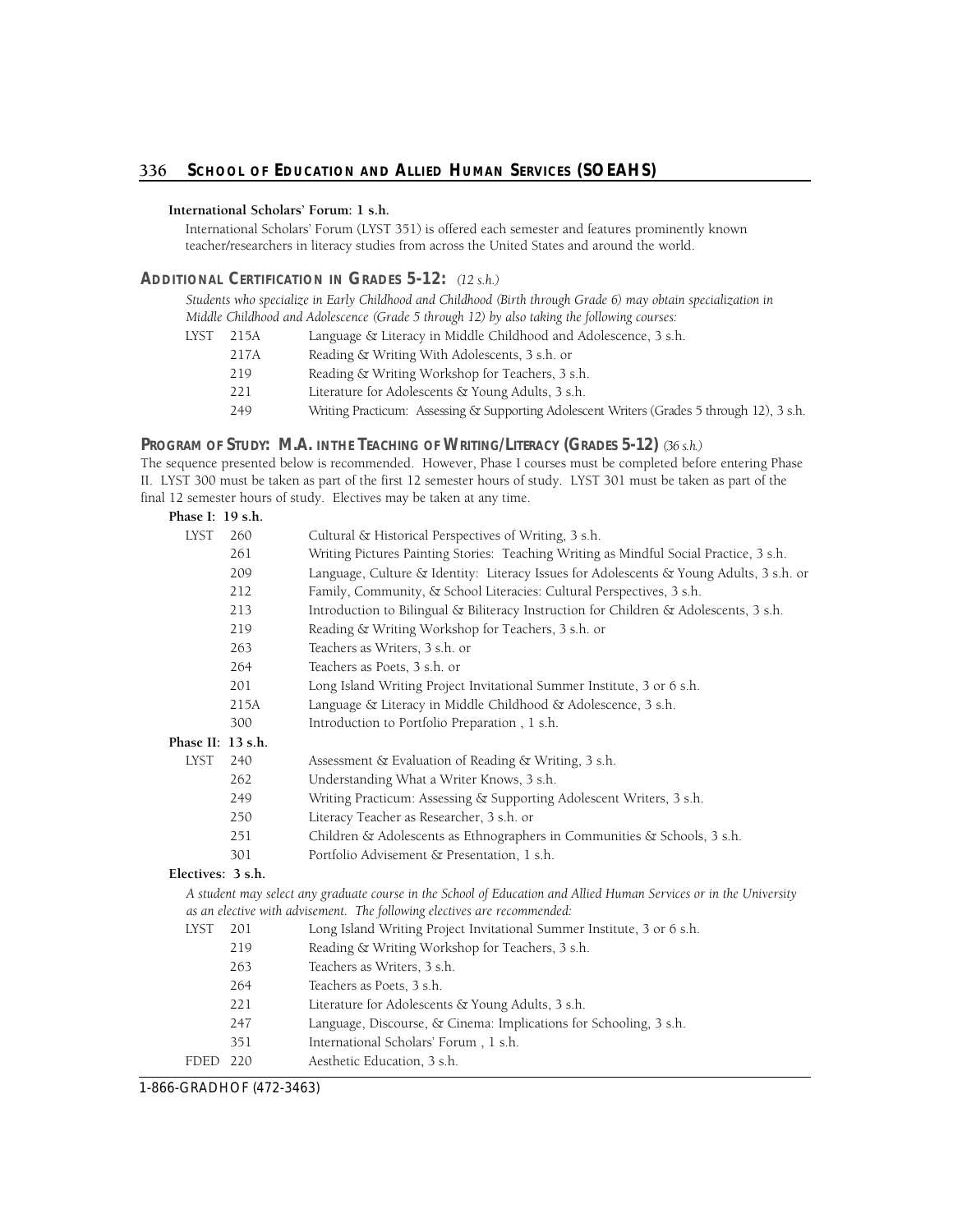**International Scholars' Forum: 1 s.h.**

International Scholars' Forum (LYST 351) is offered each semester and features prominently known teacher/researchers in literacy studies from across the United States and around the world.

## ADDITIONAL CERTIFICATION IN GRADES 5-12: *(12 s.h.)*

*Students who specialize in Early Childhood and Childhood (Birth through Grade 6) may obtain specialization in Middle Childhood and Adolescence (Grade 5 through 12) by also taking the following courses:*

| | | |
|---|---|---|
| LYST | 215A | Language & Literacy in Middle Childhood and Adolescence, 3 s.h. |
| | 217A | Reading & Writing With Adolescents, 3 s.h. or |
| | 219 | Reading & Writing Workshop for Teachers, 3 s.h. |
| | 221 | Literature for Adolescents & Young Adults, 3 s.h. |
| | 249 | Writing Practicum: Assessing & Supporting Adolescent Writers (Grades 5 through 12), 3 s.h. |

## PROGRAM OF STUDY: M.A. IN THE TEACHING OF WRITING/LITERACY (GRADES 5-12) *(36 s.h.)*

The sequence presented below is recommended. However, Phase I courses must be completed before entering Phase II. LYST 300 must be taken as part of the first 12 semester hours of study. LYST 301 must be taken as part of the final 12 semester hours of study. Electives may be taken at any time.

**Phase I: 19 s.h.**

| | | |
|---|---|---|
| LYST | 260 | Cultural & Historical Perspectives of Writing, 3 s.h. |
| | 261 | Writing Pictures Painting Stories: Teaching Writing as Mindful Social Practice, 3 s.h. |
| | 209 | Language, Culture & Identity: Literacy Issues for Adolescents & Young Adults, 3 s.h. or |
| | 212 | Family, Community, & School Literacies: Cultural Perspectives, 3 s.h. |
| | 213 | Introduction to Bilingual & Biliteracy Instruction for Children & Adolescents, 3 s.h. |
| | 219 | Reading & Writing Workshop for Teachers, 3 s.h. or |
| | 263 | Teachers as Writers, 3 s.h. or |
| | 264 | Teachers as Poets, 3 s.h. or |
| | 201 | Long Island Writing Project Invitational Summer Institute, 3 or 6 s.h. |
| | 215A | Language & Literacy in Middle Childhood & Adolescence, 3 s.h. |
| | 300 | Introduction to Portfolio Preparation , 1 s.h. |

**Phase II: 13 s.h.**

| | | |
|---|---|---|
| LYST | 240 | Assessment & Evaluation of Reading & Writing, 3 s.h. |
| | 262 | Understanding What a Writer Knows, 3 s.h. |
| | 249 | Writing Practicum: Assessing & Supporting Adolescent Writers, 3 s.h. |
| | 250 | Literacy Teacher as Researcher, 3 s.h. or |
| | 251 | Children & Adolescents as Ethnographers in Communities & Schools, 3 s.h. |
| | 301 | Portfolio Advisement & Presentation, 1 s.h. |

**Electives: 3 s.h.**

*A student may select any graduate course in the School of Education and Allied Human Services or in the University as an elective with advisement. The following electives are recommended:*

| | | |
|---|---|---|
| LYST | 201 | Long Island Writing Project Invitational Summer Institute, 3 or 6 s.h. |
| | 219 | Reading & Writing Workshop for Teachers, 3 s.h. |
| | 263 | Teachers as Writers, 3 s.h. |
| | 264 | Teachers as Poets, 3 s.h. |
| | 221 | Literature for Adolescents & Young Adults, 3 s.h. |
| | 247 | Language, Discourse, & Cinema: Implications for Schooling, 3 s.h. |
| | 351 | International Scholars' Forum , 1 s.h. |
| FDED | 220 | Aesthetic Education, 3 s.h. |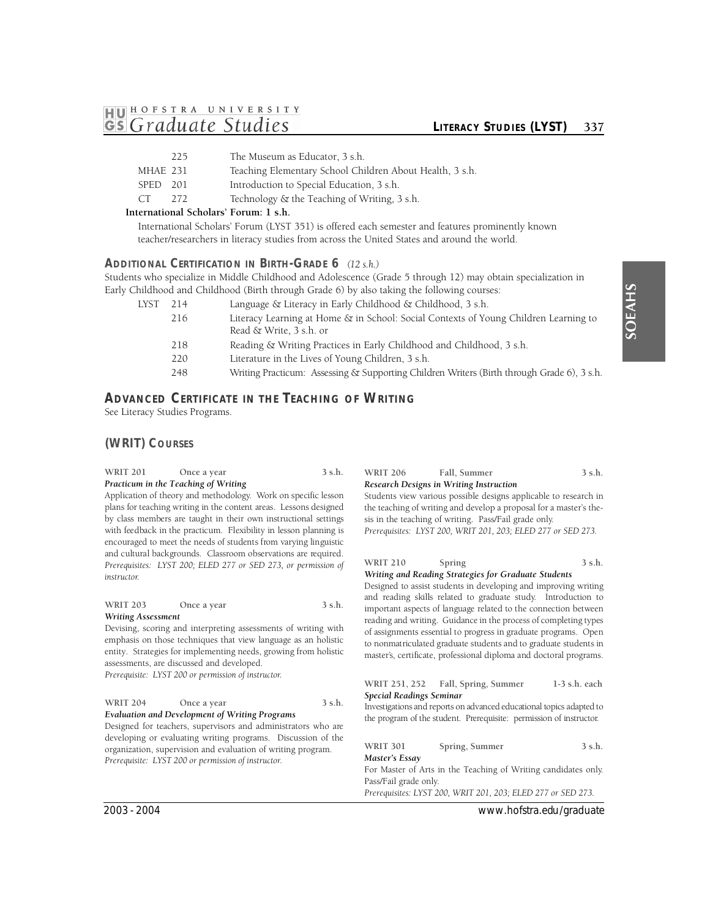| | | |
|---|---|---|
| | 225 | The Museum as Educator, 3 s.h. |
| MHAE | 231 | Teaching Elementary School Children About Health, 3 s.h. |
| SPED | 201 | Introduction to Special Education, 3 s.h. |
| CT | 272 | Technology & the Teaching of Writing, 3 s.h. |

**International Scholars' Forum: 1 s.h.**

International Scholars' Forum (LYST 351) is offered each semester and features prominently known teacher/researchers in literacy studies from across the United States and around the world.

### ADDITIONAL CERTIFICATION IN BIRTH-GRADE 6 *(12 s.h.)*

Students who specialize in Middle Childhood and Adolescence (Grade 5 through 12) may obtain specialization in Early Childhood and Childhood (Birth through Grade 6) by also taking the following courses:

| | | |
|---|---|---|
| LYST | 214 | Language & Literacy in Early Childhood & Childhood, 3 s.h. |
| | 216 | Literacy Learning at Home & in School: Social Contexts of Young Children Learning to Read & Write, 3 s.h. or |
| | 218 | Reading & Writing Practices in Early Childhood and Childhood, 3 s.h. |
| | 220 | Literature in the Lives of Young Children, 3 s.h. |
| | 248 | Writing Practicum: Assessing & Supporting Children Writers (Birth through Grade 6), 3 s.h. |

## ADVANCED CERTIFICATE IN THE TEACHING OF WRITING

See Literacy Studies Programs.

## (WRIT) COURSES

**WRIT 201 Once a year 3 s.h.**
***Practicum in the Teaching of Writing***
Application of theory and methodology. Work on specific lesson plans for teaching writing in the content areas. Lessons designed by class members are taught in their own instructional settings with feedback in the practicum. Flexibility in lesson planning is encouraged to meet the needs of students from varying linguistic and cultural backgrounds. Classroom observations are required. *Prerequisites: LYST 200; ELED 277 or SED 273, or permission of instructor.*

**WRIT 203 Once a year 3 s.h.**
***Writing Assessment***
Devising, scoring and interpreting assessments of writing with emphasis on those techniques that view language as an holistic entity. Strategies for implementing needs, growing from holistic assessments, are discussed and developed.
*Prerequisite: LYST 200 or permission of instructor.*

**WRIT 204 Once a year 3 s.h.**
***Evaluation and Development of Writing Programs***
Designed for teachers, supervisors and administrators who are developing or evaluating writing programs. Discussion of the organization, supervision and evaluation of writing program.
*Prerequisite: LYST 200 or permission of instructor.*

**WRIT 206 Fall, Summer 3 s.h.**
***Research Designs in Writing Instruction***
Students view various possible designs applicable to research in the teaching of writing and develop a proposal for a master's thesis in the teaching of writing. Pass/Fail grade only.
*Prerequisites: LYST 200, WRIT 201, 203; ELED 277 or SED 273.*

**WRIT 210 Spring 3 s.h.**
***Writing and Reading Strategies for Graduate Students***
Designed to assist students in developing and improving writing and reading skills related to graduate study. Introduction to important aspects of language related to the connection between reading and writing. Guidance in the process of completing types of assignments essential to progress in graduate programs. Open to nonmatriculated graduate students and to graduate students in master's, certificate, professional diploma and doctoral programs.

**WRIT 251, 252 Fall, Spring, Summer 1-3 s.h. each**
***Special Readings Seminar***
Investigations and reports on advanced educational topics adapted to the program of the student. Prerequisite: permission of instructor.

**WRIT 301 Spring, Summer 3 s.h.**
***Master's Essay***
For Master of Arts in the Teaching of Writing candidates only. Pass/Fail grade only.
*Prerequisites: LYST 200, WRIT 201, 203; ELED 277 or SED 273.*